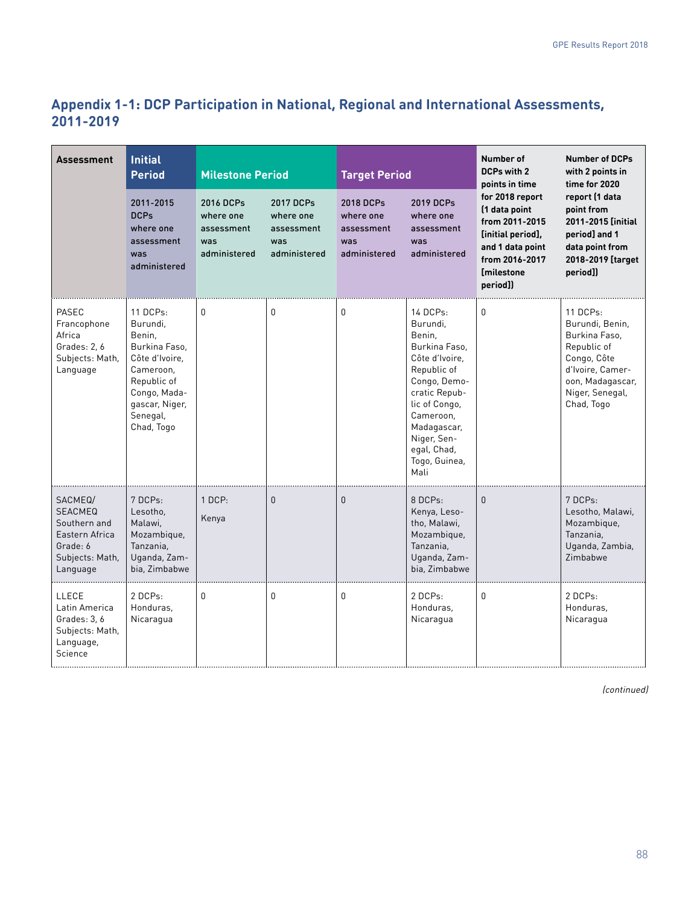## Appendix 1-1: DCP Participation in National, Regional and International Assessments, 2011-2019

| Assessment | Initial Period | Milestone Period | | Target Period | | Number of DCPs with 2 points in time for 2018 report (1 data point from 2011-2015 [initial period], and 1 data point from 2016-2017 [milestone period]) | Number of DCPs with 2 points in time for 2020 report (1 data point from 2011-2015 [initial period] and 1 data point from 2018-2019 [target period]) |
|---|---|---|---|---|---|---|---|
| | 2011-2015 DCPs where one assessment was administered | 2016 DCPs where one assessment was administered | 2017 DCPs where one assessment was administered | 2018 DCPs where one assessment was administered | 2019 DCPs where one assessment was administered | | |
| PASEC Francophone Africa Grades: 2, 6 Subjects: Math, Language | 11 DCPs: Burundi, Benin, Burkina Faso, Côte d'Ivoire, Cameroon, Republic of Congo, Madagascar, Niger, Senegal, Chad, Togo | 0 | 0 | 0 | 14 DCPs: Burundi, Benin, Burkina Faso, Côte d'Ivoire, Republic of Congo, Democratic Republic of Congo, Cameroon, Madagascar, Niger, Senegal, Chad, Togo, Guinea, Mali | 0 | 11 DCPs: Burundi, Benin, Burkina Faso, Republic of Congo, Côte d'Ivoire, Cameroon, Madagascar, Niger, Senegal, Chad, Togo |
| SACMEQ/ SEACMEQ Southern and Eastern Africa Grade: 6 Subjects: Math, Language | 7 DCPs: Lesotho, Malawi, Mozambique, Tanzania, Uganda, Zambia, Zimbabwe | 1 DCP: Kenya | 0 | 0 | 8 DCPs: Kenya, Lesotho, Malawi, Mozambique, Tanzania, Uganda, Zambia, Zimbabwe | 0 | 7 DCPs: Lesotho, Malawi, Mozambique, Tanzania, Uganda, Zambia, Zimbabwe |
| LLECE Latin America Grades: 3, 6 Subjects: Math, Language, Science | 2 DCPs: Honduras, Nicaragua | 0 | 0 | 0 | 2 DCPs: Honduras, Nicaragua | 0 | 2 DCPs: Honduras, Nicaragua |

*(continued)*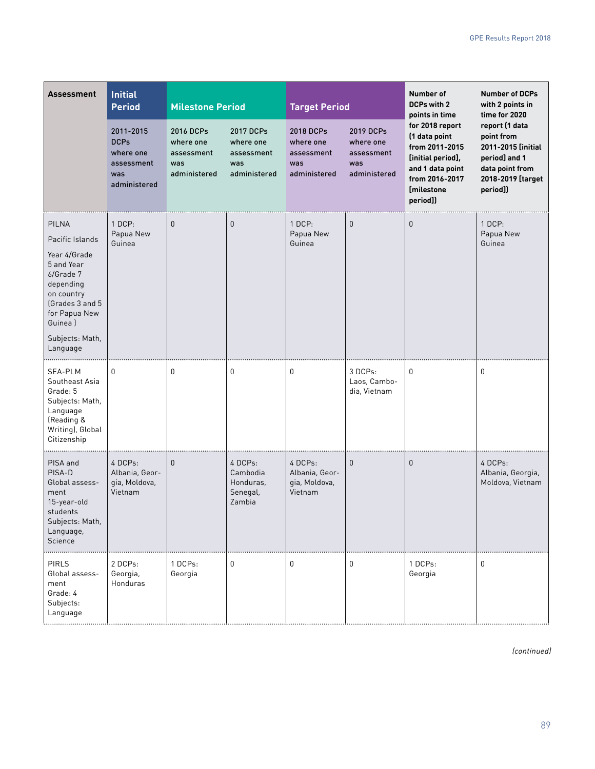| Assessment | Initial Period | Milestone Period | | Target Period | | Number of DCPs with 2 points in time for 2018 report (1 data point from 2011-2015 [initial period], and 1 data point from 2016-2017 [milestone period]) | Number of DCPs with 2 points in time for 2020 report (1 data point from 2011-2015 [initial period] and 1 data point from 2018-2019 [target period]) |
|---|---|---|---|---|---|---|---|
| | 2011-2015 DCPs where one assessment was administered | 2016 DCPs where one assessment was administered | 2017 DCPs where one assessment was administered | 2018 DCPs where one assessment was administered | 2019 DCPs where one assessment was administered | | |
| PILNA<br>Pacific Islands<br>Year 4/Grade 5 and Year 6/Grade 7 depending on country (Grades 3 and 5 for Papua New Guinea )<br>Subjects: Math, Language | 1 DCP: Papua New Guinea | 0 | 0 | 1 DCP: Papua New Guinea | 0 | 0 | 1 DCP: Papua New Guinea |
| SEA-PLM Southeast Asia Grade: 5 Subjects: Math, Language (Reading & Writing), Global Citizenship | 0 | 0 | 0 | 0 | 3 DCPs: Laos, Cambodia, Vietnam | 0 | 0 |
| PISA and PISA-D Global assessment 15-year-old students Subjects: Math, Language, Science | 4 DCPs: Albania, Georgia, Moldova, Vietnam | 0 | 4 DCPs: Cambodia Honduras, Senegal, Zambia | 4 DCPs: Albania, Georgia, Moldova, Vietnam | 0 | 0 | 4 DCPs: Albania, Georgia, Moldova, Vietnam |
| PIRLS Global assessment Grade: 4 Subjects: Language | 2 DCPs: Georgia, Honduras | 1 DCPs: Georgia | 0 | 0 | 0 | 1 DCPs: Georgia | 0 |

*(continued)*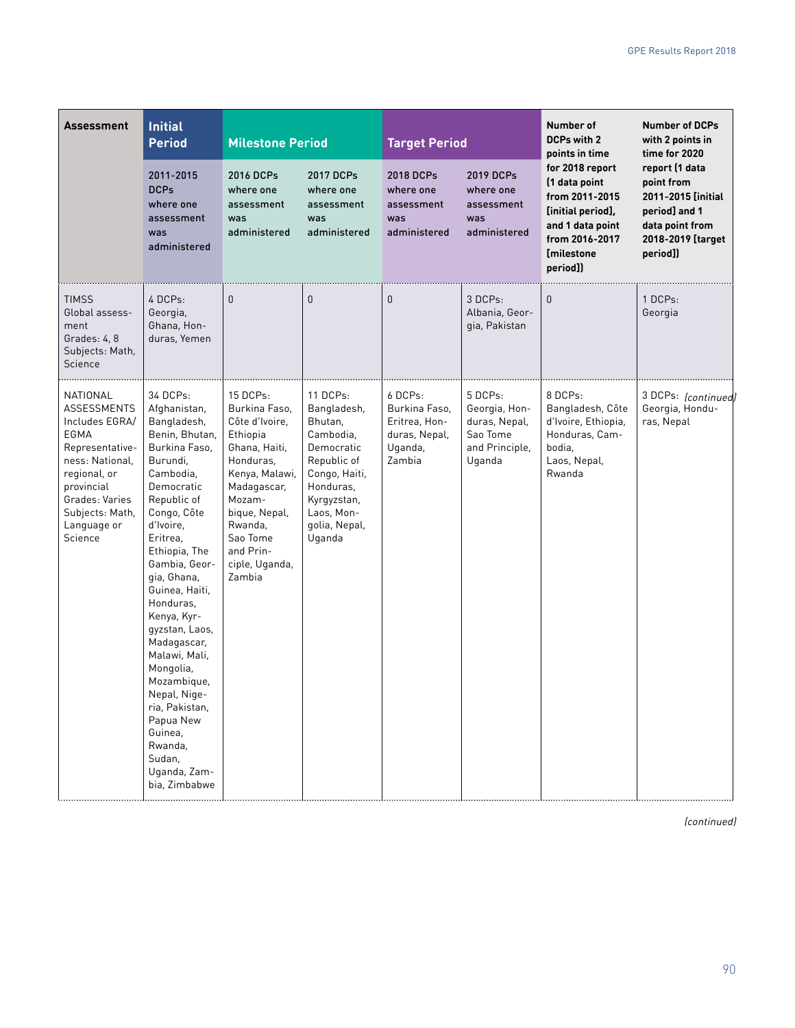| Assessment | Initial Period | Milestone Period | | Target Period | | Number of DCPs with 2 points in time for 2018 report (1 data point from 2011-2015 [initial period], and 1 data point from 2016-2017 [milestone period]) | Number of DCPs with 2 points in time for 2020 report (1 data point from 2011-2015 [initial period] and 1 data point from 2018-2019 [target period]) |
|---|---|---|---|---|---|---|---|
| | 2011-2015 DCPs where one assessment was administered | 2016 DCPs where one assessment was administered | 2017 DCPs where one assessment was administered | 2018 DCPs where one assessment was administered | 2019 DCPs where one assessment was administered | | |
| TIMSS Global assessment Grades: 4, 8 Subjects: Math, Science | 4 DCPs: Georgia, Ghana, Honduras, Yemen | 0 | 0 | 0 | 3 DCPs: Albania, Georgia, Pakistan | 0 | 1 DCPs: Georgia |
| NATIONAL ASSESSMENTS Includes EGRA/EGMA Representativeness: National, regional, or provincial Grades: Varies Subjects: Math, Language or Science | 34 DCPs: Afghanistan, Bangladesh, Benin, Bhutan, Burkina Faso, Burundi, Cambodia, Democratic Republic of Congo, Côte d'Ivoire, Eritrea, Ethiopia, The Gambia, Georgia, Ghana, Guinea, Haiti, Honduras, Kenya, Kyrgyzstan, Laos, Madagascar, Malawi, Mali, Mongolia, Mozambique, Nepal, Nigeria, Pakistan, Papua New Guinea, Rwanda, Sudan, Uganda, Zambia, Zimbabwe | 15 DCPs: Burkina Faso, Côte d'Ivoire, Ethiopia Ghana, Haiti, Honduras, Kenya, Malawi, Madagascar, Mozambique, Nepal, Rwanda, Sao Tome and Principle, Uganda, Zambia | 11 DCPs: Bangladesh, Bhutan, Cambodia, Democratic Republic of Congo, Haiti, Honduras, Kyrgyzstan, Laos, Mongolia, Nepal, Uganda | 6 DCPs: Burkina Faso, Eritrea, Honduras, Nepal, Uganda, Zambia | 5 DCPs: Georgia, Honduras, Nepal, Sao Tome and Principle, Uganda | 8 DCPs: Bangladesh, Côte d'Ivoire, Ethiopia, Honduras, Cambodia, Laos, Nepal, Rwanda | 3 DCPs: Georgia, Honduras, Nepal |

*(continued)*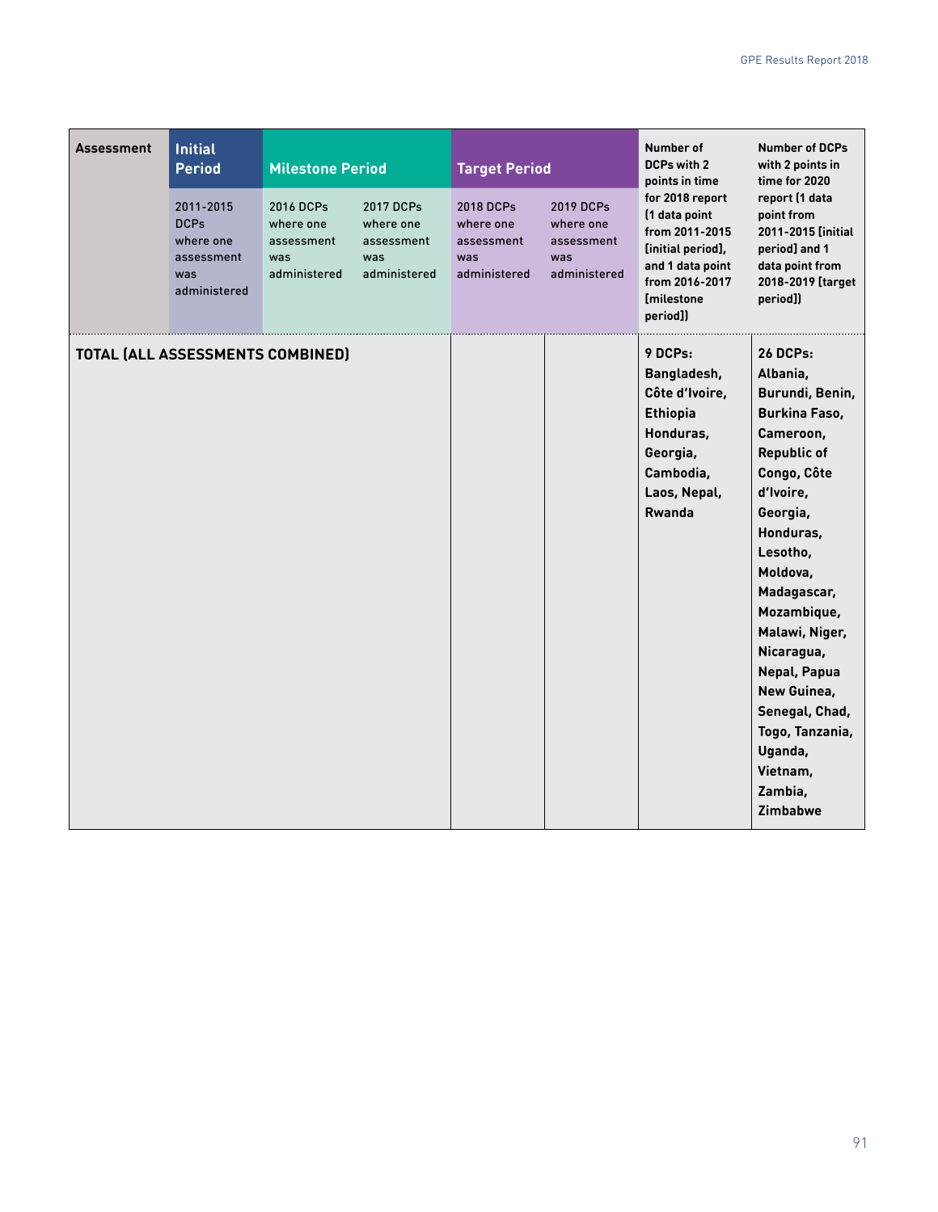| Assessment | Initial Period | Milestone Period | | Target Period | | Number of DCPs with 2 points in time for 2018 report (1 data point from 2011-2015 [initial period], and 1 data point from 2016-2017 [milestone period]) | Number of DCPs with 2 points in time for 2020 report (1 data point from 2011-2015 [initial period] and 1 data point from 2018-2019 [target period]) |
|---|---|---|---|---|---|---|---|
| | 2011-2015 DCPs where one assessment was administered | 2016 DCPs where one assessment was administered | 2017 DCPs where one assessment was administered | 2018 DCPs where one assessment was administered | 2019 DCPs where one assessment was administered | | |
| **TOTAL (ALL ASSESSMENTS COMBINED)** | | | | | | **9 DCPs: Bangladesh, Côte d'Ivoire, Ethiopia Honduras, Georgia, Cambodia, Laos, Nepal, Rwanda** | **26 DCPs: Albania, Burundi, Benin, Burkina Faso, Cameroon, Republic of Congo, Côte d'Ivoire, Georgia, Honduras, Lesotho, Moldova, Madagascar, Mozambique, Malawi, Niger, Nicaragua, Nepal, Papua New Guinea, Senegal, Chad, Togo, Tanzania, Uganda, Vietnam, Zambia, Zimbabwe** |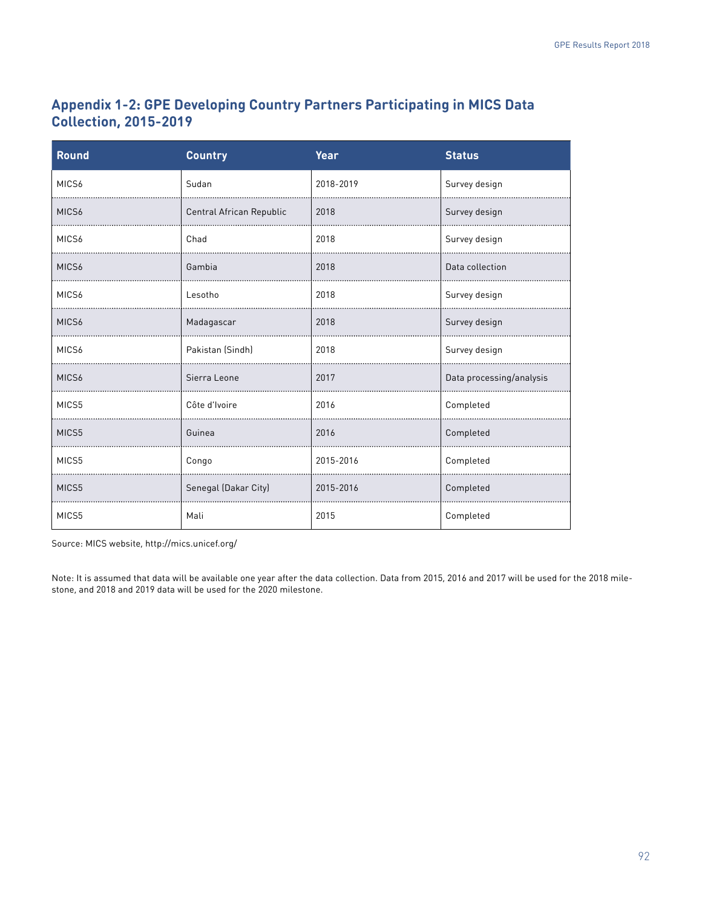## Appendix 1-2: GPE Developing Country Partners Participating in MICS Data Collection, 2015-2019

| Round | Country | Year | Status |
|---|---|---|---|
| MICS6 | Sudan | 2018-2019 | Survey design |
| MICS6 | Central African Republic | 2018 | Survey design |
| MICS6 | Chad | 2018 | Survey design |
| MICS6 | Gambia | 2018 | Data collection |
| MICS6 | Lesotho | 2018 | Survey design |
| MICS6 | Madagascar | 2018 | Survey design |
| MICS6 | Pakistan (Sindh) | 2018 | Survey design |
| MICS6 | Sierra Leone | 2017 | Data processing/analysis |
| MICS5 | Côte d'Ivoire | 2016 | Completed |
| MICS5 | Guinea | 2016 | Completed |
| MICS5 | Congo | 2015-2016 | Completed |
| MICS5 | Senegal (Dakar City) | 2015-2016 | Completed |
| MICS5 | Mali | 2015 | Completed |

Source: MICS website, http://mics.unicef.org/

Note: It is assumed that data will be available one year after the data collection. Data from 2015, 2016 and 2017 will be used for the 2018 milestone, and 2018 and 2019 data will be used for the 2020 milestone.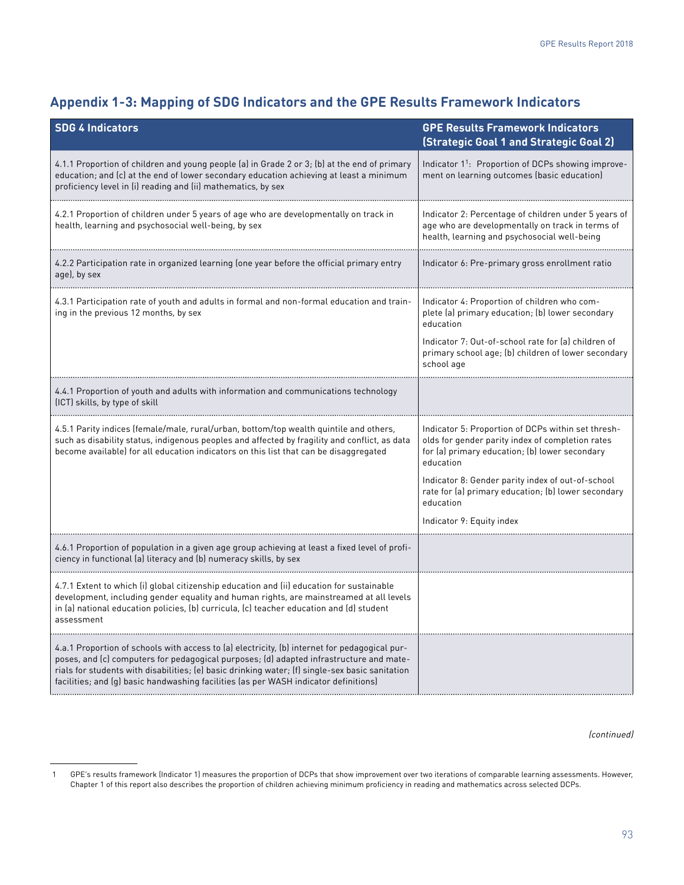## Appendix 1-3: Mapping of SDG Indicators and the GPE Results Framework Indicators

| SDG 4 Indicators | GPE Results Framework Indicators (Strategic Goal 1 and Strategic Goal 2) |
|---|---|
| 4.1.1 Proportion of children and young people (a) in Grade 2 or 3; (b) at the end of primary education; and (c) at the end of lower secondary education achieving at least a minimum proficiency level in (i) reading and (ii) mathematics, by sex | Indicator 1[1]: Proportion of DCPs showing improvement on learning outcomes (basic education) |
| 4.2.1 Proportion of children under 5 years of age who are developmentally on track in health, learning and psychosocial well-being, by sex | Indicator 2: Percentage of children under 5 years of age who are developmentally on track in terms of health, learning and psychosocial well-being |
| 4.2.2 Participation rate in organized learning (one year before the official primary entry age), by sex | Indicator 6: Pre-primary gross enrollment ratio |
| 4.3.1 Participation rate of youth and adults in formal and non-formal education and training in the previous 12 months, by sex | Indicator 4: Proportion of children who complete (a) primary education; (b) lower secondary education<br><br>Indicator 7: Out-of-school rate for (a) children of primary school age; (b) children of lower secondary school age |
| 4.4.1 Proportion of youth and adults with information and communications technology (ICT) skills, by type of skill | |
| 4.5.1 Parity indices (female/male, rural/urban, bottom/top wealth quintile and others, such as disability status, indigenous peoples and affected by fragility and conflict, as data become available) for all education indicators on this list that can be disaggregated | Indicator 5: Proportion of DCPs within set thresholds for gender parity index of completion rates for (a) primary education; (b) lower secondary education<br><br>Indicator 8: Gender parity index of out-of-school rate for (a) primary education; (b) lower secondary education<br><br>Indicator 9: Equity index |
| 4.6.1 Proportion of population in a given age group achieving at least a fixed level of proficiency in functional (a) literacy and (b) numeracy skills, by sex | |
| 4.7.1 Extent to which (i) global citizenship education and (ii) education for sustainable development, including gender equality and human rights, are mainstreamed at all levels in (a) national education policies, (b) curricula, (c) teacher education and (d) student assessment | |
| 4.a.1 Proportion of schools with access to (a) electricity, (b) internet for pedagogical purposes, and (c) computers for pedagogical purposes; (d) adapted infrastructure and materials for students with disabilities; (e) basic drinking water; (f) single-sex basic sanitation facilities; and (g) basic handwashing facilities (as per WASH indicator definitions) | |

*(continued)*

1 GPE's results framework (Indicator 1) measures the proportion of DCPs that show improvement over two iterations of comparable learning assessments. However, Chapter 1 of this report also describes the proportion of children achieving minimum proficiency in reading and mathematics across selected DCPs.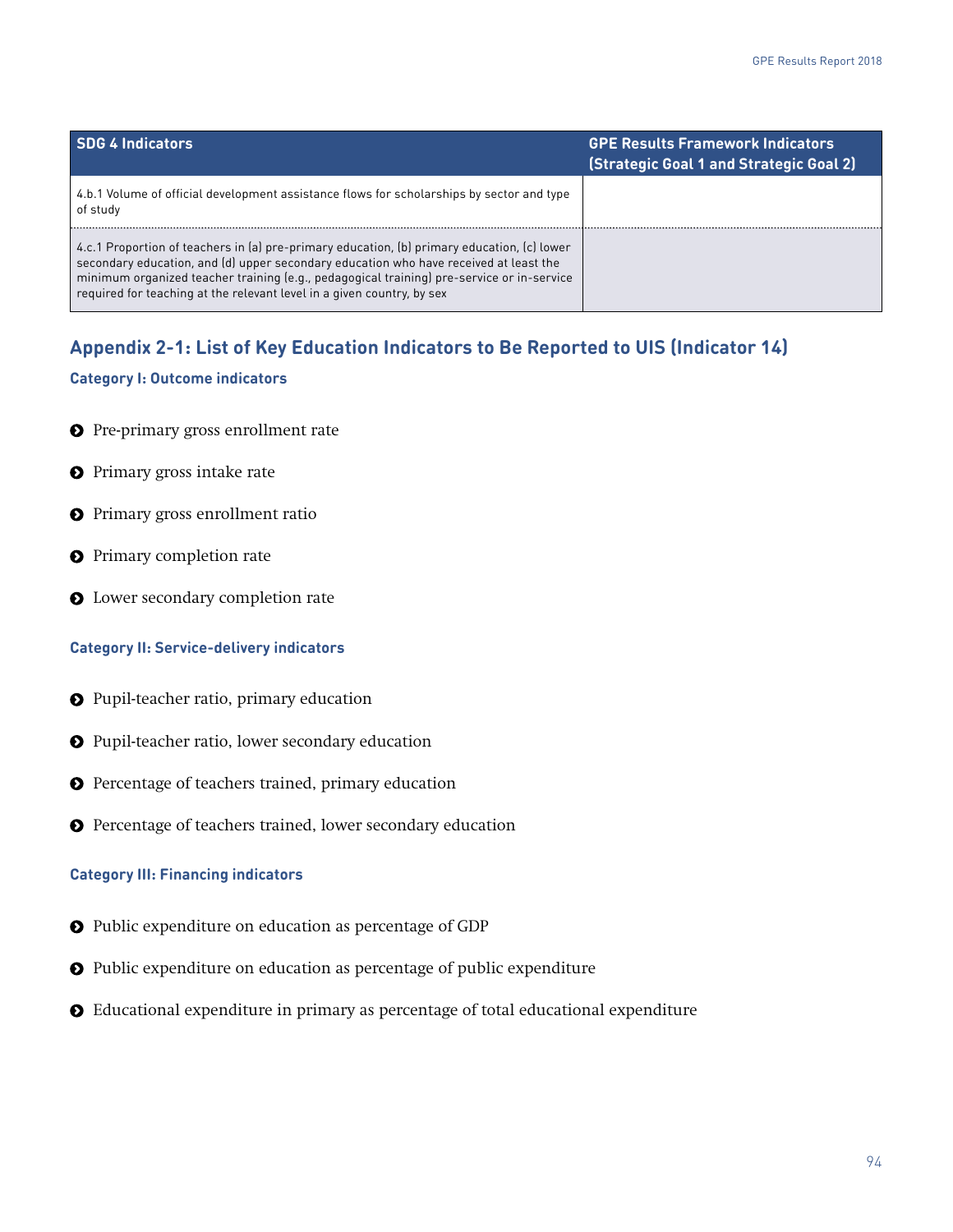| SDG 4 Indicators | GPE Results Framework Indicators (Strategic Goal 1 and Strategic Goal 2) |
| --- | --- |
| 4.b.1 Volume of official development assistance flows for scholarships by sector and type of study | |
| 4.c.1 Proportion of teachers in (a) pre-primary education, (b) primary education, (c) lower secondary education, and (d) upper secondary education who have received at least the minimum organized teacher training (e.g., pedagogical training) pre-service or in-service required for teaching at the relevant level in a given country, by sex | |

## Appendix 2-1: List of Key Education Indicators to Be Reported to UIS (Indicator 14)

### Category I: Outcome indicators

- Pre-primary gross enrollment rate
- Primary gross intake rate
- Primary gross enrollment ratio
- Primary completion rate
- Lower secondary completion rate

### Category II: Service-delivery indicators

- Pupil-teacher ratio, primary education
- Pupil-teacher ratio, lower secondary education
- Percentage of teachers trained, primary education
- Percentage of teachers trained, lower secondary education

### Category III: Financing indicators

- Public expenditure on education as percentage of GDP
- Public expenditure on education as percentage of public expenditure
- Educational expenditure in primary as percentage of total educational expenditure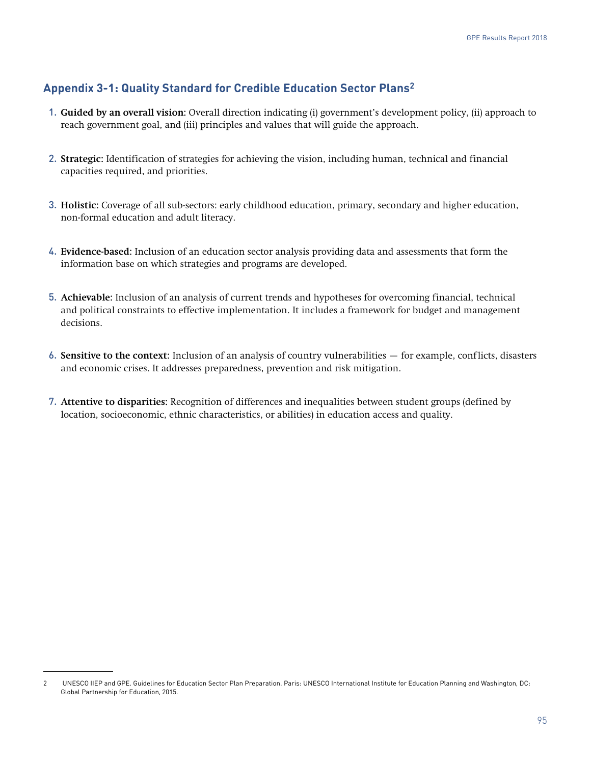## Appendix 3-1: Quality Standard for Credible Education Sector Plans[2]

1. **Guided by an overall vision:** Overall direction indicating (i) government's development policy, (ii) approach to reach government goal, and (iii) principles and values that will guide the approach.

2. **Strategic:** Identification of strategies for achieving the vision, including human, technical and financial capacities required, and priorities.

3. **Holistic:** Coverage of all sub-sectors: early childhood education, primary, secondary and higher education, non-formal education and adult literacy.

4. **Evidence-based:** Inclusion of an education sector analysis providing data and assessments that form the information base on which strategies and programs are developed.

5. **Achievable:** Inclusion of an analysis of current trends and hypotheses for overcoming financial, technical and political constraints to effective implementation. It includes a framework for budget and management decisions.

6. **Sensitive to the context:** Inclusion of an analysis of country vulnerabilities — for example, conflicts, disasters and economic crises. It addresses preparedness, prevention and risk mitigation.

7. **Attentive to disparities:** Recognition of differences and inequalities between student groups (defined by location, socioeconomic, ethnic characteristics, or abilities) in education access and quality.

---

2 UNESCO IIEP and GPE. Guidelines for Education Sector Plan Preparation. Paris: UNESCO International Institute for Education Planning and Washington, DC: Global Partnership for Education, 2015.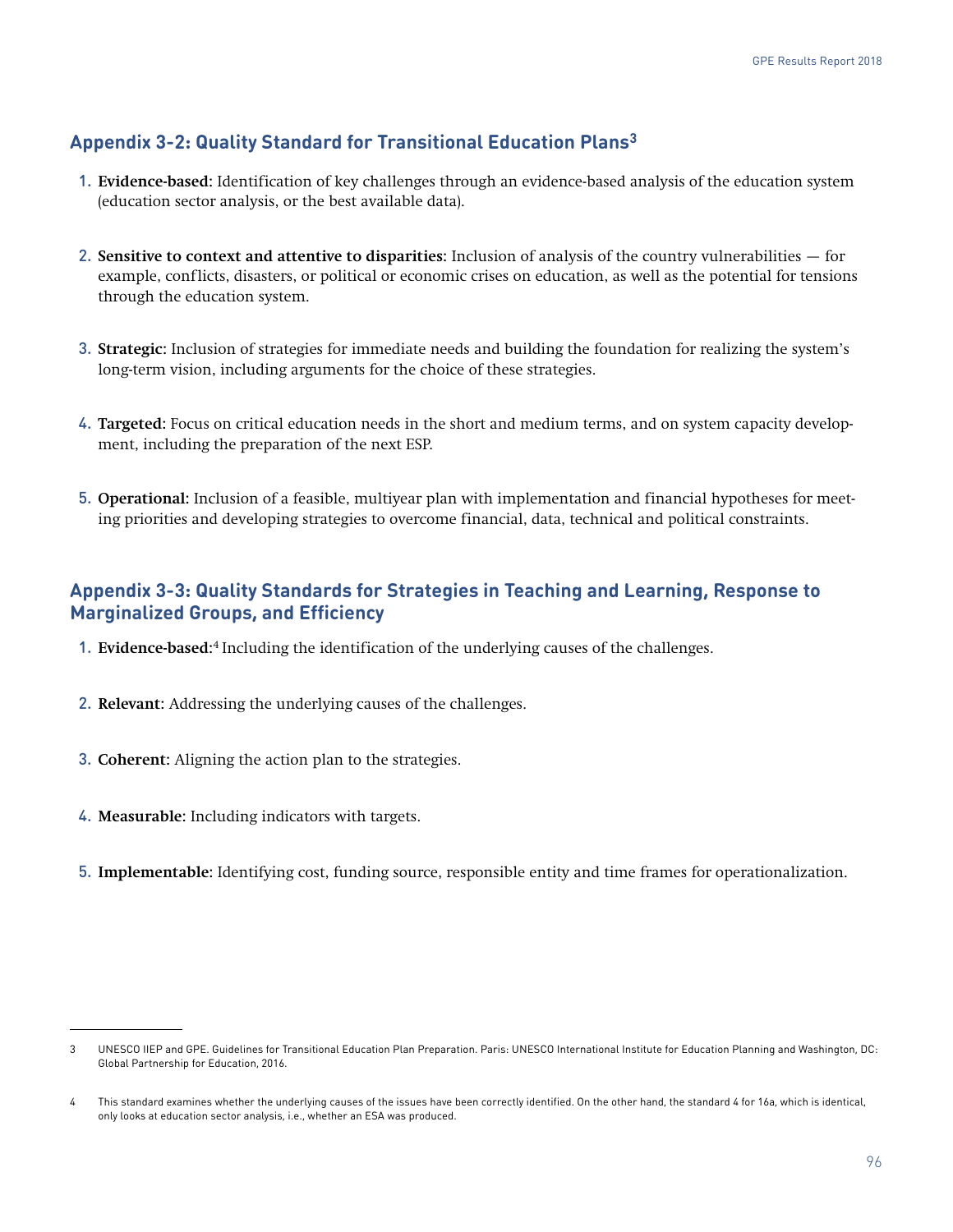## Appendix 3-2: Quality Standard for Transitional Education Plans[3]

1. **Evidence-based:** Identification of key challenges through an evidence-based analysis of the education system (education sector analysis, or the best available data).

2. **Sensitive to context and attentive to disparities:** Inclusion of analysis of the country vulnerabilities — for example, conflicts, disasters, or political or economic crises on education, as well as the potential for tensions through the education system.

3. **Strategic:** Inclusion of strategies for immediate needs and building the foundation for realizing the system's long-term vision, including arguments for the choice of these strategies.

4. **Targeted:** Focus on critical education needs in the short and medium terms, and on system capacity development, including the preparation of the next ESP.

5. **Operational:** Inclusion of a feasible, multiyear plan with implementation and financial hypotheses for meeting priorities and developing strategies to overcome financial, data, technical and political constraints.

## Appendix 3-3: Quality Standards for Strategies in Teaching and Learning, Response to Marginalized Groups, and Efficiency

1. **Evidence-based:**[4] Including the identification of the underlying causes of the challenges.

2. **Relevant:** Addressing the underlying causes of the challenges.

3. **Coherent:** Aligning the action plan to the strategies.

4. **Measurable:** Including indicators with targets.

5. **Implementable:** Identifying cost, funding source, responsible entity and time frames for operationalization.

---

3 UNESCO IIEP and GPE. Guidelines for Transitional Education Plan Preparation. Paris: UNESCO International Institute for Education Planning and Washington, DC: Global Partnership for Education, 2016.

4 This standard examines whether the underlying causes of the issues have been correctly identified. On the other hand, the standard 4 for 16a, which is identical, only looks at education sector analysis, i.e., whether an ESA was produced.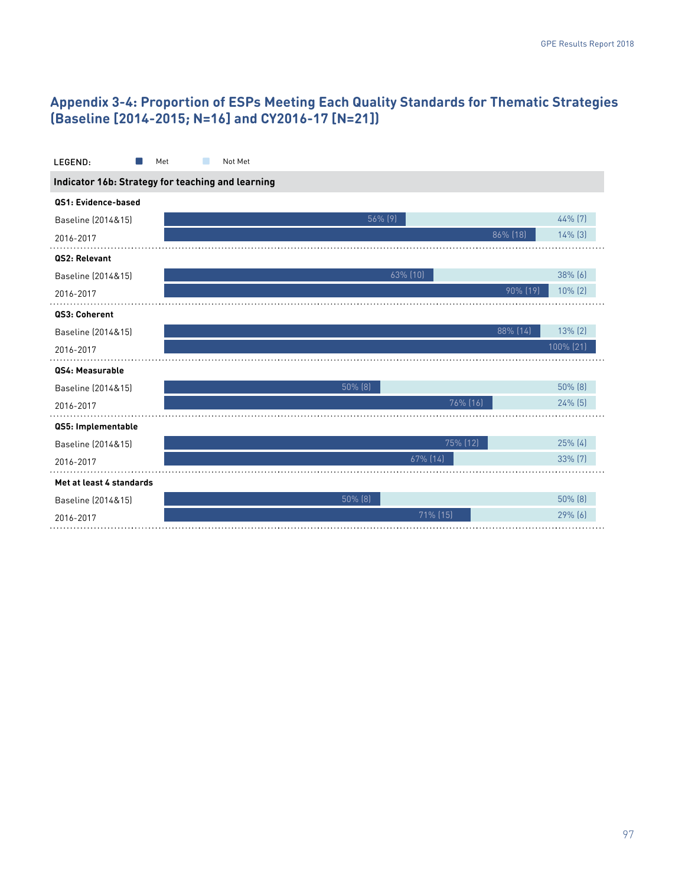## Appendix 3-4: Proportion of ESPs Meeting Each Quality Standards for Thematic Strategies (Baseline [2014-2015; N=16] and CY2016-17 [N=21])

LEGEND: Met | Not Met

**Indicator 16b: Strategy for teaching and learning**

| | Met | Not Met |
|---|---|---|
| **QS1: Evidence-based** | | |
| Baseline (2014&15) | 56% (9) | 44% (7) |
| 2016-2017 | 86% (18) | 14% (3) |
| **QS2: Relevant** | | |
| Baseline (2014&15) | 63% (10) | 38% (6) |
| 2016-2017 | 90% (19) | 10% (2) |
| **QS3: Coherent** | | |
| Baseline (2014&15) | 88% (14) | 13% (2) |
| 2016-2017 | 100% (21) | |
| **QS4: Measurable** | | |
| Baseline (2014&15) | 50% (8) | 50% (8) |
| 2016-2017 | 76% (16) | 24% (5) |
| **QS5: Implementable** | | |
| Baseline (2014&15) | 75% (12) | 25% (4) |
| 2016-2017 | 67% (14) | 33% (7) |
| **Met at least 4 standards** | | |
| Baseline (2014&15) | 50% (8) | 50% (8) |
| 2016-2017 | 71% (15) | 29% (6) |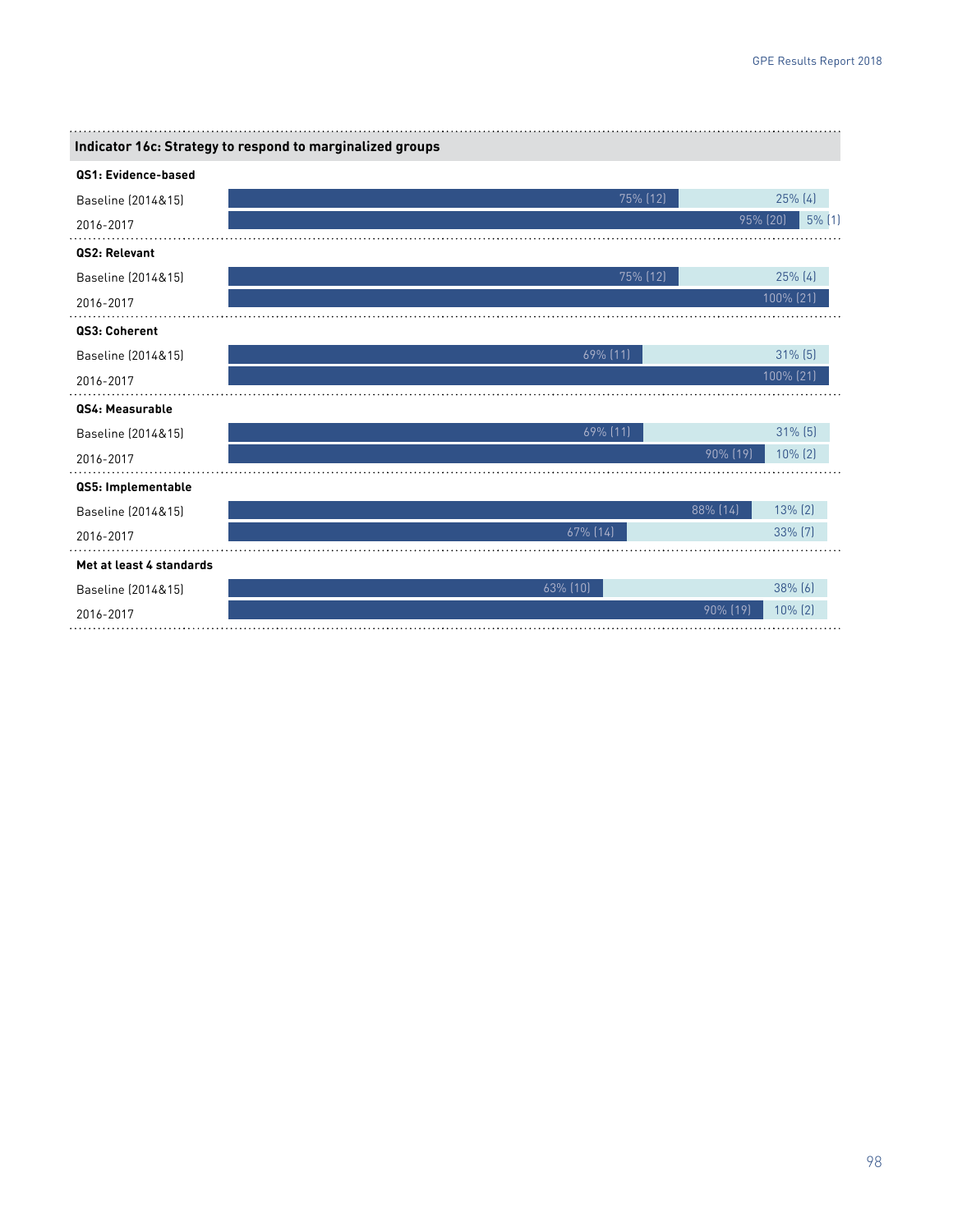**Indicator 16c: Strategy to respond to marginalized groups**

| | Met | Not met |
|---|---|---|
| **QS1: Evidence-based** | | |
| Baseline (2014&15) | 75% (12) | 25% (4) |
| 2016-2017 | 95% (20) | 5% (1) |
| **QS2: Relevant** | | |
| Baseline (2014&15) | 75% (12) | 25% (4) |
| 2016-2017 | 100% (21) | |
| **QS3: Coherent** | | |
| Baseline (2014&15) | 69% (11) | 31% (5) |
| 2016-2017 | 100% (21) | |
| **QS4: Measurable** | | |
| Baseline (2014&15) | 69% (11) | 31% (5) |
| 2016-2017 | 90% (19) | 10% (2) |
| **QS5: Implementable** | | |
| Baseline (2014&15) | 88% (14) | 13% (2) |
| 2016-2017 | 67% (14) | 33% (7) |
| **Met at least 4 standards** | | |
| Baseline (2014&15) | 63% (10) | 38% (6) |
| 2016-2017 | 90% (19) | 10% (2) |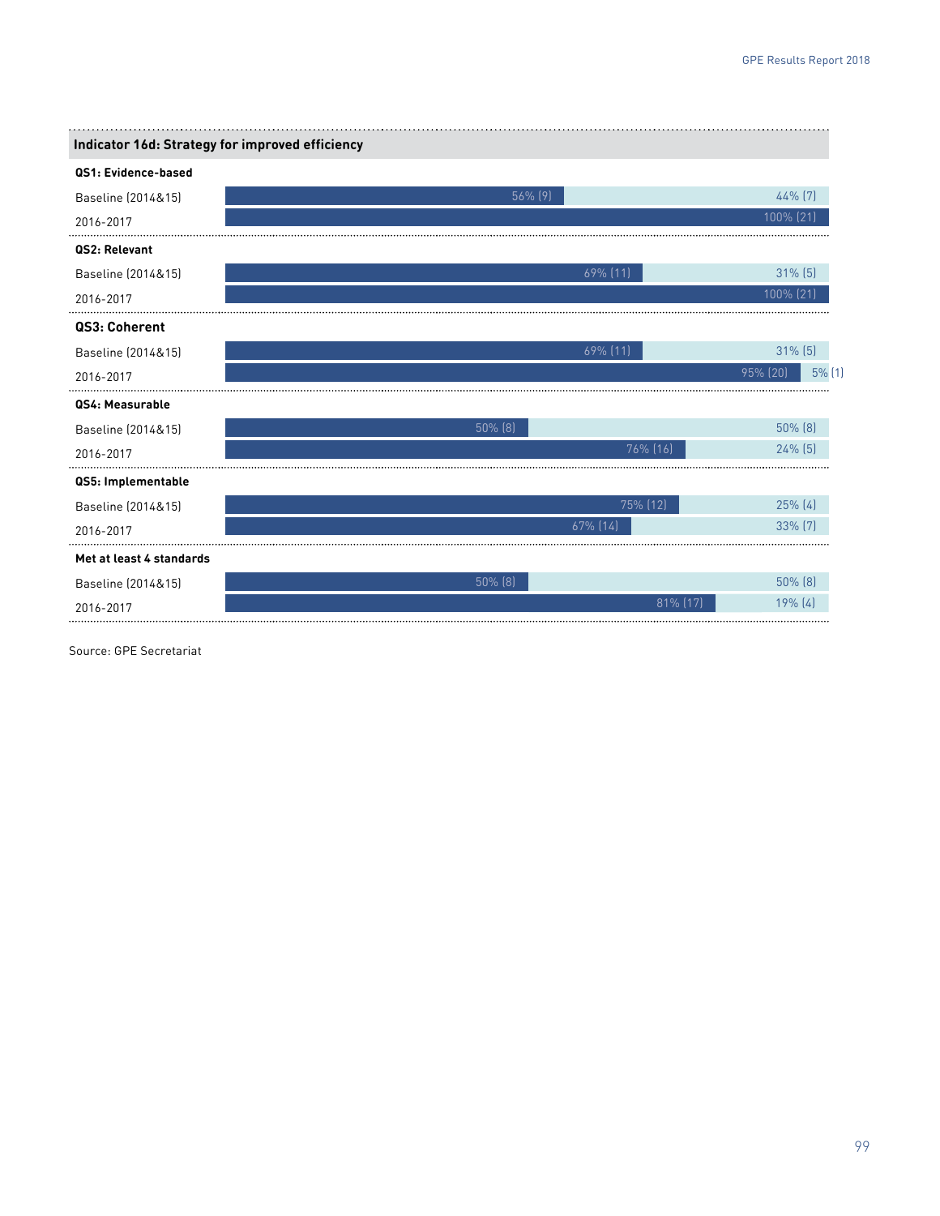**Indicator 16d: Strategy for improved efficiency**

| | Met | Not met |
|---|---|---|
| **QS1: Evidence-based** | | |
| Baseline (2014&15) | 56% (9) | 44% (7) |
| 2016-2017 | 100% (21) | |
| **QS2: Relevant** | | |
| Baseline (2014&15) | 69% (11) | 31% (5) |
| 2016-2017 | 100% (21) | |
| **QS3: Coherent** | | |
| Baseline (2014&15) | 69% (11) | 31% (5) |
| 2016-2017 | 95% (20) | 5% (1) |
| **QS4: Measurable** | | |
| Baseline (2014&15) | 50% (8) | 50% (8) |
| 2016-2017 | 76% (16) | 24% (5) |
| **QS5: Implementable** | | |
| Baseline (2014&15) | 75% (12) | 25% (4) |
| 2016-2017 | 67% (14) | 33% (7) |
| **Met at least 4 standards** | | |
| Baseline (2014&15) | 50% (8) | 50% (8) |
| 2016-2017 | 81% (17) | 19% (4) |

Source: GPE Secretariat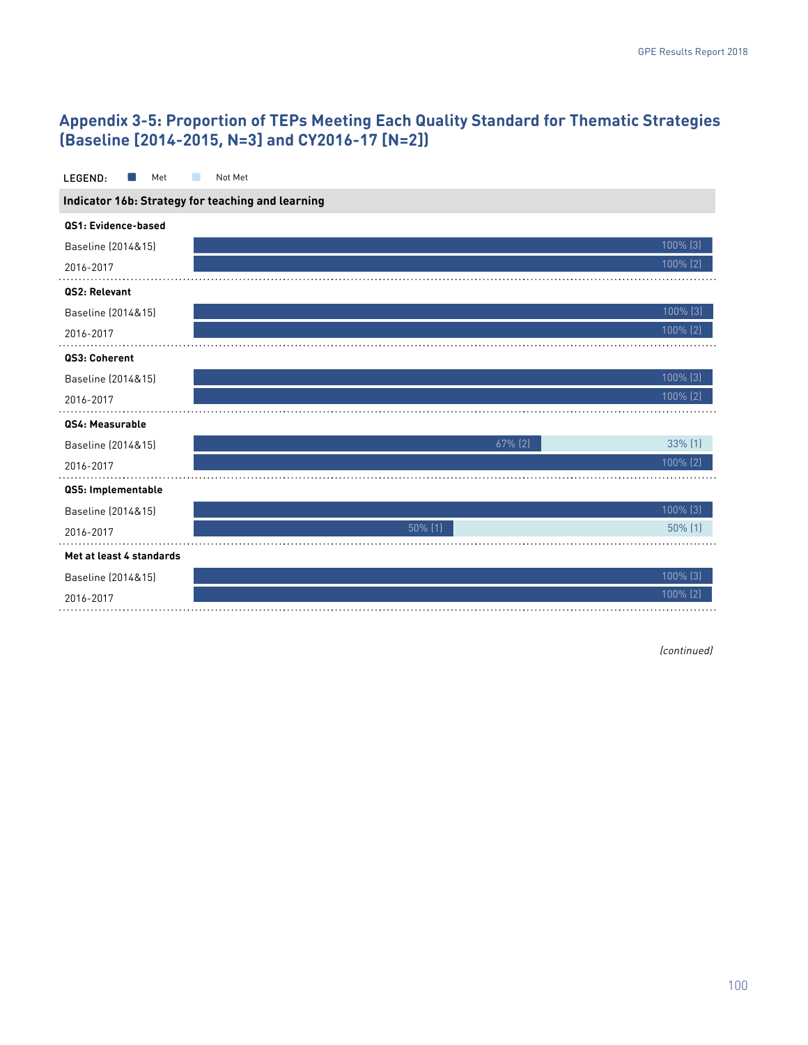## Appendix 3-5: Proportion of TEPs Meeting Each Quality Standard for Thematic Strategies (Baseline [2014-2015, N=3] and CY2016-17 [N=2])

LEGEND: Met | Not Met

**Indicator 16b: Strategy for teaching and learning**

| Quality Standard | Period | Met | Not Met |
|---|---|---|---|
| **QS1: Evidence-based** | Baseline (2014&15) | 100% (3) | |
| | 2016-2017 | 100% (2) | |
| **QS2: Relevant** | Baseline (2014&15) | 100% (3) | |
| | 2016-2017 | 100% (2) | |
| **QS3: Coherent** | Baseline (2014&15) | 100% (3) | |
| | 2016-2017 | 100% (2) | |
| **QS4: Measurable** | Baseline (2014&15) | 67% (2) | 33% (1) |
| | 2016-2017 | 100% (2) | |
| **QS5: Implementable** | Baseline (2014&15) | 100% (3) | |
| | 2016-2017 | 50% (1) | 50% (1) |
| **Met at least 4 standards** | Baseline (2014&15) | 100% (3) | |
| | 2016-2017 | 100% (2) | |

*(continued)*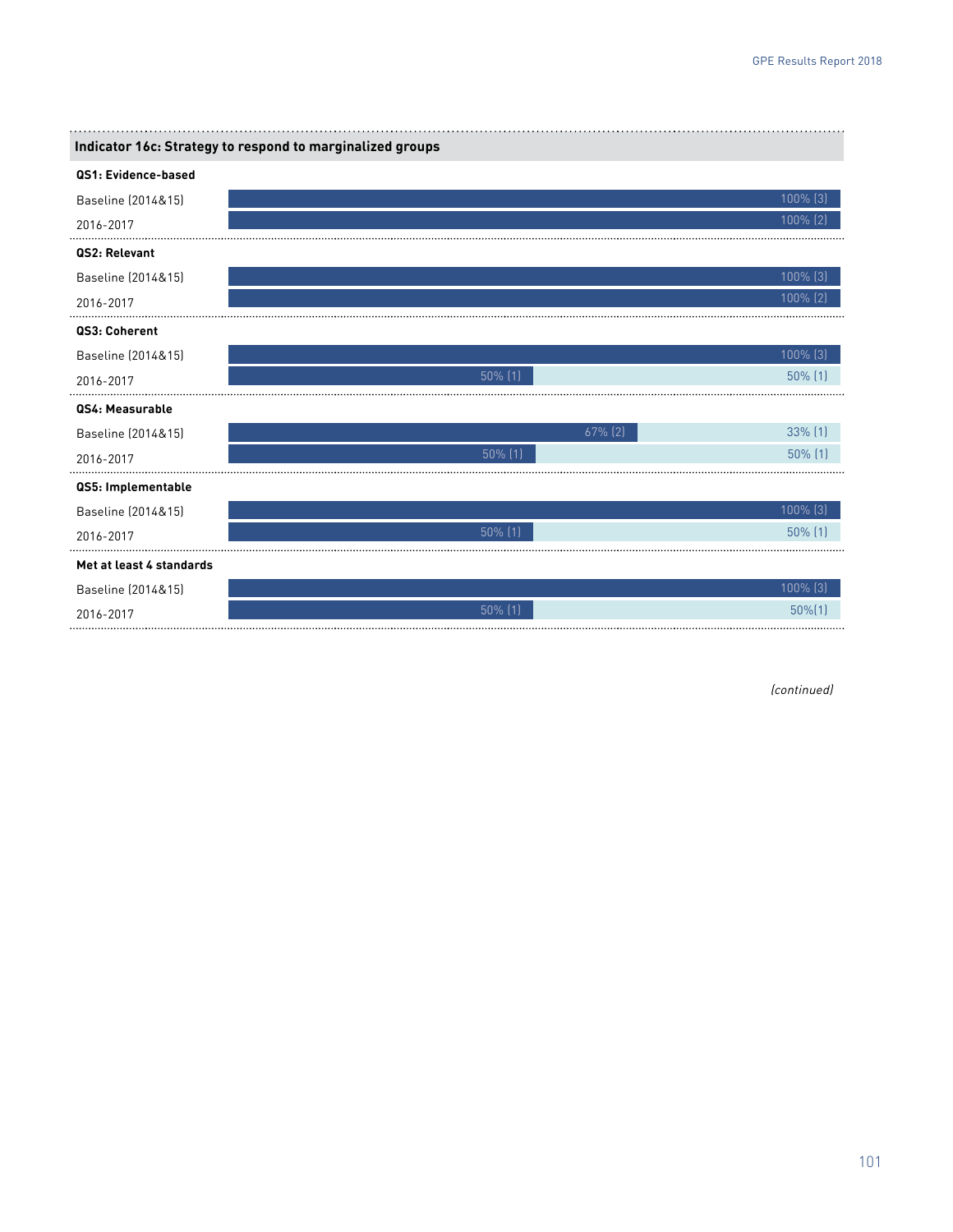**Indicator 16c: Strategy to respond to marginalized groups**

| | Met | Not met |
|---|---|---|
| **QS1: Evidence-based** | | |
| Baseline (2014&15) | 100% (3) | |
| 2016-2017 | 100% (2) | |
| **QS2: Relevant** | | |
| Baseline (2014&15) | 100% (3) | |
| 2016-2017 | 100% (2) | |
| **QS3: Coherent** | | |
| Baseline (2014&15) | 100% (3) | |
| 2016-2017 | 50% (1) | 50% (1) |
| **QS4: Measurable** | | |
| Baseline (2014&15) | 67% (2) | 33% (1) |
| 2016-2017 | 50% (1) | 50% (1) |
| **QS5: Implementable** | | |
| Baseline (2014&15) | 100% (3) | |
| 2016-2017 | 50% (1) | 50% (1) |
| **Met at least 4 standards** | | |
| Baseline (2014&15) | 100% (3) | |
| 2016-2017 | 50% (1) | 50%(1) |

*(continued)*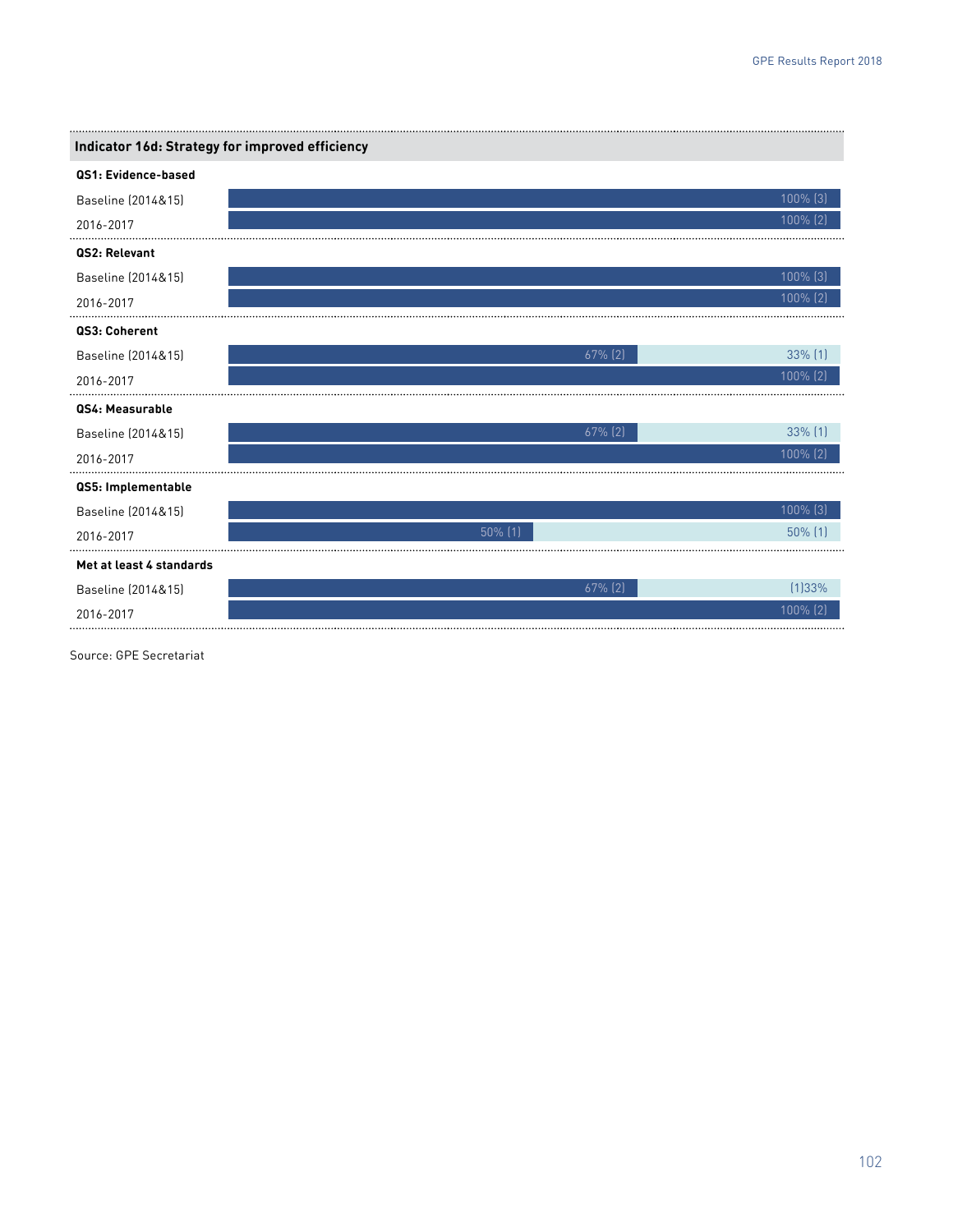**Indicator 16d: Strategy for improved efficiency**

| | | |
|---|---|---|
| **QS1: Evidence-based** | | |
| Baseline (2014&15) | 100% (3) | |
| 2016-2017 | 100% (2) | |
| **QS2: Relevant** | | |
| Baseline (2014&15) | 100% (3) | |
| 2016-2017 | 100% (2) | |
| **QS3: Coherent** | | |
| Baseline (2014&15) | 67% (2) | 33% (1) |
| 2016-2017 | 100% (2) | |
| **QS4: Measurable** | | |
| Baseline (2014&15) | 67% (2) | 33% (1) |
| 2016-2017 | 100% (2) | |
| **QS5: Implementable** | | |
| Baseline (2014&15) | 100% (3) | |
| 2016-2017 | 50% (1) | 50% (1) |
| **Met at least 4 standards** | | |
| Baseline (2014&15) | 67% (2) | (1)33% |
| 2016-2017 | 100% (2) | |

Source: GPE Secretariat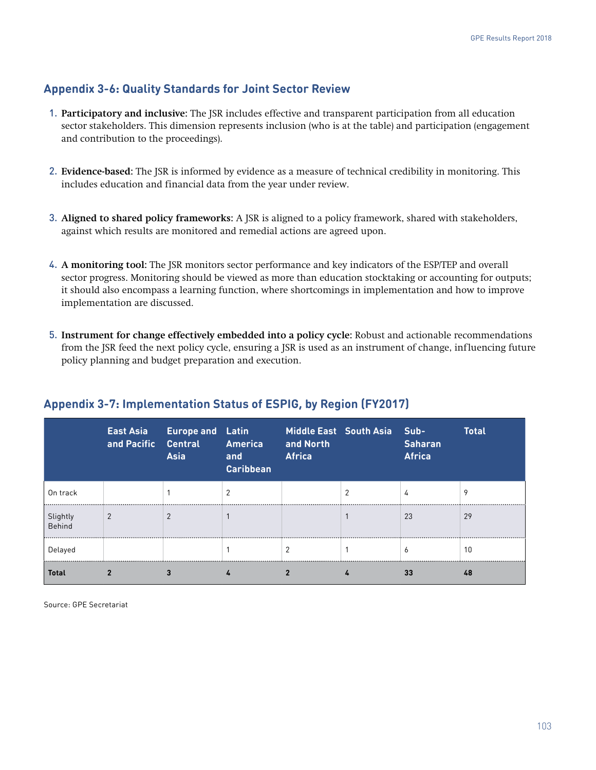## Appendix 3-6: Quality Standards for Joint Sector Review

1. **Participatory and inclusive:** The JSR includes effective and transparent participation from all education sector stakeholders. This dimension represents inclusion (who is at the table) and participation (engagement and contribution to the proceedings).

2. **Evidence-based:** The JSR is informed by evidence as a measure of technical credibility in monitoring. This includes education and financial data from the year under review.

3. **Aligned to shared policy frameworks:** A JSR is aligned to a policy framework, shared with stakeholders, against which results are monitored and remedial actions are agreed upon.

4. **A monitoring tool:** The JSR monitors sector performance and key indicators of the ESP/TEP and overall sector progress. Monitoring should be viewed as more than education stocktaking or accounting for outputs; it should also encompass a learning function, where shortcomings in implementation and how to improve implementation are discussed.

5. **Instrument for change effectively embedded into a policy cycle:** Robust and actionable recommendations from the JSR feed the next policy cycle, ensuring a JSR is used as an instrument of change, influencing future policy planning and budget preparation and execution.

## Appendix 3-7: Implementation Status of ESPIG, by Region (FY2017)

| | East Asia and Pacific | Europe and Central Asia | Latin America and Caribbean | Middle East and North Africa | South Asia | Sub-Saharan Africa | Total |
|---|---|---|---|---|---|---|---|
| On track | | 1 | 2 | | 2 | 4 | 9 |
| Slightly Behind | 2 | 2 | 1 | | 1 | 23 | 29 |
| Delayed | | | 1 | 2 | 1 | 6 | 10 |
| **Total** | **2** | **3** | **4** | **2** | **4** | **33** | **48** |

Source: GPE Secretariat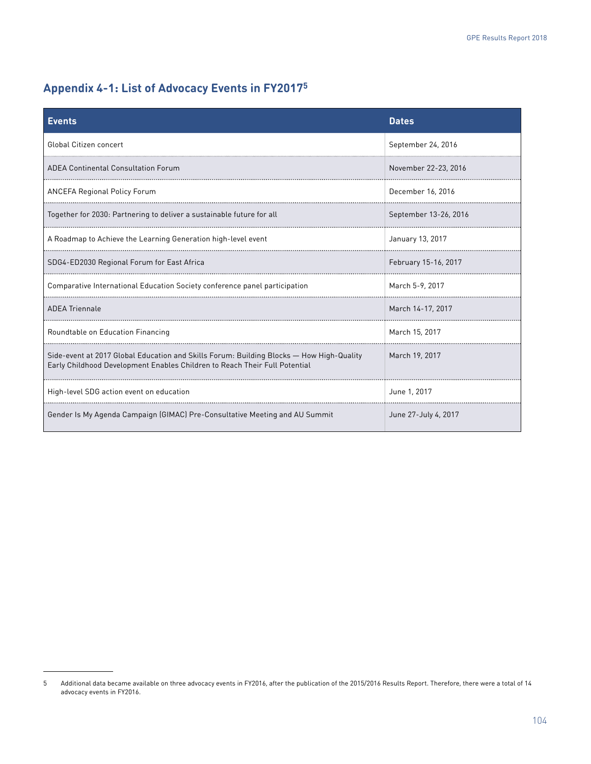## Appendix 4-1: List of Advocacy Events in FY2017[5]

| Events | Dates |
|---|---|
| Global Citizen concert | September 24, 2016 |
| ADEA Continental Consultation Forum | November 22-23, 2016 |
| ANCEFA Regional Policy Forum | December 16, 2016 |
| Together for 2030: Partnering to deliver a sustainable future for all | September 13-26, 2016 |
| A Roadmap to Achieve the Learning Generation high-level event | January 13, 2017 |
| SDG4-ED2030 Regional Forum for East Africa | February 15-16, 2017 |
| Comparative International Education Society conference panel participation | March 5-9, 2017 |
| ADEA Triennale | March 14-17, 2017 |
| Roundtable on Education Financing | March 15, 2017 |
| Side-event at 2017 Global Education and Skills Forum: Building Blocks — How High-Quality Early Childhood Development Enables Children to Reach Their Full Potential | March 19, 2017 |
| High-level SDG action event on education | June 1, 2017 |
| Gender Is My Agenda Campaign (GIMAC) Pre-Consultative Meeting and AU Summit | June 27-July 4, 2017 |

5 Additional data became available on three advocacy events in FY2016, after the publication of the 2015/2016 Results Report. Therefore, there were a total of 14 advocacy events in FY2016.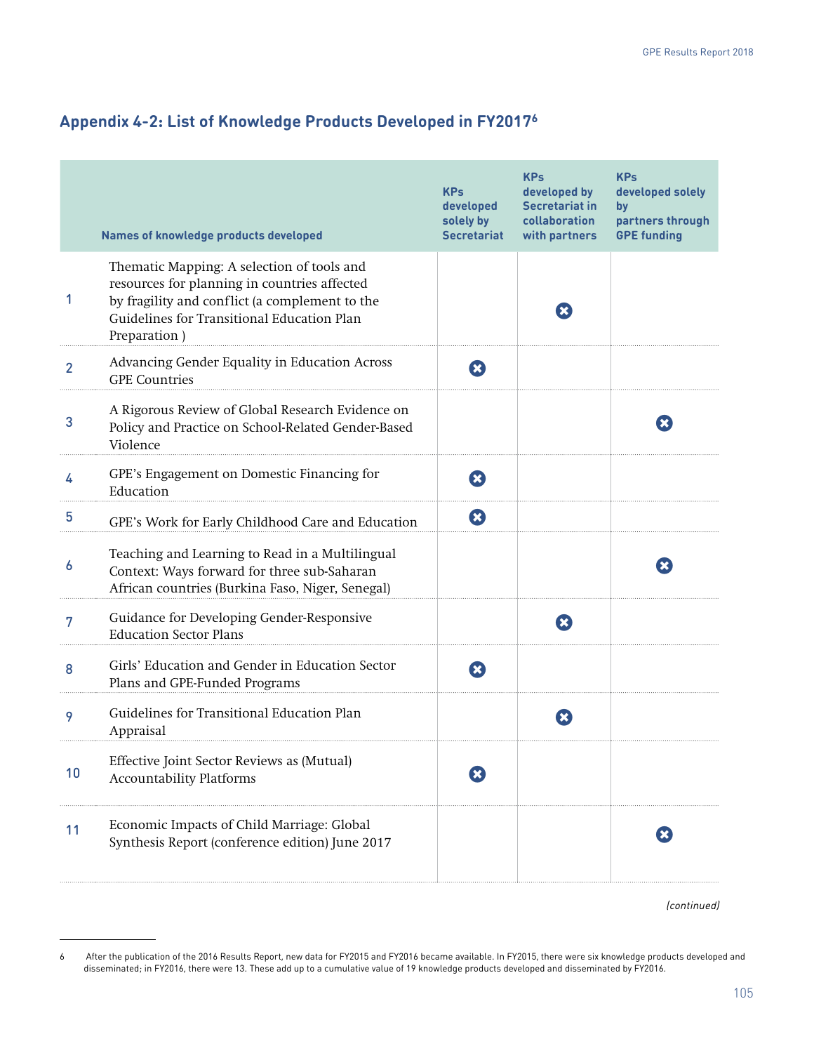## Appendix 4-2: List of Knowledge Products Developed in FY2017[6]

| | Names of knowledge products developed | KPs developed solely by Secretariat | KPs developed by Secretariat in collaboration with partners | KPs developed solely by partners through GPE funding |
|---|---|---|---|---|
| 1 | Thematic Mapping: A selection of tools and resources for planning in countries affected by fragility and conflict (a complement to the Guidelines for Transitional Education Plan Preparation ) | | ⊗ | |
| 2 | Advancing Gender Equality in Education Across GPE Countries | ⊗ | | |
| 3 | A Rigorous Review of Global Research Evidence on Policy and Practice on School-Related Gender-Based Violence | | | ⊗ |
| 4 | GPE's Engagement on Domestic Financing for Education | ⊗ | | |
| 5 | GPE's Work for Early Childhood Care and Education | ⊗ | | |
| 6 | Teaching and Learning to Read in a Multilingual Context: Ways forward for three sub-Saharan African countries (Burkina Faso, Niger, Senegal) | | | ⊗ |
| 7 | Guidance for Developing Gender-Responsive Education Sector Plans | | ⊗ | |
| 8 | Girls' Education and Gender in Education Sector Plans and GPE-Funded Programs | ⊗ | | |
| 9 | Guidelines for Transitional Education Plan Appraisal | | ⊗ | |
| 10 | Effective Joint Sector Reviews as (Mutual) Accountability Platforms | ⊗ | | |
| 11 | Economic Impacts of Child Marriage: Global Synthesis Report (conference edition) June 2017 | | | ⊗ |

*(continued)*

6 After the publication of the 2016 Results Report, new data for FY2015 and FY2016 became available. In FY2015, there were six knowledge products developed and disseminated; in FY2016, there were 13. These add up to a cumulative value of 19 knowledge products developed and disseminated by FY2016.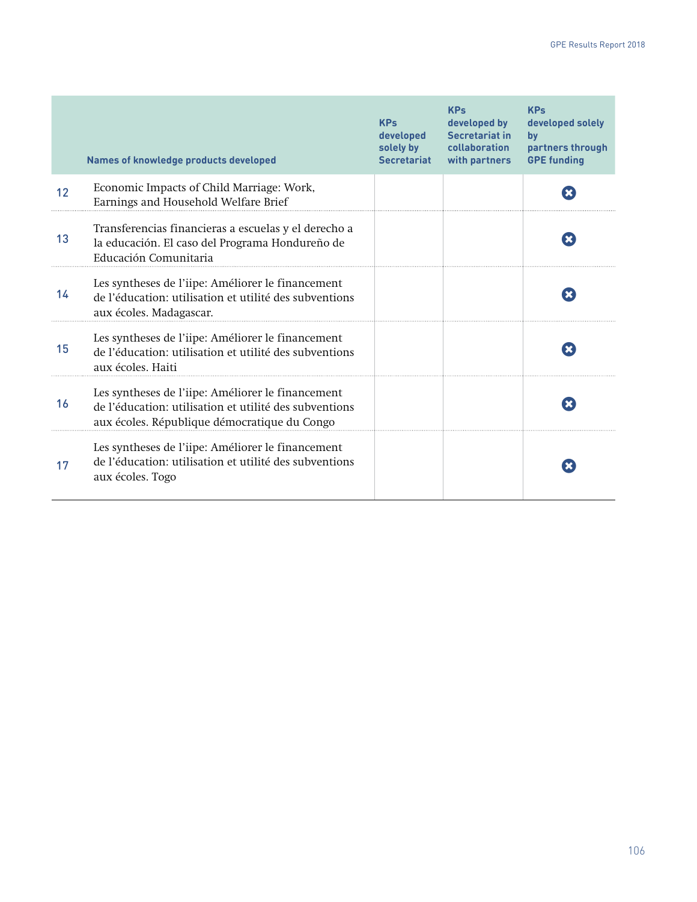| | Names of knowledge products developed | KPs developed solely by Secretariat | KPs developed by Secretariat in collaboration with partners | KPs developed solely by partners through GPE funding |
|---|---|---|---|---|
| 12 | Economic Impacts of Child Marriage: Work, Earnings and Household Welfare Brief | | | ✖ |
| 13 | Transferencias financieras a escuelas y el derecho a la educación. El caso del Programa Hondureño de Educación Comunitaria | | | ✖ |
| 14 | Les syntheses de l'iipe: Améliorer le financement de l'éducation: utilisation et utilité des subventions aux écoles. Madagascar. | | | ✖ |
| 15 | Les syntheses de l'iipe: Améliorer le financement de l'éducation: utilisation et utilité des subventions aux écoles. Haiti | | | ✖ |
| 16 | Les syntheses de l'iipe: Améliorer le financement de l'éducation: utilisation et utilité des subventions aux écoles. République démocratique du Congo | | | ✖ |
| 17 | Les syntheses de l'iipe: Améliorer le financement de l'éducation: utilisation et utilité des subventions aux écoles. Togo | | | ✖ |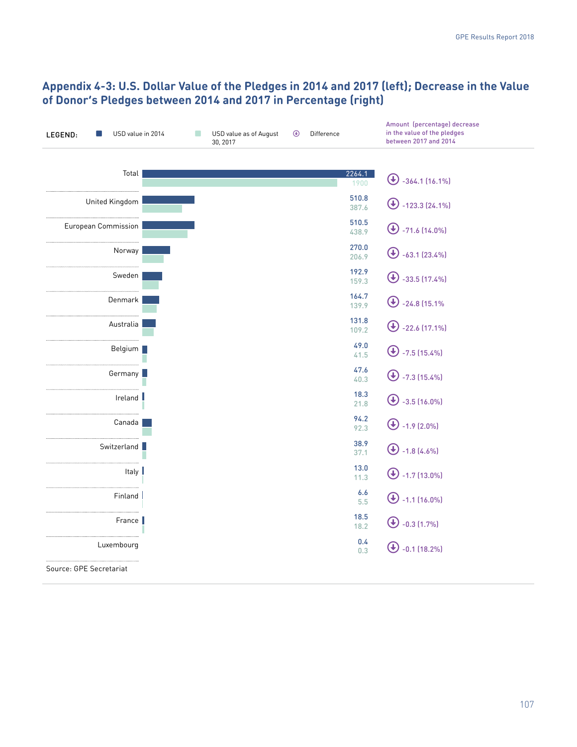## Appendix 4-3: U.S. Dollar Value of the Pledges in 2014 and 2017 (left); Decrease in the Value of Donor's Pledges between 2014 and 2017 in Percentage (right)

| Donor | USD value in 2014 | USD value as of August 30, 2017 | Amount (percentage) decrease in the value of the pledges between 2017 and 2014 |
|---|---|---|---|
| Total | 2264.1 | 1900 | -364.1 (16.1%) |
| United Kingdom | 510.8 | 387.6 | -123.3 (24.1%) |
| European Commission | 510.5 | 438.9 | -71.6 (14.0%) |
| Norway | 270.0 | 206.9 | -63.1 (23.4%) |
| Sweden | 192.9 | 159.3 | -33.5 (17.4%) |
| Denmark | 164.7 | 139.9 | -24.8 (15.1% |
| Australia | 131.8 | 109.2 | -22.6 (17.1%) |
| Belgium | 49.0 | 41.5 | -7.5 (15.4%) |
| Germany | 47.6 | 40.3 | -7.3 (15.4%) |
| Ireland | 18.3 | 21.8 | -3.5 (16.0%) |
| Canada | 94.2 | 92.3 | -1.9 (2.0%) |
| Switzerland | 38.9 | 37.1 | -1.8 (4.6%) |
| Italy | 13.0 | 11.3 | -1.7 (13.0%) |
| Finland | 6.6 | 5.5 | -1.1 (16.0%) |
| France | 18.5 | 18.2 | -0.3 (1.7%) |
| Luxembourg | 0.4 | 0.3 | -0.1 (18.2%) |

Source: GPE Secretariat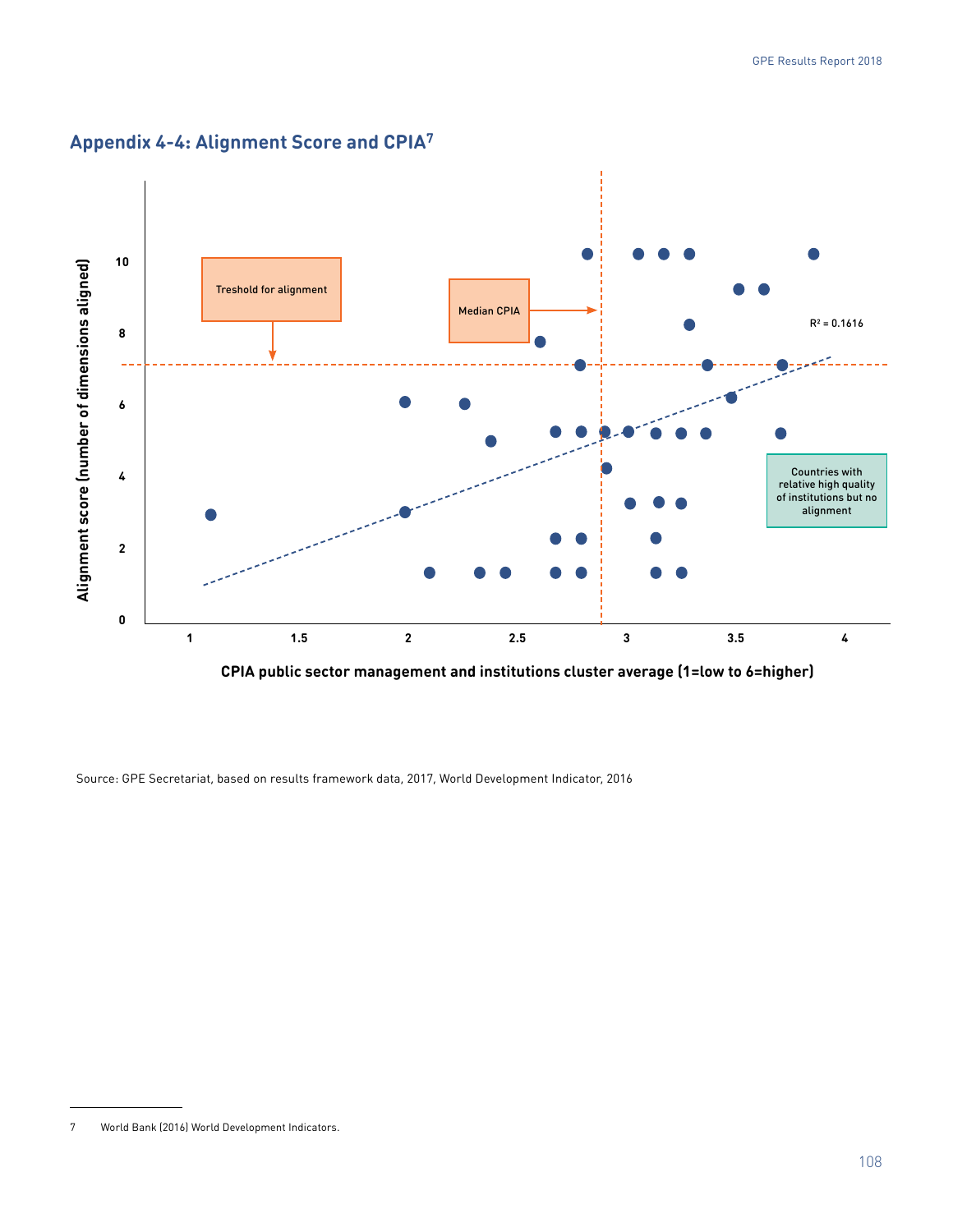## Appendix 4-4: Alignment Score and CPIA[7]

Treshold for alignment

Median CPIA

$R^2 = 0.1616$

Countries with relative high quality of institutions but no alignment

Alignment score (number of dimensions aligned)

CPIA public sector management and institutions cluster average (1=low to 6=higher)

Source: GPE Secretariat, based on results framework data, 2017, World Development Indicator, 2016

7 World Bank (2016) World Development Indicators.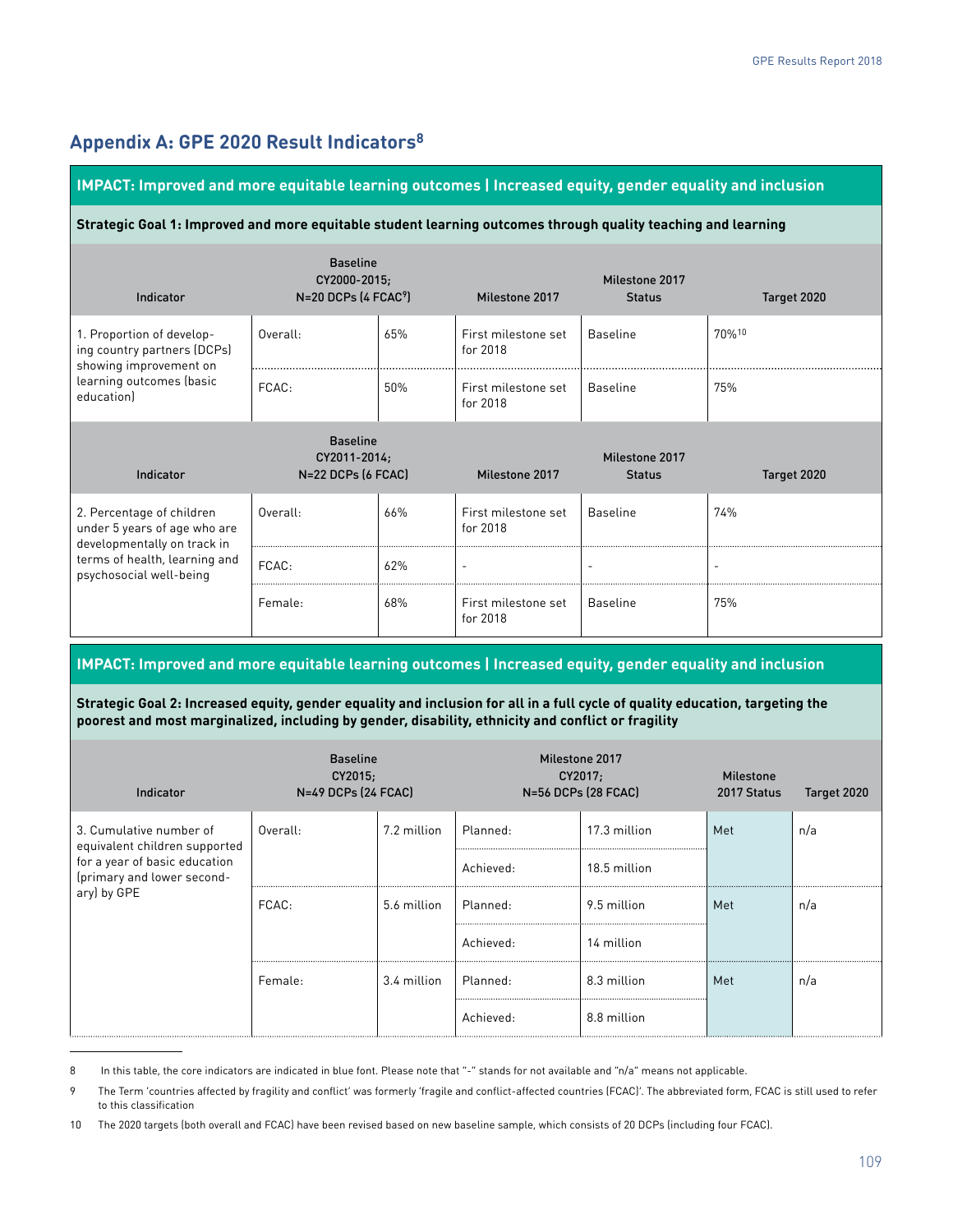## Appendix A: GPE 2020 Result Indicators[8]

**IMPACT: Improved and more equitable learning outcomes | Increased equity, gender equality and inclusion**

**Strategic Goal 1: Improved and more equitable student learning outcomes through quality teaching and learning**

| Indicator | Baseline CY2000-2015; N=20 DCPs (4 FCAC[9]) | | Milestone 2017 | Milestone 2017 Status | Target 2020 |
|---|---|---|---|---|---|
| 1. Proportion of developing country partners (DCPs) showing improvement on learning outcomes (basic education) | Overall: | 65% | First milestone set for 2018 | Baseline | 70%[10] |
| | FCAC: | 50% | First milestone set for 2018 | Baseline | 75% |

| Indicator | Baseline CY2011-2014; N=22 DCPs (6 FCAC) | | Milestone 2017 | Milestone 2017 Status | Target 2020 |
|---|---|---|---|---|---|
| 2. Percentage of children under 5 years of age who are developmentally on track in terms of health, learning and psychosocial well-being | Overall: | 66% | First milestone set for 2018 | Baseline | 74% |
| | FCAC: | 62% | - | - | - |
| | Female: | 68% | First milestone set for 2018 | Baseline | 75% |

**IMPACT: Improved and more equitable learning outcomes | Increased equity, gender equality and inclusion**

**Strategic Goal 2: Increased equity, gender equality and inclusion for all in a full cycle of quality education, targeting the poorest and most marginalized, including by gender, disability, ethnicity and conflict or fragility**

| Indicator | Baseline CY2015; N=49 DCPs (24 FCAC) | | Milestone 2017 CY2017; N=56 DCPs (28 FCAC) | | Milestone 2017 Status | Target 2020 |
|---|---|---|---|---|---|---|
| 3. Cumulative number of equivalent children supported for a year of basic education (primary and lower secondary) by GPE | Overall: | 7.2 million | Planned: | 17.3 million | Met | n/a |
| | | | Achieved: | 18.5 million | | |
| | FCAC: | 5.6 million | Planned: | 9.5 million | Met | n/a |
| | | | Achieved: | 14 million | | |
| | Female: | 3.4 million | Planned: | 8.3 million | Met | n/a |
| | | | Achieved: | 8.8 million | | |

8 In this table, the core indicators are indicated in blue font. Please note that "-" stands for not available and "n/a" means not applicable.

9 The Term 'countries affected by fragility and conflict' was formerly 'fragile and conflict-affected countries (FCAC)'. The abbreviated form, FCAC is still used to refer to this classification

10 The 2020 targets (both overall and FCAC) have been revised based on new baseline sample, which consists of 20 DCPs (including four FCAC).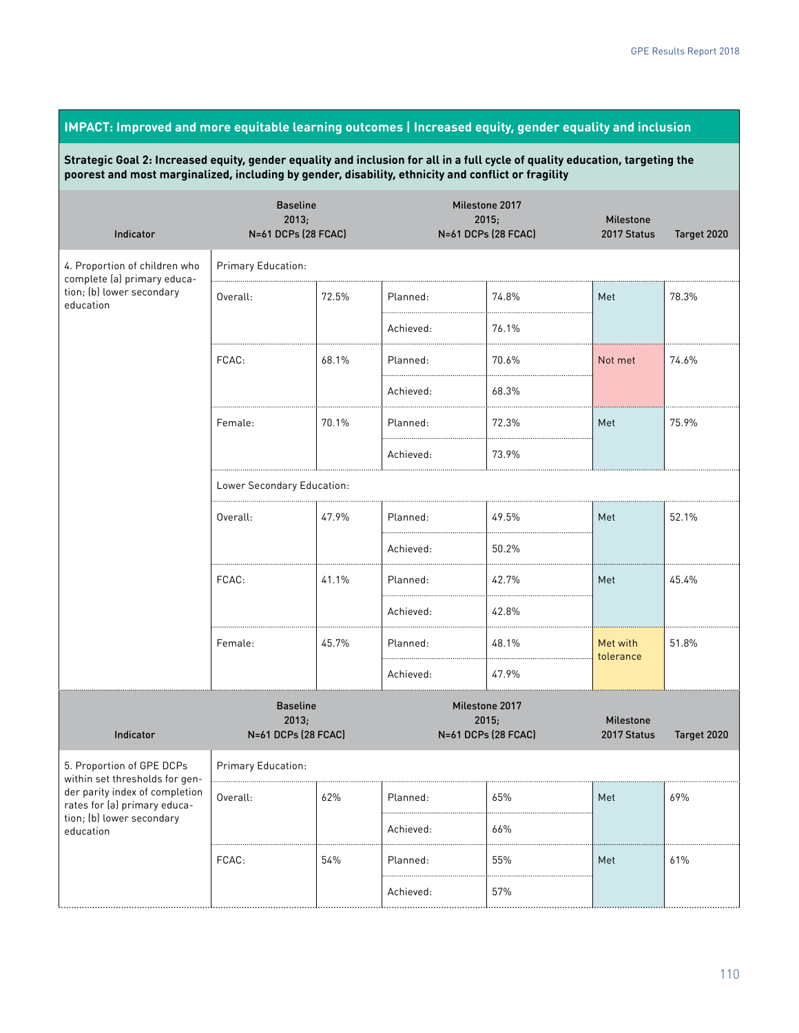## IMPACT: Improved and more equitable learning outcomes | Increased equity, gender equality and inclusion

**Strategic Goal 2: Increased equity, gender equality and inclusion for all in a full cycle of quality education, targeting the poorest and most marginalized, including by gender, disability, ethnicity and conflict or fragility**

| Indicator | Baseline 2013; N=61 DCPs (28 FCAC) | | Milestone 2017 2015; N=61 DCPs (28 FCAC) | | Milestone 2017 Status | Target 2020 |
|---|---|---|---|---|---|---|
| 4. Proportion of children who complete (a) primary education; (b) lower secondary education | Primary Education: | | | | | |
| | Overall: | 72.5% | Planned: | 74.8% | Met | 78.3% |
| | | | Achieved: | 76.1% | | |
| | FCAC: | 68.1% | Planned: | 70.6% | Not met | 74.6% |
| | | | Achieved: | 68.3% | | |
| | Female: | 70.1% | Planned: | 72.3% | Met | 75.9% |
| | | | Achieved: | 73.9% | | |
| | Lower Secondary Education: | | | | | |
| | Overall: | 47.9% | Planned: | 49.5% | Met | 52.1% |
| | | | Achieved: | 50.2% | | |
| | FCAC: | 41.1% | Planned: | 42.7% | Met | 45.4% |
| | | | Achieved: | 42.8% | | |
| | Female: | 45.7% | Planned: | 48.1% | Met with tolerance | 51.8% |
| | | | Achieved: | 47.9% | | |

| Indicator | Baseline 2013; N=61 DCPs (28 FCAC) | | Milestone 2017 2015; N=61 DCPs (28 FCAC) | | Milestone 2017 Status | Target 2020 |
|---|---|---|---|---|---|---|
| 5. Proportion of GPE DCPs within set thresholds for gender parity index of completion rates for (a) primary education; (b) lower secondary education | Primary Education: | | | | | |
| | Overall: | 62% | Planned: | 65% | Met | 69% |
| | | | Achieved: | 66% | | |
| | FCAC: | 54% | Planned: | 55% | Met | 61% |
| | | | Achieved: | 57% | | |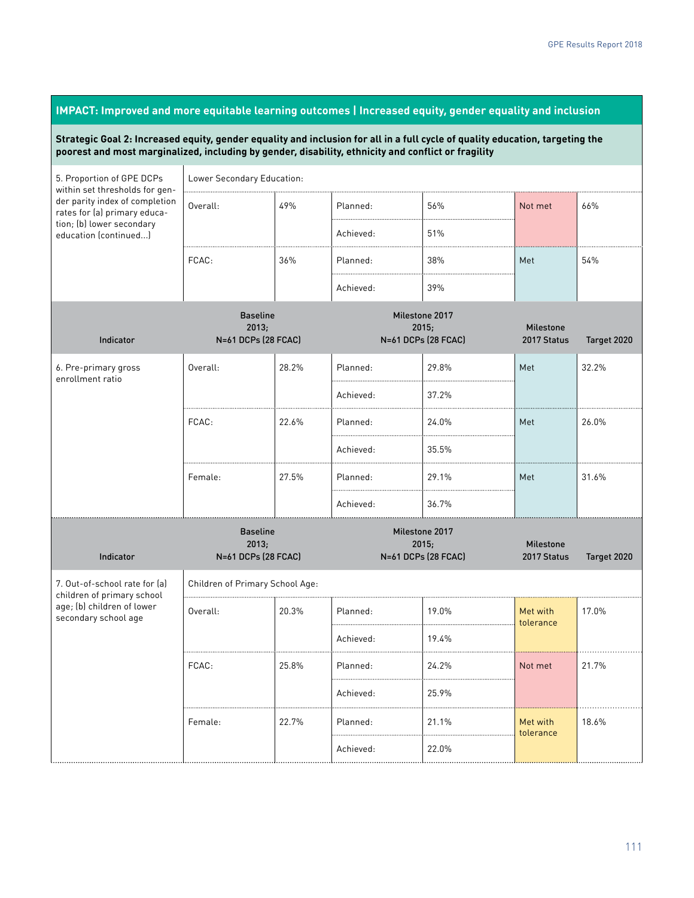## IMPACT: Improved and more equitable learning outcomes | Increased equity, gender equality and inclusion

**Strategic Goal 2: Increased equity, gender equality and inclusion for all in a full cycle of quality education, targeting the poorest and most marginalized, including by gender, disability, ethnicity and conflict or fragility**

| Indicator | Baseline 2013; N=61 DCPs (28 FCAC) | | Milestone 2017 2015; N=61 DCPs (28 FCAC) | | Milestone 2017 Status | Target 2020 |
|---|---|---|---|---|---|---|
| 5. Proportion of GPE DCPs within set thresholds for gender parity index of completion rates for (a) primary education; (b) lower secondary education (continued...) | Lower Secondary Education: | | | | | |
| | Overall: | 49% | Planned: | 56% | Not met | 66% |
| | | | Achieved: | 51% | | |
| | FCAC: | 36% | Planned: | 38% | Met | 54% |
| | | | Achieved: | 39% | | |
| 6. Pre-primary gross enrollment ratio | Overall: | 28.2% | Planned: | 29.8% | Met | 32.2% |
| | | | Achieved: | 37.2% | | |
| | FCAC: | 22.6% | Planned: | 24.0% | Met | 26.0% |
| | | | Achieved: | 35.5% | | |
| | Female: | 27.5% | Planned: | 29.1% | Met | 31.6% |
| | | | Achieved: | 36.7% | | |
| 7. Out-of-school rate for (a) children of primary school age; (b) children of lower secondary school age | Children of Primary School Age: | | | | | |
| | Overall: | 20.3% | Planned: | 19.0% | Met with tolerance | 17.0% |
| | | | Achieved: | 19.4% | | |
| | FCAC: | 25.8% | Planned: | 24.2% | Not met | 21.7% |
| | | | Achieved: | 25.9% | | |
| | Female: | 22.7% | Planned: | 21.1% | Met with tolerance | 18.6% |
| | | | Achieved: | 22.0% | | |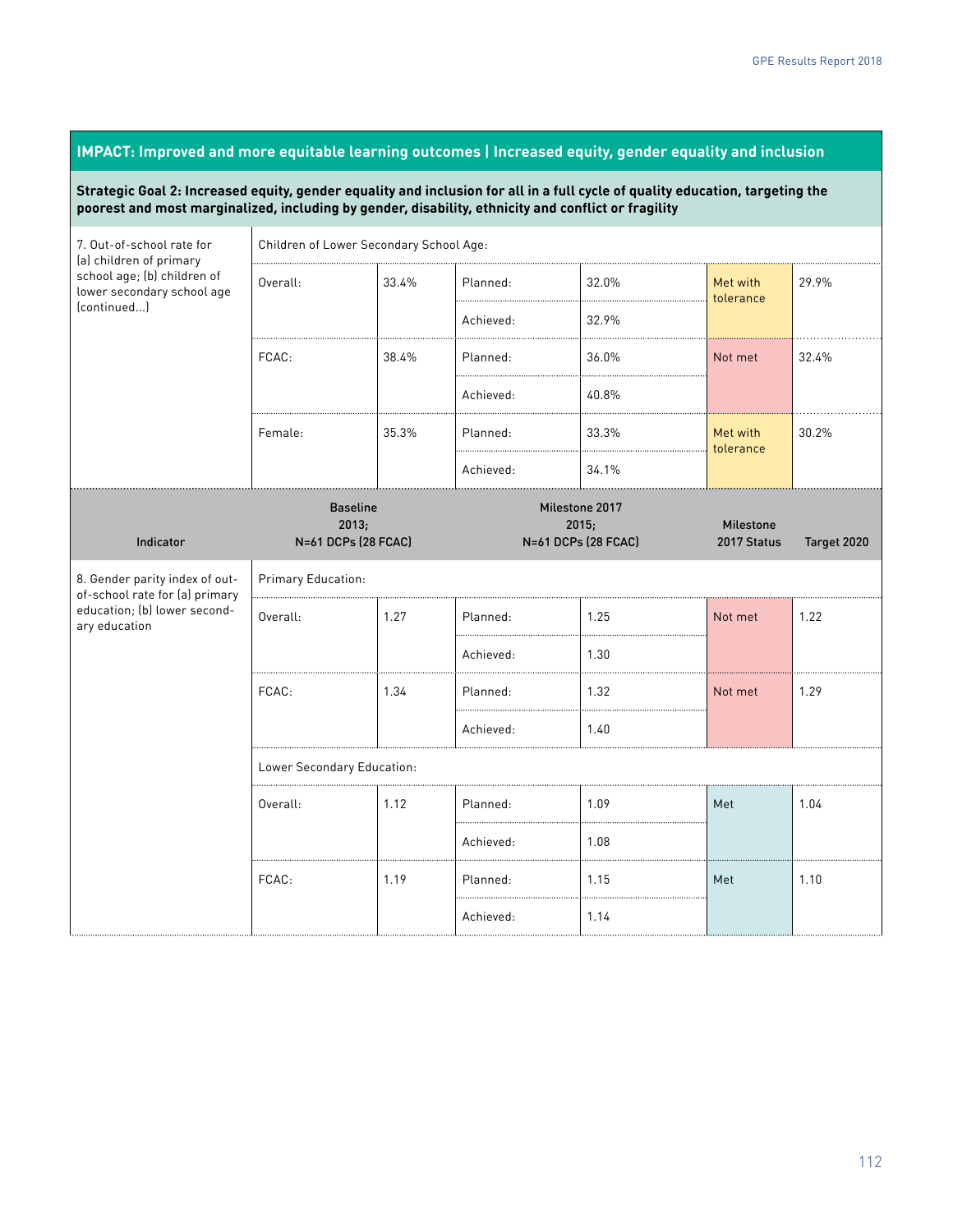## IMPACT: Improved and more equitable learning outcomes | Increased equity, gender equality and inclusion

**Strategic Goal 2: Increased equity, gender equality and inclusion for all in a full cycle of quality education, targeting the poorest and most marginalized, including by gender, disability, ethnicity and conflict or fragility**

| Indicator | Baseline 2013; N=61 DCPs (28 FCAC) | | Milestone 2017 2015; N=61 DCPs (28 FCAC) | | Milestone 2017 Status | Target 2020 |
|---|---|---|---|---|---|---|
| 7. Out-of-school rate for (a) children of primary school age; (b) children of lower secondary school age (continued...) | Children of Lower Secondary School Age: | | | | | |
| | Overall: | 33.4% | Planned: | 32.0% | Met with tolerance | 29.9% |
| | | | Achieved: | 32.9% | | |
| | FCAC: | 38.4% | Planned: | 36.0% | Not met | 32.4% |
| | | | Achieved: | 40.8% | | |
| | Female: | 35.3% | Planned: | 33.3% | Met with tolerance | 30.2% |
| | | | Achieved: | 34.1% | | |
| 8. Gender parity index of out-of-school rate for (a) primary education; (b) lower secondary education | Primary Education: | | | | | |
| | Overall: | 1.27 | Planned: | 1.25 | Not met | 1.22 |
| | | | Achieved: | 1.30 | | |
| | FCAC: | 1.34 | Planned: | 1.32 | Not met | 1.29 |
| | | | Achieved: | 1.40 | | |
| | Lower Secondary Education: | | | | | |
| | Overall: | 1.12 | Planned: | 1.09 | Met | 1.04 |
| | | | Achieved: | 1.08 | | |
| | FCAC: | 1.19 | Planned: | 1.15 | Met | 1.10 |
| | | | Achieved: | 1.14 | | |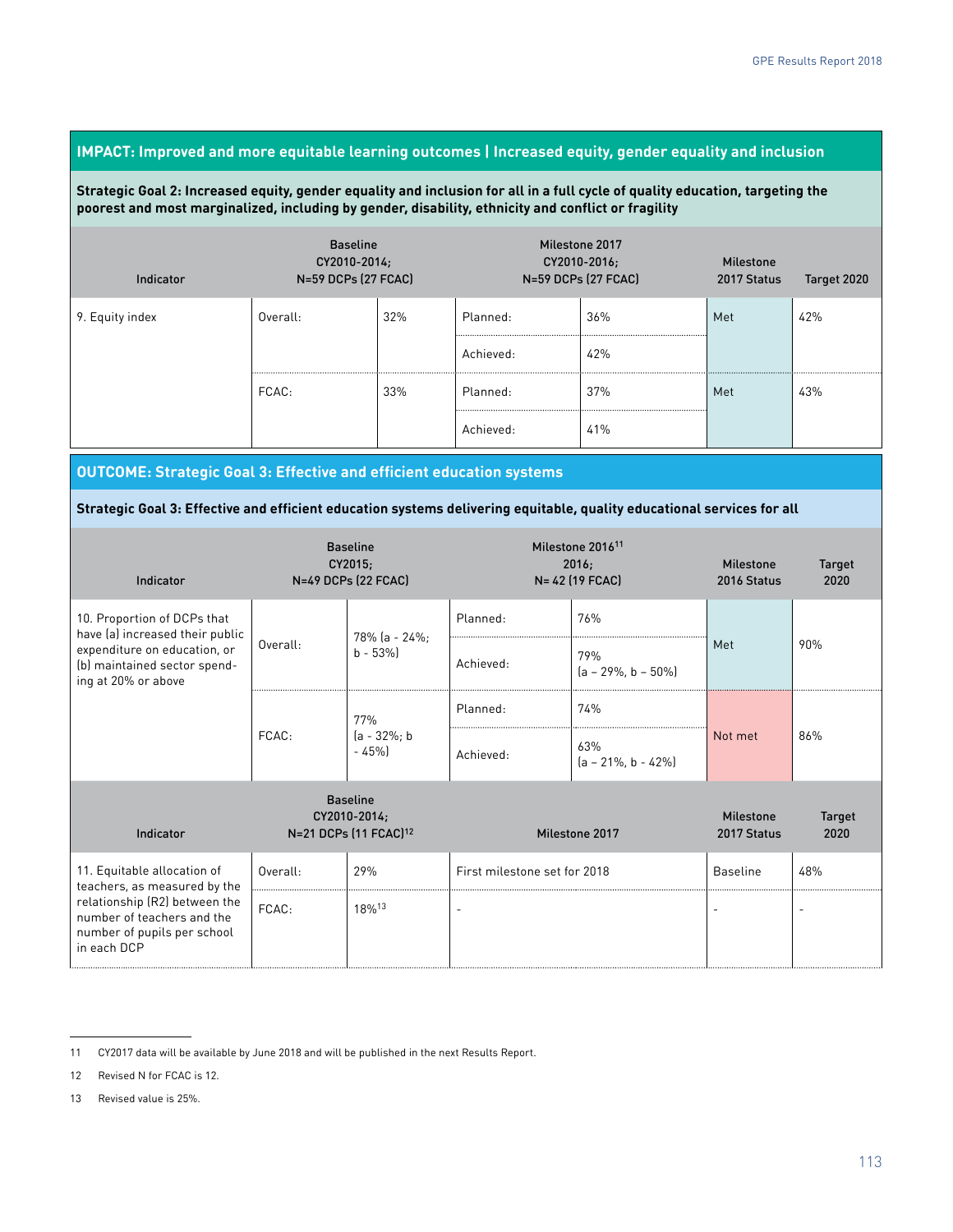## IMPACT: Improved and more equitable learning outcomes | Increased equity, gender equality and inclusion

**Strategic Goal 2: Increased equity, gender equality and inclusion for all in a full cycle of quality education, targeting the poorest and most marginalized, including by gender, disability, ethnicity and conflict or fragility**

| Indicator | Baseline CY2010-2014; N=59 DCPs (27 FCAC) | | Milestone 2017 CY2010-2016; N=59 DCPs (27 FCAC) | | Milestone 2017 Status | Target 2020 |
|---|---|---|---|---|---|---|
| 9. Equity index | Overall: | 32% | Planned: | 36% | Met | 42% |
| | | | Achieved: | 42% | | |
| | FCAC: | 33% | Planned: | 37% | Met | 43% |
| | | | Achieved: | 41% | | |

## OUTCOME: Strategic Goal 3: Effective and efficient education systems

**Strategic Goal 3: Effective and efficient education systems delivering equitable, quality educational services for all**

| Indicator | Baseline CY2015; N=49 DCPs (22 FCAC) | | Milestone 2016[11] 2016; N= 42 (19 FCAC) | | Milestone 2016 Status | Target 2020 |
|---|---|---|---|---|---|---|
| 10. Proportion of DCPs that have (a) increased their public expenditure on education, or (b) maintained sector spending at 20% or above | Overall: | 78% (a - 24%; b - 53%) | Planned: | 76% | Met | 90% |
| | | | Achieved: | 79% (a – 29%, b – 50%) | | |
| | FCAC: | 77% (a - 32%; b - 45%) | Planned: | 74% | Not met | 86% |
| | | | Achieved: | 63% (a – 21%, b - 42%) | | |

| Indicator | Baseline CY2010-2014; N=21 DCPs (11 FCAC)[12] | | Milestone 2017 | Milestone 2017 Status | Target 2020 |
|---|---|---|---|---|---|
| 11. Equitable allocation of teachers, as measured by the relationship (R2) between the number of teachers and the number of pupils per school in each DCP | Overall: | 29% | First milestone set for 2018 | Baseline | 48% |
| | FCAC: | 18%[13] | - | - | - |

11 CY2017 data will be available by June 2018 and will be published in the next Results Report.

12 Revised N for FCAC is 12.

13 Revised value is 25%.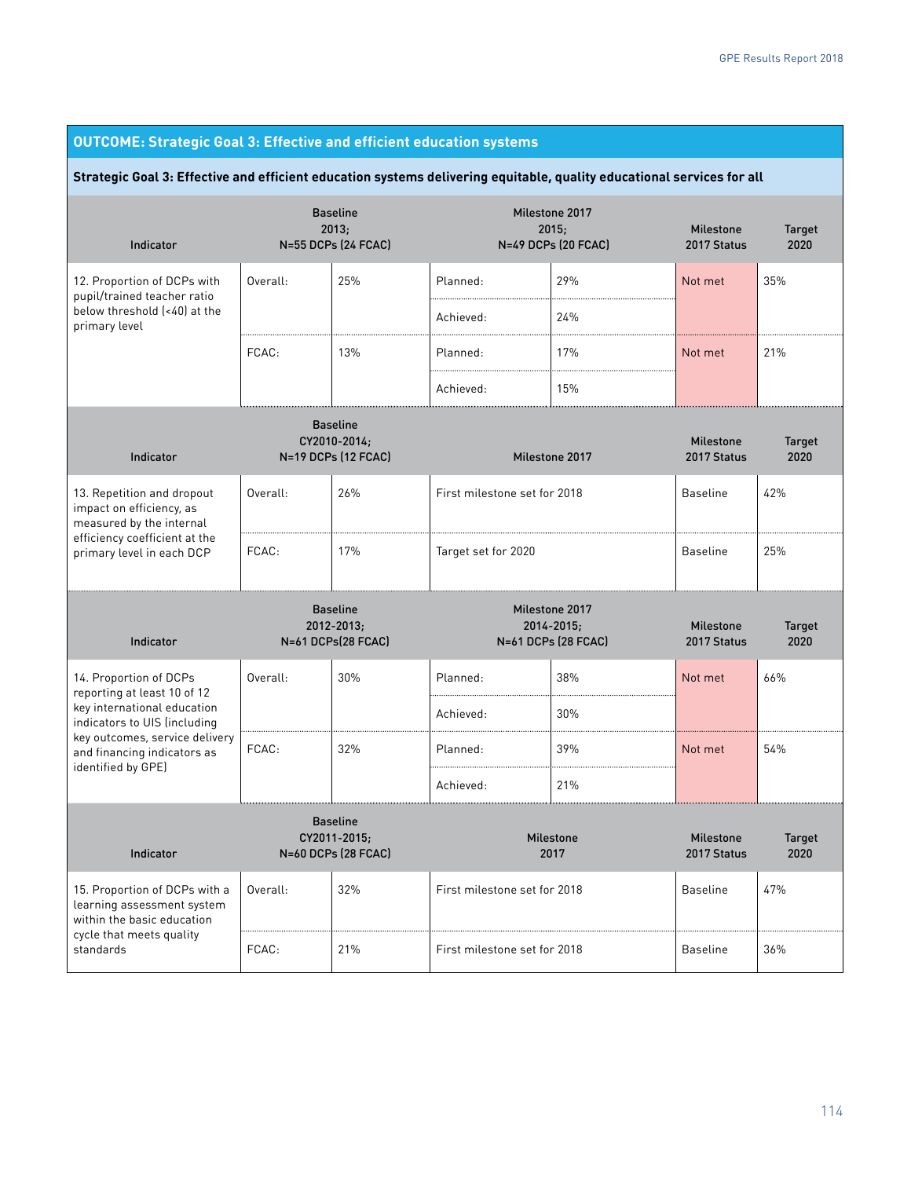## OUTCOME: Strategic Goal 3: Effective and efficient education systems

**Strategic Goal 3: Effective and efficient education systems delivering equitable, quality educational services for all**

| Indicator | Baseline 2013; N=55 DCPs (24 FCAC) | | Milestone 2017 2015; N=49 DCPs (20 FCAC) | | Milestone 2017 Status | Target 2020 |
|---|---|---|---|---|---|---|
| 12. Proportion of DCPs with pupil/trained teacher ratio below threshold (<40) at the primary level | Overall: | 25% | Planned: | 29% | Not met | 35% |
| | | | Achieved: | 24% | | |
| | FCAC: | 13% | Planned: | 17% | Not met | 21% |
| | | | Achieved: | 15% | | |

| Indicator | Baseline CY2010-2014; N=19 DCPs (12 FCAC) | | Milestone 2017 | Milestone 2017 Status | Target 2020 |
|---|---|---|---|---|---|
| 13. Repetition and dropout impact on efficiency, as measured by the internal efficiency coefficient at the primary level in each DCP | Overall: | 26% | First milestone set for 2018 | Baseline | 42% |
| | FCAC: | 17% | Target set for 2020 | Baseline | 25% |

| Indicator | Baseline 2012-2013; N=61 DCPs(28 FCAC) | | Milestone 2017 2014-2015; N=61 DCPs (28 FCAC) | | Milestone 2017 Status | Target 2020 |
|---|---|---|---|---|---|---|
| 14. Proportion of DCPs reporting at least 10 of 12 key international education indicators to UIS (including key outcomes, service delivery and financing indicators as identified by GPE) | Overall: | 30% | Planned: | 38% | Not met | 66% |
| | | | Achieved: | 30% | | |
| | FCAC: | 32% | Planned: | 39% | Not met | 54% |
| | | | Achieved: | 21% | | |

| Indicator | Baseline CY2011-2015; N=60 DCPs (28 FCAC) | | Milestone 2017 | Milestone 2017 Status | Target 2020 |
|---|---|---|---|---|---|
| 15. Proportion of DCPs with a learning assessment system within the basic education cycle that meets quality standards | Overall: | 32% | First milestone set for 2018 | Baseline | 47% |
| | FCAC: | 21% | First milestone set for 2018 | Baseline | 36% |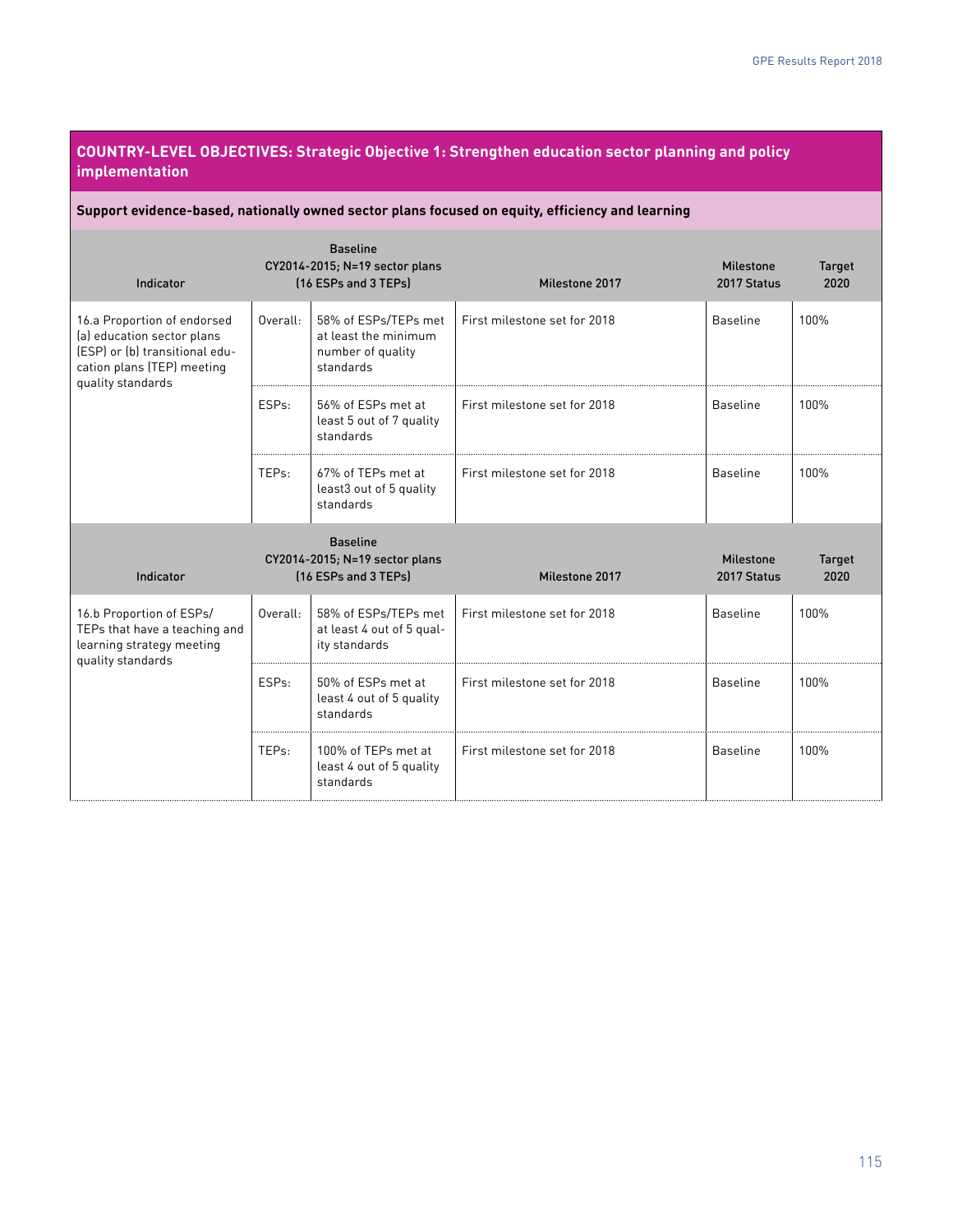## COUNTRY-LEVEL OBJECTIVES: Strategic Objective 1: Strengthen education sector planning and policy implementation

### Support evidence-based, nationally owned sector plans focused on equity, efficiency and learning

| Indicator | Baseline CY2014-2015; N=19 sector plans (16 ESPs and 3 TEPs) | | Milestone 2017 | Milestone 2017 Status | Target 2020 |
|---|---|---|---|---|---|
| 16.a Proportion of endorsed (a) education sector plans (ESP) or (b) transitional education plans (TEP) meeting quality standards | Overall: | 58% of ESPs/TEPs met at least the minimum number of quality standards | First milestone set for 2018 | Baseline | 100% |
| | ESPs: | 56% of ESPs met at least 5 out of 7 quality standards | First milestone set for 2018 | Baseline | 100% |
| | TEPs: | 67% of TEPs met at least3 out of 5 quality standards | First milestone set for 2018 | Baseline | 100% |

| Indicator | Baseline CY2014-2015; N=19 sector plans (16 ESPs and 3 TEPs) | | Milestone 2017 | Milestone 2017 Status | Target 2020 |
|---|---|---|---|---|---|
| 16.b Proportion of ESPs/TEPs that have a teaching and learning strategy meeting quality standards | Overall: | 58% of ESPs/TEPs met at least 4 out of 5 quality standards | First milestone set for 2018 | Baseline | 100% |
| | ESPs: | 50% of ESPs met at least 4 out of 5 quality standards | First milestone set for 2018 | Baseline | 100% |
| | TEPs: | 100% of TEPs met at least 4 out of 5 quality standards | First milestone set for 2018 | Baseline | 100% |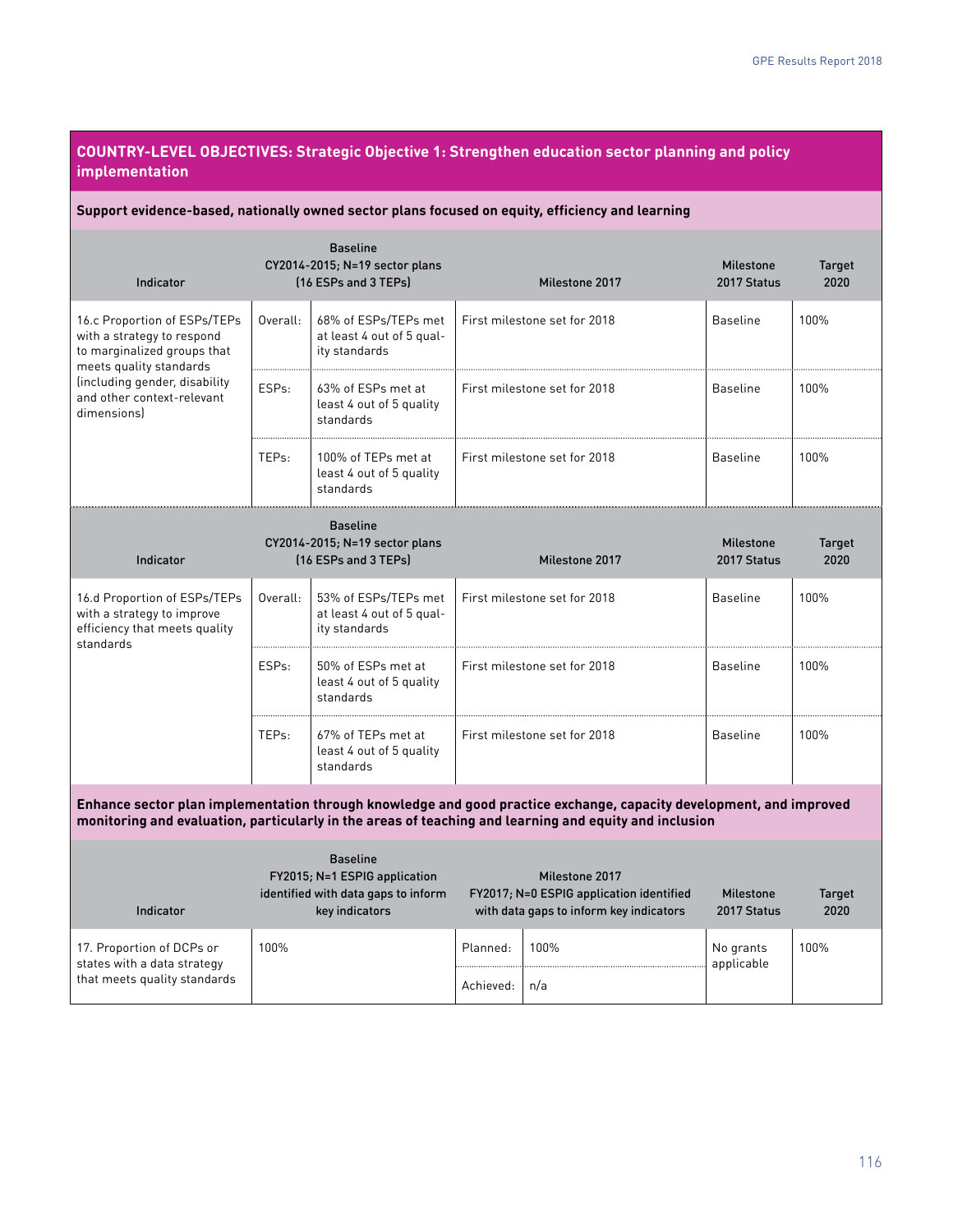## COUNTRY-LEVEL OBJECTIVES: Strategic Objective 1: Strengthen education sector planning and policy implementation

### Support evidence-based, nationally owned sector plans focused on equity, efficiency and learning

| Indicator | Baseline CY2014-2015; N=19 sector plans (16 ESPs and 3 TEPs) | | Milestone 2017 | Milestone 2017 Status | Target 2020 |
|---|---|---|---|---|---|
| 16.c Proportion of ESPs/TEPs with a strategy to respond to marginalized groups that meets quality standards (including gender, disability and other context-relevant dimensions) | Overall: | 68% of ESPs/TEPs met at least 4 out of 5 quality standards | First milestone set for 2018 | Baseline | 100% |
| | ESPs: | 63% of ESPs met at least 4 out of 5 quality standards | First milestone set for 2018 | Baseline | 100% |
| | TEPs: | 100% of TEPs met at least 4 out of 5 quality standards | First milestone set for 2018 | Baseline | 100% |

| Indicator | Baseline CY2014-2015; N=19 sector plans (16 ESPs and 3 TEPs) | | Milestone 2017 | Milestone 2017 Status | Target 2020 |
|---|---|---|---|---|---|
| 16.d Proportion of ESPs/TEPs with a strategy to improve efficiency that meets quality standards | Overall: | 53% of ESPs/TEPs met at least 4 out of 5 quality standards | First milestone set for 2018 | Baseline | 100% |
| | ESPs: | 50% of ESPs met at least 4 out of 5 quality standards | First milestone set for 2018 | Baseline | 100% |
| | TEPs: | 67% of TEPs met at least 4 out of 5 quality standards | First milestone set for 2018 | Baseline | 100% |

### Enhance sector plan implementation through knowledge and good practice exchange, capacity development, and improved monitoring and evaluation, particularly in the areas of teaching and learning and equity and inclusion

| Indicator | Baseline FY2015; N=1 ESPIG application identified with data gaps to inform key indicators | Milestone 2017 FY2017; N=0 ESPIG application identified with data gaps to inform key indicators | | Milestone 2017 Status | Target 2020 |
|---|---|---|---|---|---|
| 17. Proportion of DCPs or states with a data strategy that meets quality standards | 100% | Planned: | 100% | No grants applicable | 100% |
| | | Achieved: | n/a | | |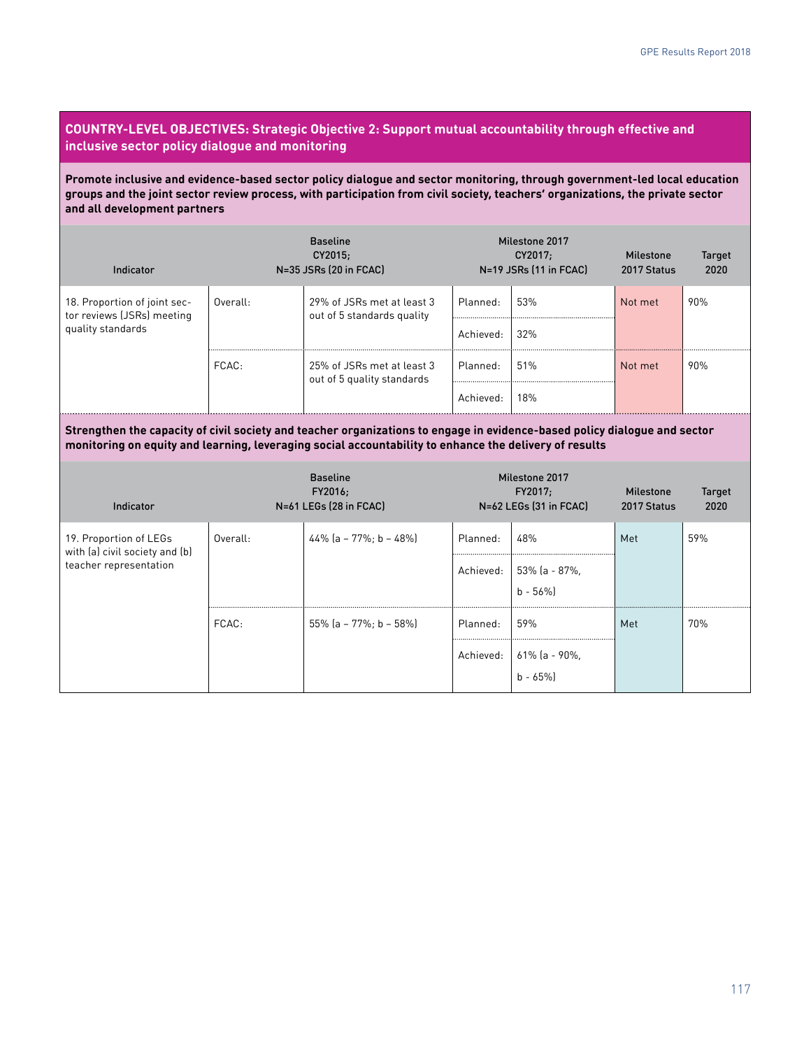## COUNTRY-LEVEL OBJECTIVES: Strategic Objective 2: Support mutual accountability through effective and inclusive sector policy dialogue and monitoring

**Promote inclusive and evidence-based sector policy dialogue and sector monitoring, through government-led local education groups and the joint sector review process, with participation from civil society, teachers' organizations, the private sector and all development partners**

| Indicator | Baseline CY2015; N=35 JSRs (20 in FCAC) | | Milestone 2017 CY2017; N=19 JSRs (11 in FCAC) | | Milestone 2017 Status | Target 2020 |
|---|---|---|---|---|---|---|
| 18. Proportion of joint sector reviews (JSRs) meeting quality standards | Overall: | 29% of JSRs met at least 3 out of 5 standards quality | Planned: | 53% | Not met | 90% |
| | | | Achieved: | 32% | | |
| | FCAC: | 25% of JSRs met at least 3 out of 5 quality standards | Planned: | 51% | Not met | 90% |
| | | | Achieved: | 18% | | |

**Strengthen the capacity of civil society and teacher organizations to engage in evidence-based policy dialogue and sector monitoring on equity and learning, leveraging social accountability to enhance the delivery of results**

| Indicator | Baseline FY2016; N=61 LEGs (28 in FCAC) | | Milestone 2017 FY2017; N=62 LEGs (31 in FCAC) | | Milestone 2017 Status | Target 2020 |
|---|---|---|---|---|---|---|
| 19. Proportion of LEGs with (a) civil society and (b) teacher representation | Overall: | 44% (a – 77%; b – 48%) | Planned: | 48% | Met | 59% |
| | | | Achieved: | 53% (a - 87%, b - 56%) | | |
| | FCAC: | 55% (a – 77%; b – 58%) | Planned: | 59% | Met | 70% |
| | | | Achieved: | 61% (a - 90%, b - 65%) | | |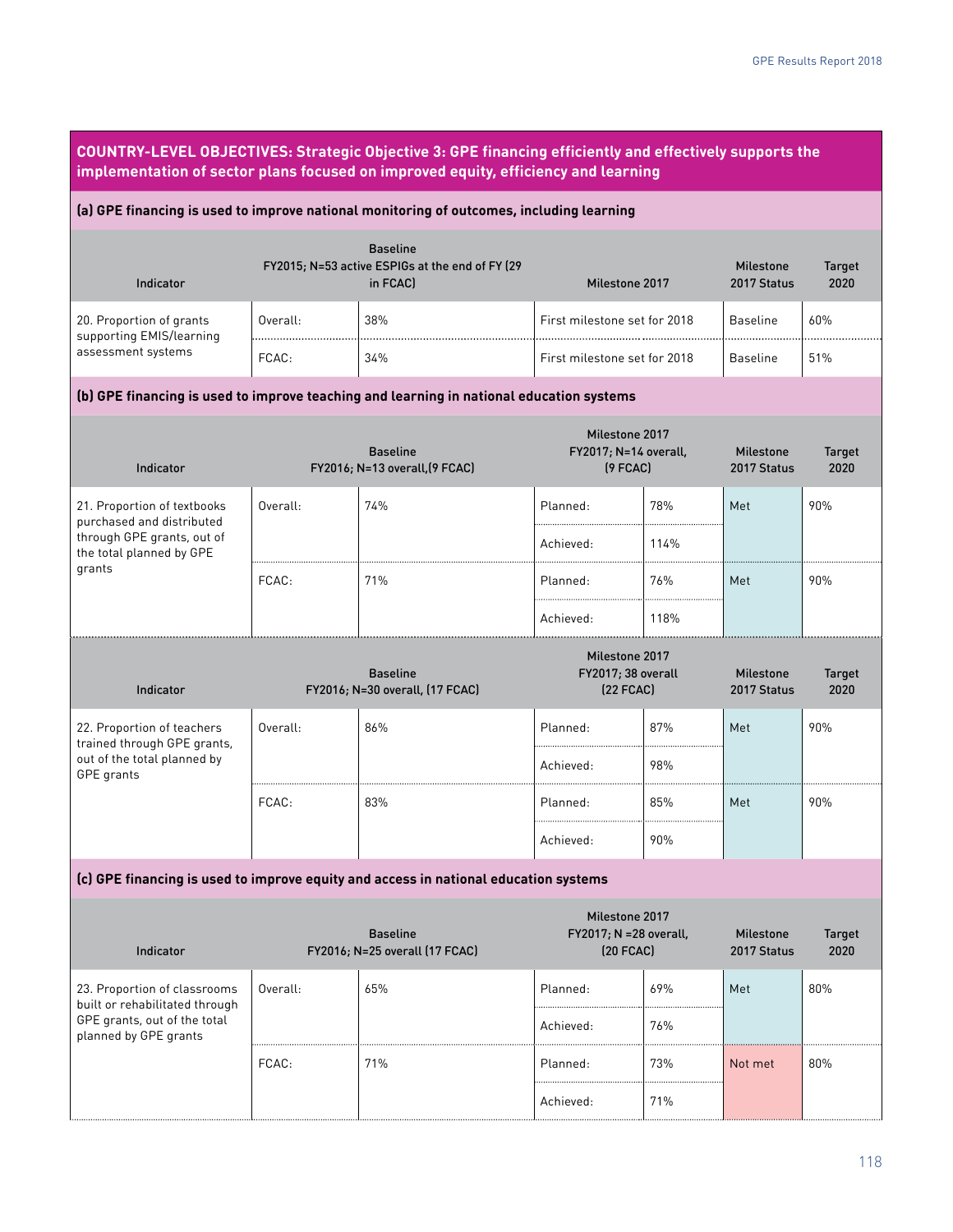## COUNTRY-LEVEL OBJECTIVES: Strategic Objective 3: GPE financing efficiently and effectively supports the implementation of sector plans focused on improved equity, efficiency and learning

### (a) GPE financing is used to improve national monitoring of outcomes, including learning

| Indicator | Baseline FY2015; N=53 active ESPIGs at the end of FY (29 in FCAC) | | Milestone 2017 | Milestone 2017 Status | Target 2020 |
|---|---|---|---|---|---|
| 20. Proportion of grants supporting EMIS/learning assessment systems | Overall: | 38% | First milestone set for 2018 | Baseline | 60% |
| | FCAC: | 34% | First milestone set for 2018 | Baseline | 51% |

### (b) GPE financing is used to improve teaching and learning in national education systems

| Indicator | Baseline FY2016; N=13 overall,(9 FCAC) | | Milestone 2017 FY2017; N=14 overall, (9 FCAC) | | Milestone 2017 Status | Target 2020 |
|---|---|---|---|---|---|---|
| 21. Proportion of textbooks purchased and distributed through GPE grants, out of the total planned by GPE grants | Overall: | 74% | Planned: | 78% | Met | 90% |
| | | | Achieved: | 114% | | |
| | FCAC: | 71% | Planned: | 76% | Met | 90% |
| | | | Achieved: | 118% | | |

| Indicator | Baseline FY2016; N=30 overall, (17 FCAC) | | Milestone 2017 FY2017; 38 overall (22 FCAC) | | Milestone 2017 Status | Target 2020 |
|---|---|---|---|---|---|---|
| 22. Proportion of teachers trained through GPE grants, out of the total planned by GPE grants | Overall: | 86% | Planned: | 87% | Met | 90% |
| | | | Achieved: | 98% | | |
| | FCAC: | 83% | Planned: | 85% | Met | 90% |
| | | | Achieved: | 90% | | |

### (c) GPE financing is used to improve equity and access in national education systems

| Indicator | Baseline FY2016; N=25 overall (17 FCAC) | | Milestone 2017 FY2017; N =28 overall, (20 FCAC) | | Milestone 2017 Status | Target 2020 |
|---|---|---|---|---|---|---|
| 23. Proportion of classrooms built or rehabilitated through GPE grants, out of the total planned by GPE grants | Overall: | 65% | Planned: | 69% | Met | 80% |
| | | | Achieved: | 76% | | |
| | FCAC: | 71% | Planned: | 73% | Not met | 80% |
| | | | Achieved: | 71% | | |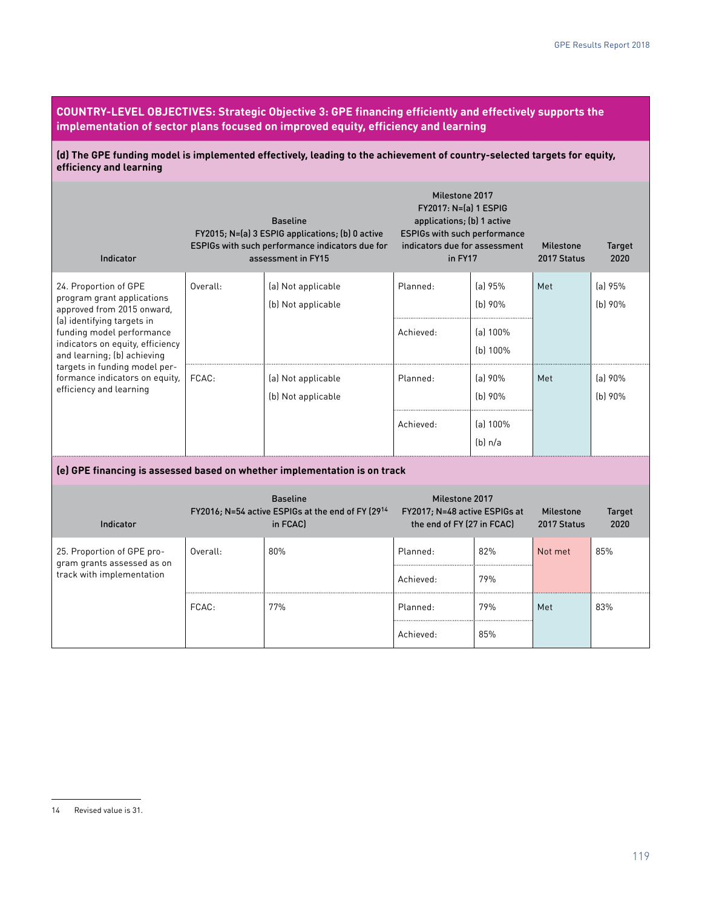## COUNTRY-LEVEL OBJECTIVES: Strategic Objective 3: GPE financing efficiently and effectively supports the implementation of sector plans focused on improved equity, efficiency and learning

### (d) The GPE funding model is implemented effectively, leading to the achievement of country-selected targets for equity, efficiency and learning

| Indicator | Baseline FY2015; N=(a) 3 ESPIG applications; (b) 0 active ESPIGs with such performance indicators due for assessment in FY15 | | Milestone 2017 FY2017: N=(a) 1 ESPIG applications; (b) 1 active ESPIGs with such performance indicators due for assessment in FY17 | | Milestone 2017 Status | Target 2020 |
|---|---|---|---|---|---|---|
| 24. Proportion of GPE program grant applications approved from 2015 onward, (a) identifying targets in funding model performance indicators on equity, efficiency and learning; (b) achieving targets in funding model performance indicators on equity, efficiency and learning | Overall: | (a) Not applicable<br>(b) Not applicable | Planned: | (a) 95%<br>(b) 90% | Met | (a) 95%<br>(b) 90% |
| | | | Achieved: | (a) 100%<br>(b) 100% | | |
| | FCAC: | (a) Not applicable<br>(b) Not applicable | Planned: | (a) 90%<br>(b) 90% | Met | (a) 90%<br>(b) 90% |
| | | | Achieved: | (a) 100%<br>(b) n/a | | |

### (e) GPE financing is assessed based on whether implementation is on track

| Indicator | Baseline FY2016; N=54 active ESPIGs at the end of FY (29[14] in FCAC) | | Milestone 2017 FY2017; N=48 active ESPIGs at the end of FY (27 in FCAC) | | Milestone 2017 Status | Target 2020 |
|---|---|---|---|---|---|---|
| 25. Proportion of GPE program grants assessed as on track with implementation | Overall: | 80% | Planned: | 82% | Not met | 85% |
| | | | Achieved: | 79% | | |
| | FCAC: | 77% | Planned: | 79% | Met | 83% |
| | | | Achieved: | 85% | | |

14 Revised value is 31.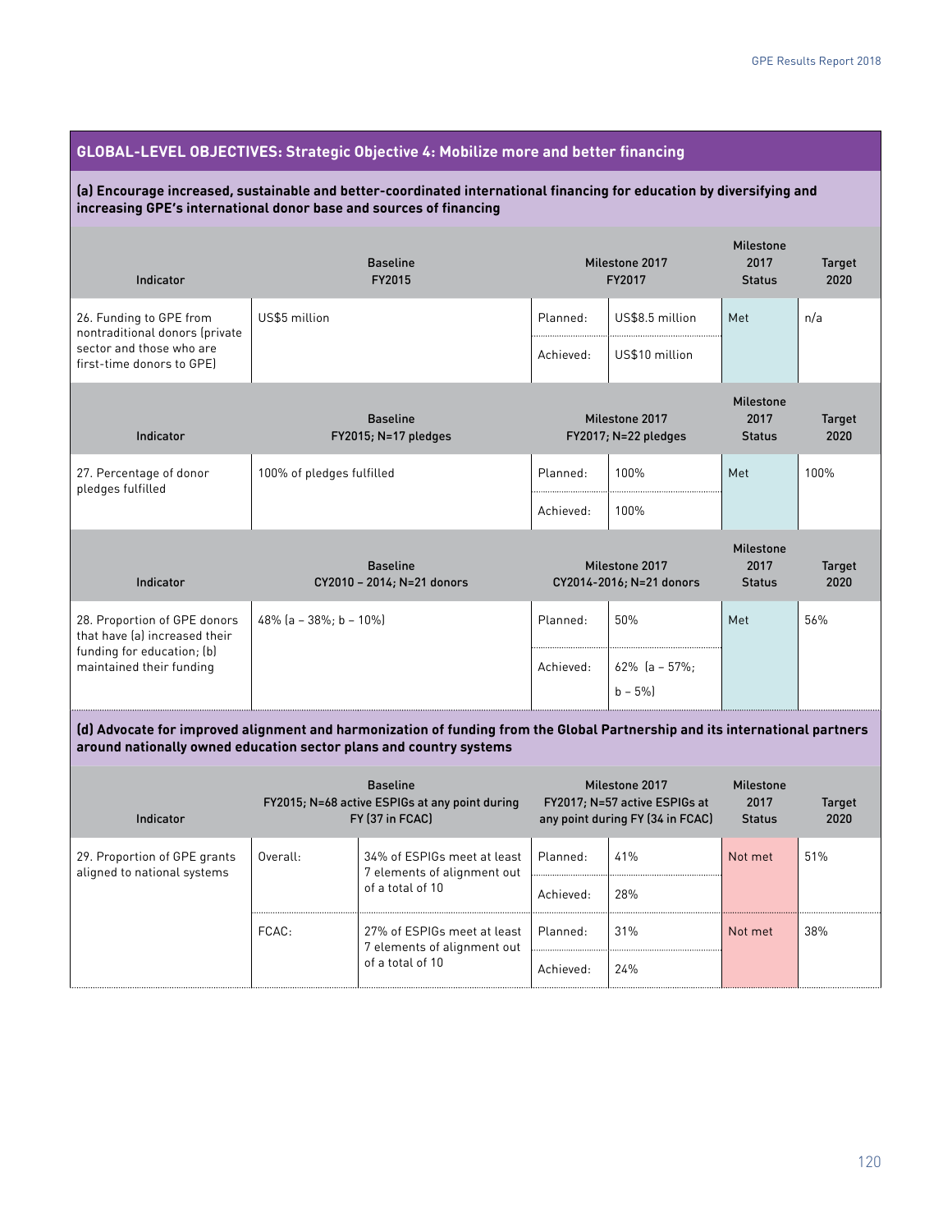## GLOBAL-LEVEL OBJECTIVES: Strategic Objective 4: Mobilize more and better financing

### (a) Encourage increased, sustainable and better-coordinated international financing for education by diversifying and increasing GPE's international donor base and sources of financing

| Indicator | Baseline FY2015 | Milestone 2017 FY2017 | | Milestone 2017 Status | Target 2020 |
|---|---|---|---|---|---|
| 26. Funding to GPE from nontraditional donors (private sector and those who are first-time donors to GPE) | US$5 million | Planned: | US$8.5 million | Met | n/a |
| | | Achieved: | US$10 million | | |

| Indicator | Baseline FY2015; N=17 pledges | Milestone 2017 FY2017; N=22 pledges | | Milestone 2017 Status | Target 2020 |
|---|---|---|---|---|---|
| 27. Percentage of donor pledges fulfilled | 100% of pledges fulfilled | Planned: | 100% | Met | 100% |
| | | Achieved: | 100% | | |

| Indicator | Baseline CY2010 – 2014; N=21 donors | Milestone 2017 CY2014-2016; N=21 donors | | Milestone 2017 Status | Target 2020 |
|---|---|---|---|---|---|
| 28. Proportion of GPE donors that have (a) increased their funding for education; (b) maintained their funding | 48% (a – 38%; b – 10%) | Planned: | 50% | Met | 56% |
| | | Achieved: | 62% (a – 57%; b – 5%) | | |

### (d) Advocate for improved alignment and harmonization of funding from the Global Partnership and its international partners around nationally owned education sector plans and country systems

| Indicator | Baseline FY2015; N=68 active ESPIGs at any point during FY (37 in FCAC) | | Milestone 2017 FY2017; N=57 active ESPIGs at any point during FY (34 in FCAC) | | Milestone 2017 Status | Target 2020 |
|---|---|---|---|---|---|---|
| 29. Proportion of GPE grants aligned to national systems | Overall: | 34% of ESPIGs meet at least 7 elements of alignment out of a total of 10 | Planned: | 41% | Not met | 51% |
| | | | Achieved: | 28% | | |
| | FCAC: | 27% of ESPIGs meet at least 7 elements of alignment out of a total of 10 | Planned: | 31% | Not met | 38% |
| | | | Achieved: | 24% | | |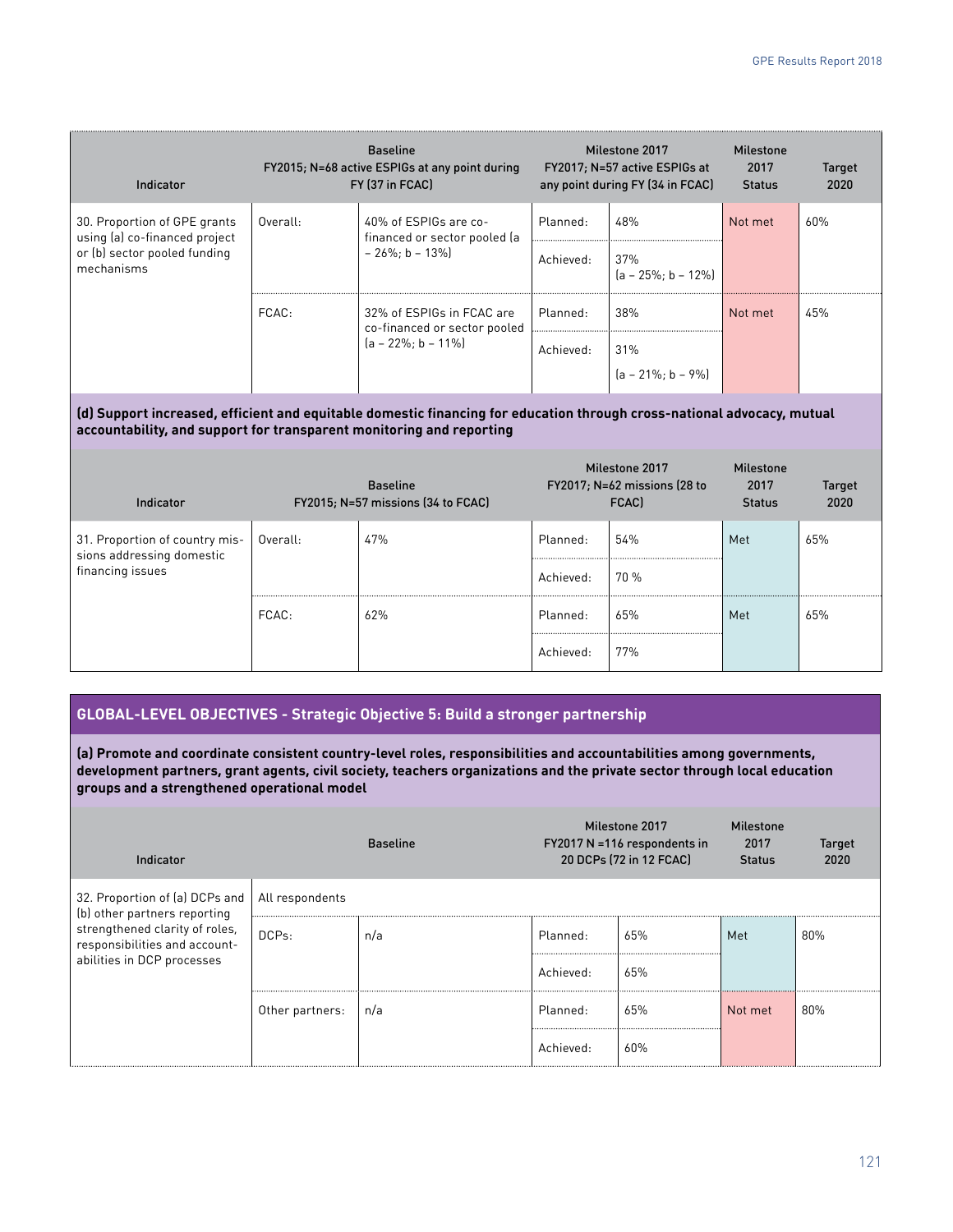| Indicator | Baseline FY2015; N=68 active ESPIGs at any point during FY (37 in FCAC) | | Milestone 2017 FY2017; N=57 active ESPIGs at any point during FY (34 in FCAC) | | Milestone 2017 Status | Target 2020 |
|---|---|---|---|---|---|---|
| 30. Proportion of GPE grants using (a) co-financed project or (b) sector pooled funding mechanisms | Overall: | 40% of ESPIGs are co-financed or sector pooled (a – 26%; b – 13%) | Planned: | 48% | Not met | 60% |
| | | | Achieved: | 37% (a – 25%; b – 12%) | | |
| | FCAC: | 32% of ESPIGs in FCAC are co-financed or sector pooled (a – 22%; b – 11%) | Planned: | 38% | Not met | 45% |
| | | | Achieved: | 31% (a – 21%; b – 9%) | | |

**(d) Support increased, efficient and equitable domestic financing for education through cross-national advocacy, mutual accountability, and support for transparent monitoring and reporting**

| Indicator | Baseline FY2015; N=57 missions (34 to FCAC) | | Milestone 2017 FY2017; N=62 missions (28 to FCAC) | | Milestone 2017 Status | Target 2020 |
|---|---|---|---|---|---|---|
| 31. Proportion of country missions addressing domestic financing issues | Overall: | 47% | Planned: | 54% | Met | 65% |
| | | | Achieved: | 70 % | | |
| | FCAC: | 62% | Planned: | 65% | Met | 65% |
| | | | Achieved: | 77% | | |

## GLOBAL-LEVEL OBJECTIVES - Strategic Objective 5: Build a stronger partnership

**(a) Promote and coordinate consistent country-level roles, responsibilities and accountabilities among governments, development partners, grant agents, civil society, teachers organizations and the private sector through local education groups and a strengthened operational model**

| Indicator | Baseline | | Milestone 2017 FY2017 N =116 respondents in 20 DCPs (72 in 12 FCAC) | | Milestone 2017 Status | Target 2020 |
|---|---|---|---|---|---|---|
| 32. Proportion of (a) DCPs and (b) other partners reporting strengthened clarity of roles, responsibilities and accountabilities in DCP processes | All respondents | | | | | |
| | DCPs: | n/a | Planned: | 65% | Met | 80% |
| | | | Achieved: | 65% | | |
| | Other partners: | n/a | Planned: | 65% | Not met | 80% |
| | | | Achieved: | 60% | | |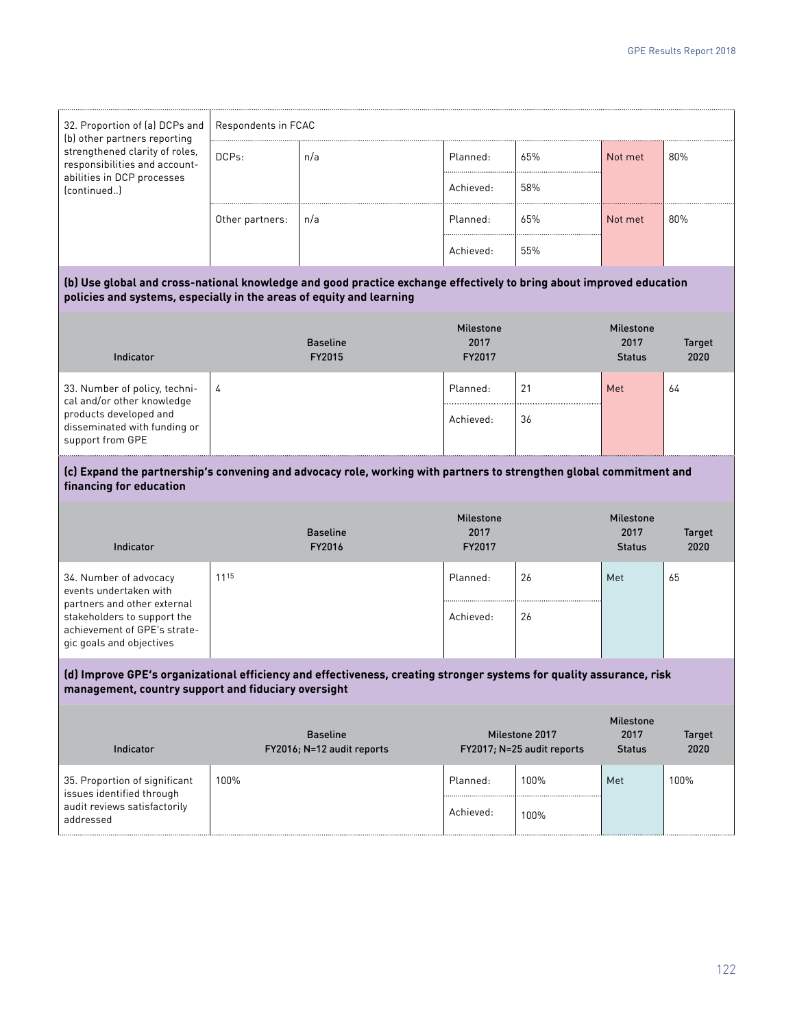| 32. Proportion of (a) DCPs and (b) other partners reporting strengthened clarity of roles, responsibilities and accountabilities in DCP processes (continued..) | Respondents in FCAC | | | | | |
|---|---|---|---|---|---|---|
| | DCPs: | n/a | Planned: | 65% | Not met | 80% |
| | | | Achieved: | 58% | | |
| | Other partners: | n/a | Planned: | 65% | Not met | 80% |
| | | | Achieved: | 55% | | |

**(b) Use global and cross-national knowledge and good practice exchange effectively to bring about improved education policies and systems, especially in the areas of equity and learning**

| Indicator | Baseline FY2015 | Milestone 2017 FY2017 | | Milestone 2017 Status | Target 2020 |
|---|---|---|---|---|---|
| 33. Number of policy, technical and/or other knowledge products developed and disseminated with funding or support from GPE | 4 | Planned: | 21 | Met | 64 |
| | | Achieved: | 36 | | |

**(c) Expand the partnership's convening and advocacy role, working with partners to strengthen global commitment and financing for education**

| Indicator | Baseline FY2016 | Milestone 2017 FY2017 | | Milestone 2017 Status | Target 2020 |
|---|---|---|---|---|---|
| 34. Number of advocacy events undertaken with partners and other external stakeholders to support the achievement of GPE's strategic goals and objectives | 11[15] | Planned: | 26 | Met | 65 |
| | | Achieved: | 26 | | |

**(d) Improve GPE's organizational efficiency and effectiveness, creating stronger systems for quality assurance, risk management, country support and fiduciary oversight**

| Indicator | Baseline FY2016; N=12 audit reports | Milestone 2017 FY2017; N=25 audit reports | | Milestone 2017 Status | Target 2020 |
|---|---|---|---|---|---|
| 35. Proportion of significant issues identified through audit reviews satisfactorily addressed | 100% | Planned: | 100% | Met | 100% |
| | | Achieved: | 100% | | |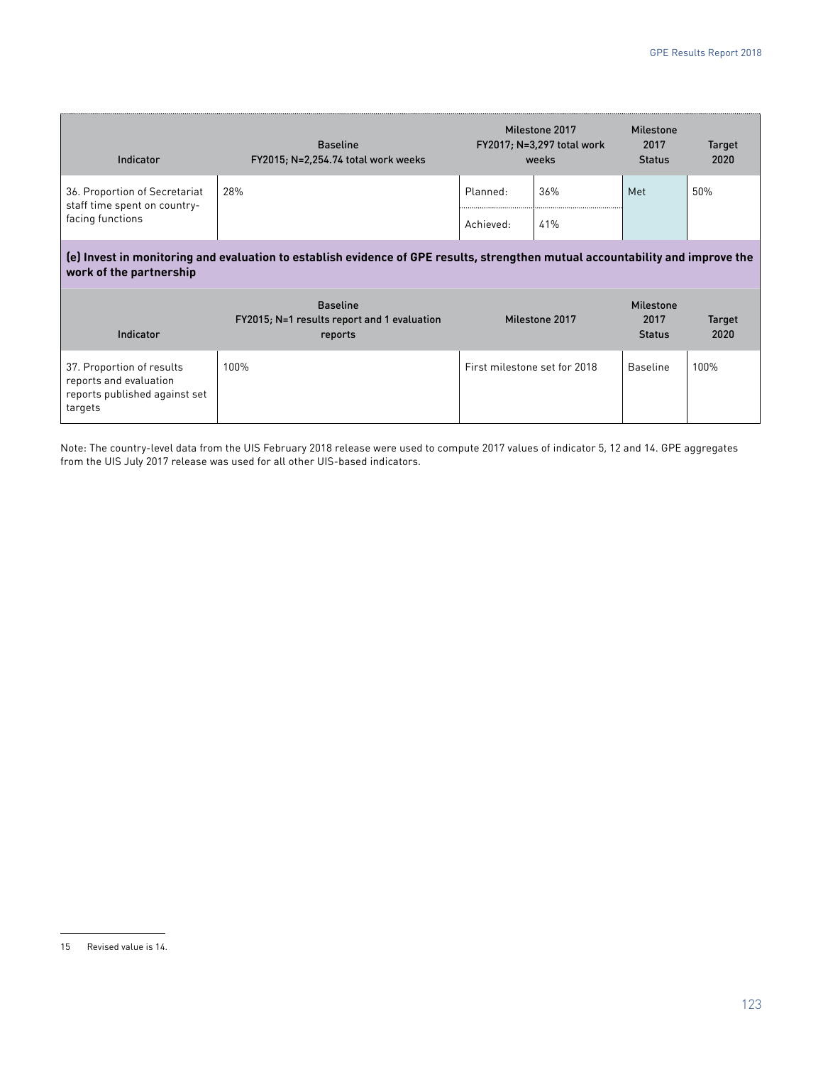| Indicator | Baseline FY2015; N=2,254.74 total work weeks | Milestone 2017 FY2017; N=3,297 total work weeks | | Milestone 2017 Status | Target 2020 |
|---|---|---|---|---|---|
| 36. Proportion of Secretariat staff time spent on country-facing functions | 28% | Planned: | 36% | Met | 50% |
| | | Achieved: | 41% | | |

**(e) Invest in monitoring and evaluation to establish evidence of GPE results, strengthen mutual accountability and improve the work of the partnership**

| Indicator | Baseline FY2015; N=1 results report and 1 evaluation reports | Milestone 2017 | Milestone 2017 Status | Target 2020 |
|---|---|---|---|---|
| 37. Proportion of results reports and evaluation reports published against set targets | 100% | First milestone set for 2018 | Baseline | 100% |

Note: The country-level data from the UIS February 2018 release were used to compute 2017 values of indicator 5, 12 and 14. GPE aggregates from the UIS July 2017 release was used for all other UIS-based indicators.

15 Revised value is 14.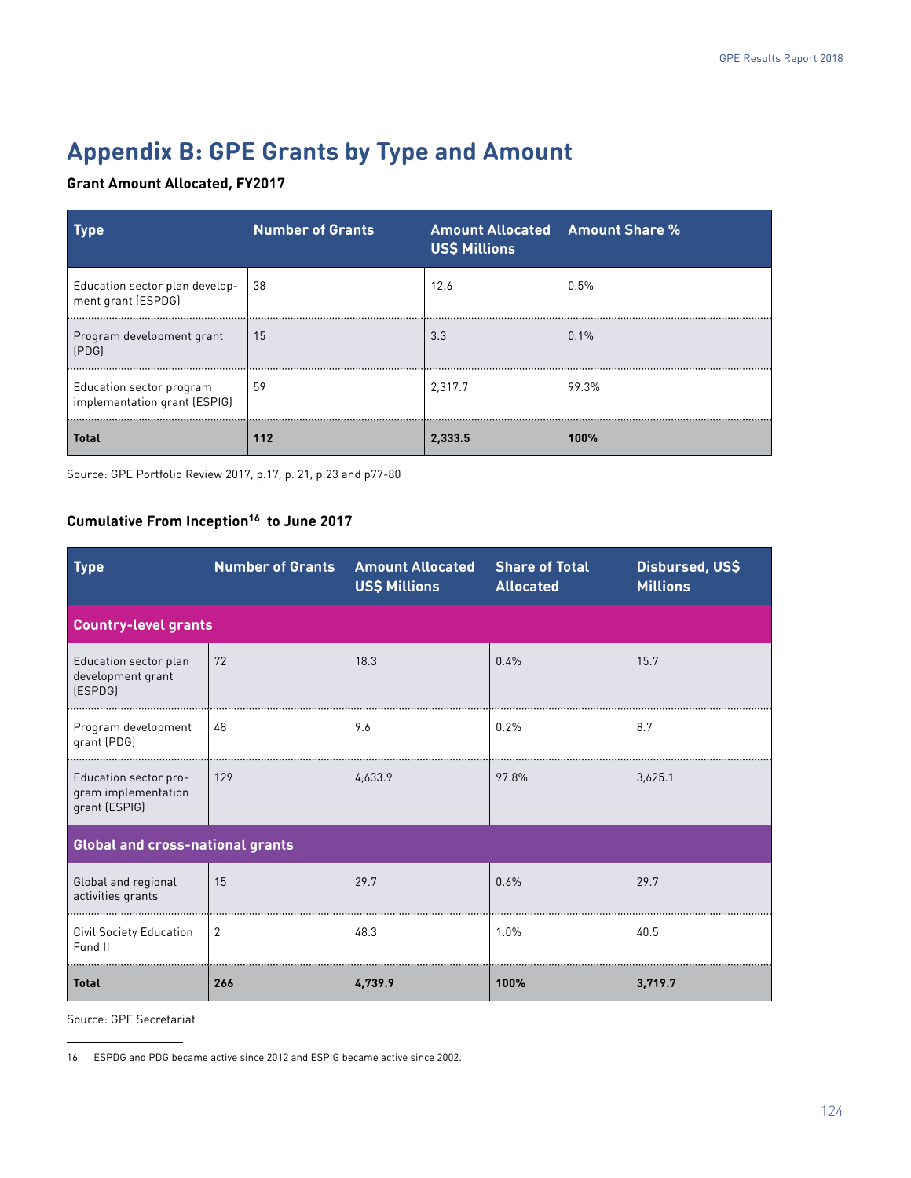# Appendix B: GPE Grants by Type and Amount

**Grant Amount Allocated, FY2017**

| Type | Number of Grants | Amount Allocated US$ Millions | Amount Share % |
|---|---|---|---|
| Education sector plan development grant (ESPDG) | 38 | 12.6 | 0.5% |
| Program development grant (PDG) | 15 | 3.3 | 0.1% |
| Education sector program implementation grant (ESPIG) | 59 | 2,317.7 | 99.3% |
| **Total** | **112** | **2,333.5** | **100%** |

Source: GPE Portfolio Review 2017, p.17, p. 21, p.23 and p77-80

**Cumulative From Inception[16] to June 2017**

| Type | Number of Grants | Amount Allocated US$ Millions | Share of Total Allocated | Disbursed, US$ Millions |
|---|---|---|---|---|
| **Country-level grants** | | | | |
| Education sector plan development grant (ESPDG) | 72 | 18.3 | 0.4% | 15.7 |
| Program development grant (PDG) | 48 | 9.6 | 0.2% | 8.7 |
| Education sector program implementation grant (ESPIG) | 129 | 4,633.9 | 97.8% | 3,625.1 |
| **Global and cross-national grants** | | | | |
| Global and regional activities grants | 15 | 29.7 | 0.6% | 29.7 |
| Civil Society Education Fund II | 2 | 48.3 | 1.0% | 40.5 |
| **Total** | **266** | **4,739.9** | **100%** | **3,719.7** |

Source: GPE Secretariat

16 ESPDG and PDG became active since 2012 and ESPIG became active since 2002.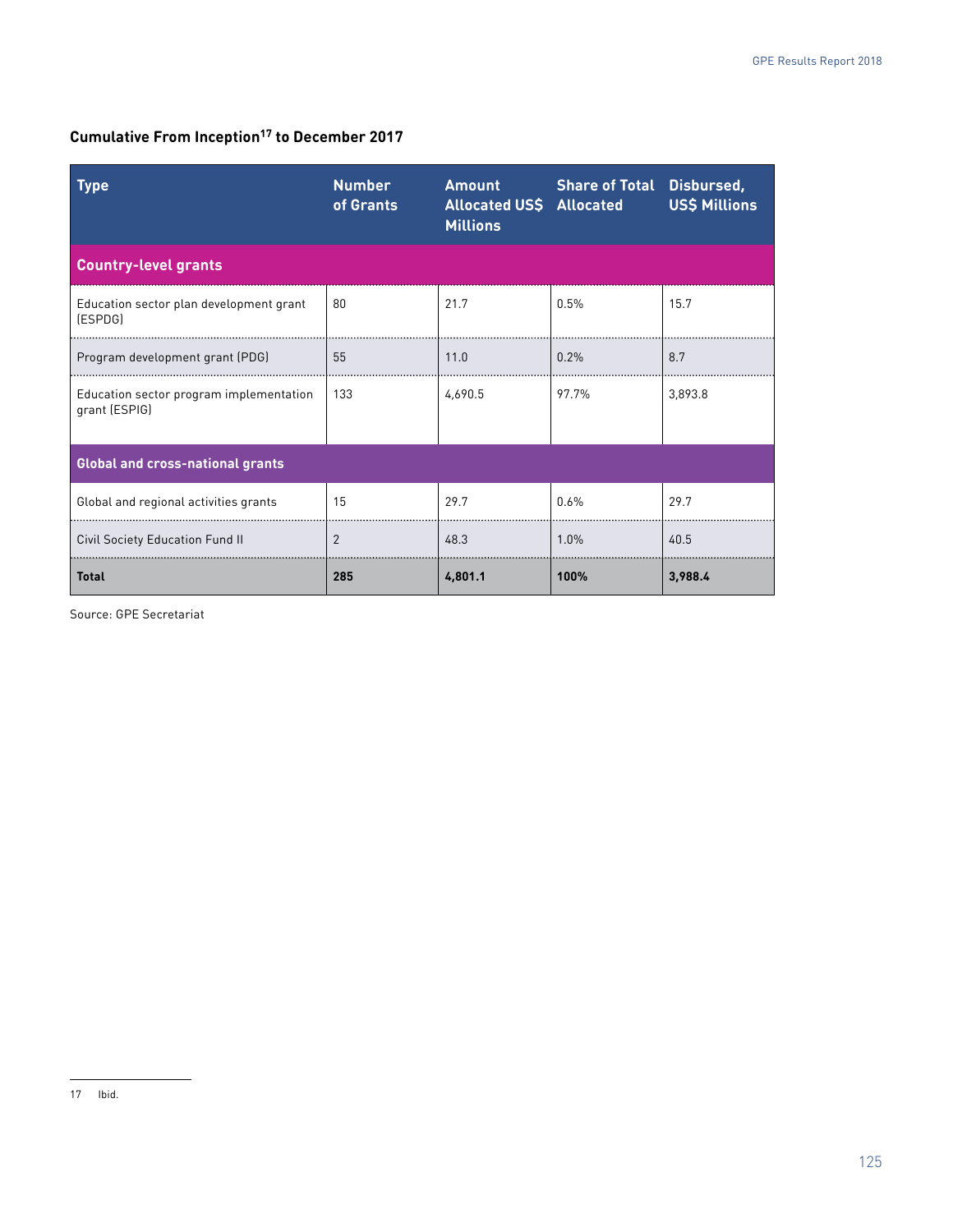### Cumulative From Inception[17] to December 2017

| Type | Number of Grants | Amount Allocated US$ Millions | Share of Total Allocated | Disbursed, US$ Millions |
|---|---|---|---|---|
| **Country-level grants** | | | | |
| Education sector plan development grant (ESPDG) | 80 | 21.7 | 0.5% | 15.7 |
| Program development grant (PDG) | 55 | 11.0 | 0.2% | 8.7 |
| Education sector program implementation grant (ESPIG) | 133 | 4,690.5 | 97.7% | 3,893.8 |
| **Global and cross-national grants** | | | | |
| Global and regional activities grants | 15 | 29.7 | 0.6% | 29.7 |
| Civil Society Education Fund II | 2 | 48.3 | 1.0% | 40.5 |
| **Total** | **285** | **4,801.1** | **100%** | **3,988.4** |

Source: GPE Secretariat

17 Ibid.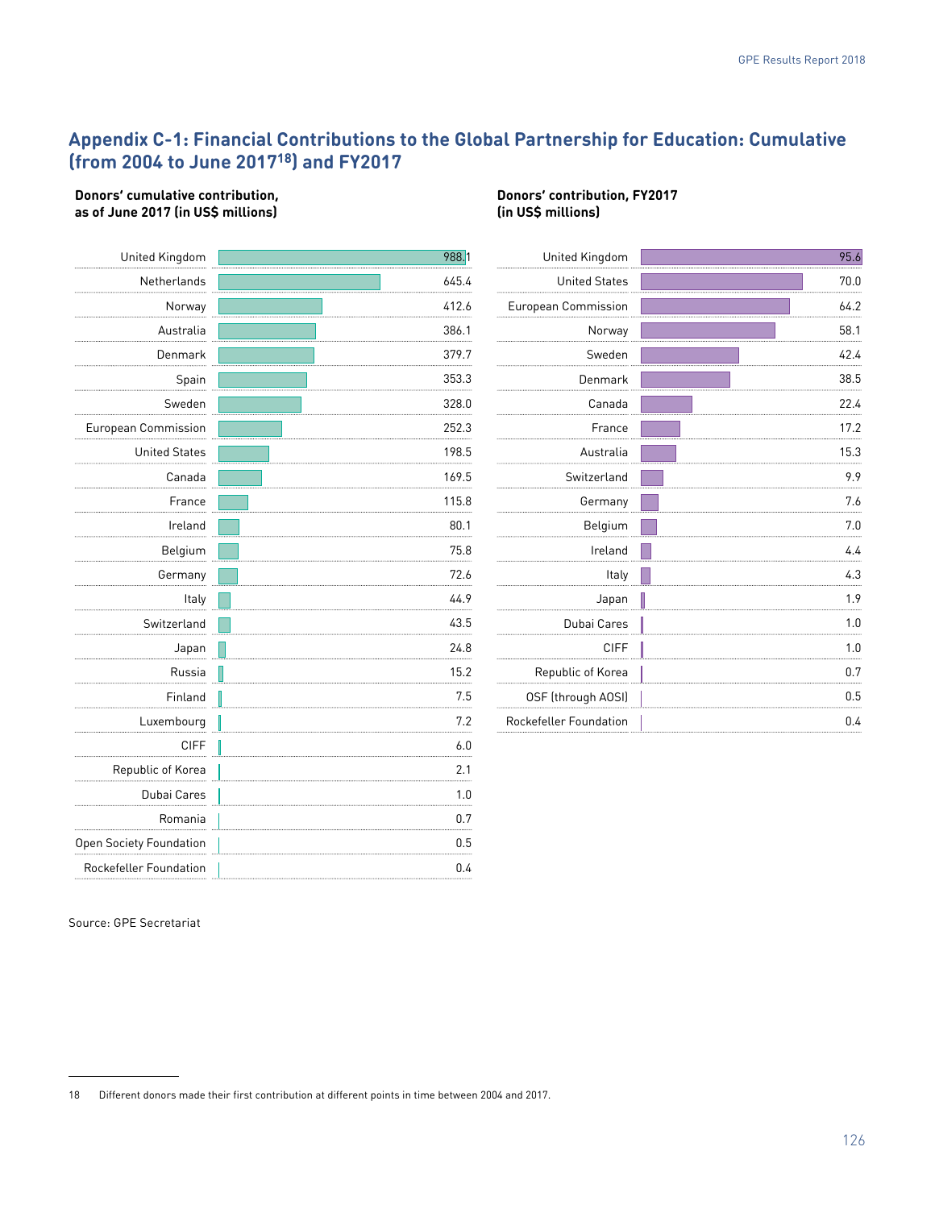## Appendix C-1: Financial Contributions to the Global Partnership for Education: Cumulative (from 2004 to June 2017[18]) and FY2017

**Donors' cumulative contribution, as of June 2017 (in US$ millions)**

| Donor | US$ millions |
|---|---|
| United Kingdom | 988.1 |
| Netherlands | 645.4 |
| Norway | 412.6 |
| Australia | 386.1 |
| Denmark | 379.7 |
| Spain | 353.3 |
| Sweden | 328.0 |
| European Commission | 252.3 |
| United States | 198.5 |
| Canada | 169.5 |
| France | 115.8 |
| Ireland | 80.1 |
| Belgium | 75.8 |
| Germany | 72.6 |
| Italy | 44.9 |
| Switzerland | 43.5 |
| Japan | 24.8 |
| Russia | 15.2 |
| Finland | 7.5 |
| Luxembourg | 7.2 |
| CIFF | 6.0 |
| Republic of Korea | 2.1 |
| Dubai Cares | 1.0 |
| Romania | 0.7 |
| Open Society Foundation | 0.5 |
| Rockefeller Foundation | 0.4 |

**Donors' contribution, FY2017 (in US$ millions)**

| Donor | US$ millions |
|---|---|
| United Kingdom | 95.6 |
| United States | 70.0 |
| European Commission | 64.2 |
| Norway | 58.1 |
| Sweden | 42.4 |
| Denmark | 38.5 |
| Canada | 22.4 |
| France | 17.2 |
| Australia | 15.3 |
| Switzerland | 9.9 |
| Germany | 7.6 |
| Belgium | 7.0 |
| Ireland | 4.4 |
| Italy | 4.3 |
| Japan | 1.9 |
| Dubai Cares | 1.0 |
| CIFF | 1.0 |
| Republic of Korea | 0.7 |
| OSF (through AOSI) | 0.5 |
| Rockefeller Foundation | 0.4 |

Source: GPE Secretariat

18 Different donors made their first contribution at different points in time between 2004 and 2017.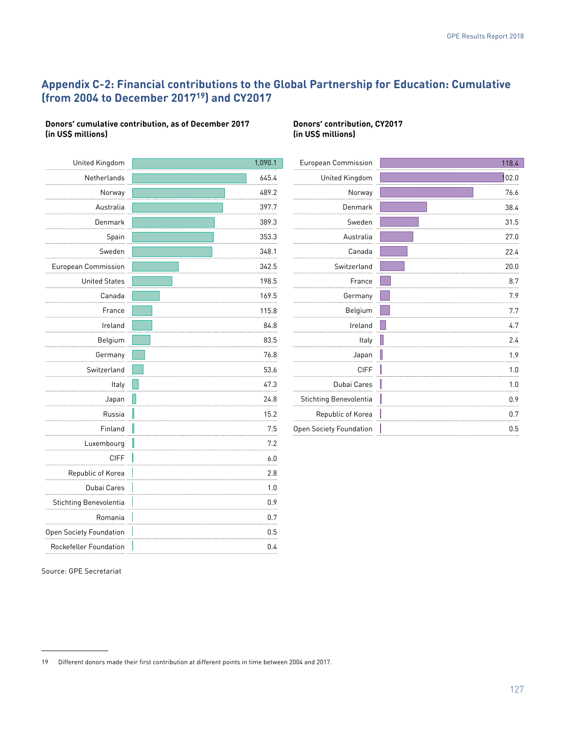## Appendix C-2: Financial contributions to the Global Partnership for Education: Cumulative (from 2004 to December 2017[19]) and CY2017

**Donors' cumulative contribution, as of December 2017 (in US$ millions)**

| Donor | Contribution |
|---|---|
| United Kingdom | 1,090.1 |
| Netherlands | 645.4 |
| Norway | 489.2 |
| Australia | 397.7 |
| Denmark | 389.3 |
| Spain | 353.3 |
| Sweden | 348.1 |
| European Commission | 342.5 |
| United States | 198.5 |
| Canada | 169.5 |
| France | 115.8 |
| Ireland | 84.8 |
| Belgium | 83.5 |
| Germany | 76.8 |
| Switzerland | 53.6 |
| Italy | 47.3 |
| Japan | 24.8 |
| Russia | 15.2 |
| Finland | 7.5 |
| Luxembourg | 7.2 |
| CIFF | 6.0 |
| Republic of Korea | 2.8 |
| Dubai Cares | 1.0 |
| Stichting Benevolentia | 0.9 |
| Romania | 0.7 |
| Open Society Foundation | 0.5 |
| Rockefeller Foundation | 0.4 |

**Donors' contribution, CY2017 (in US$ millions)**

| Donor | Contribution |
|---|---|
| European Commission | 118.4 |
| United Kingdom | 102.0 |
| Norway | 76.6 |
| Denmark | 38.4 |
| Sweden | 31.5 |
| Australia | 27.0 |
| Canada | 22.4 |
| Switzerland | 20.0 |
| France | 8.7 |
| Germany | 7.9 |
| Belgium | 7.7 |
| Ireland | 4.7 |
| Italy | 2.4 |
| Japan | 1.9 |
| CIFF | 1.0 |
| Dubai Cares | 1.0 |
| Stichting Benevolentia | 0.9 |
| Republic of Korea | 0.7 |
| Open Society Foundation | 0.5 |

Source: GPE Secretariat

19 Different donors made their first contribution at different points in time between 2004 and 2017.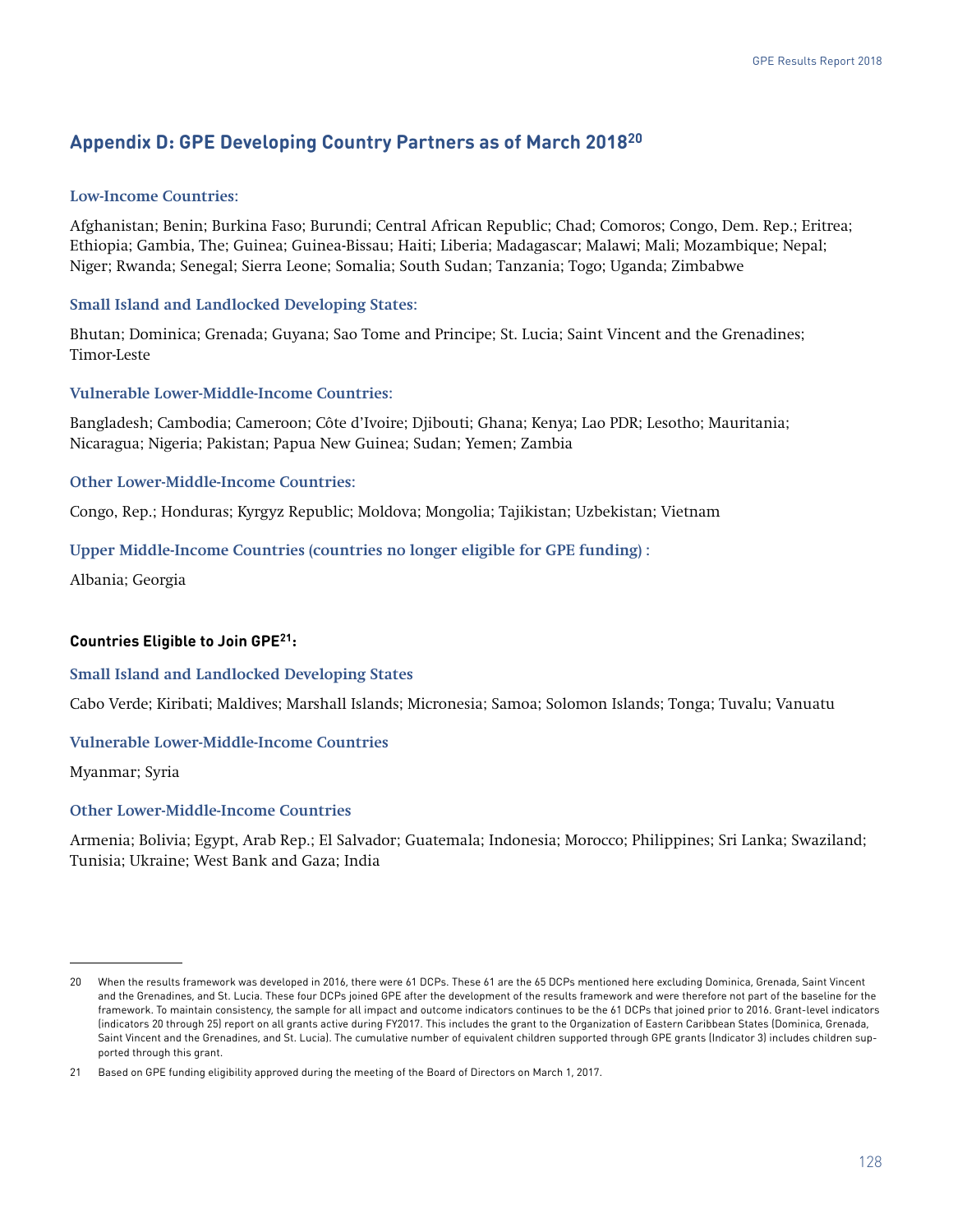## Appendix D: GPE Developing Country Partners as of March 2018[20]

### Low-Income Countries:

Afghanistan; Benin; Burkina Faso; Burundi; Central African Republic; Chad; Comoros; Congo, Dem. Rep.; Eritrea; Ethiopia; Gambia, The; Guinea; Guinea-Bissau; Haiti; Liberia; Madagascar; Malawi; Mali; Mozambique; Nepal; Niger; Rwanda; Senegal; Sierra Leone; Somalia; South Sudan; Tanzania; Togo; Uganda; Zimbabwe

### Small Island and Landlocked Developing States:

Bhutan; Dominica; Grenada; Guyana; Sao Tome and Principe; St. Lucia; Saint Vincent and the Grenadines; Timor-Leste

### Vulnerable Lower-Middle-Income Countries:

Bangladesh; Cambodia; Cameroon; Côte d'Ivoire; Djibouti; Ghana; Kenya; Lao PDR; Lesotho; Mauritania; Nicaragua; Nigeria; Pakistan; Papua New Guinea; Sudan; Yemen; Zambia

### Other Lower-Middle-Income Countries:

Congo, Rep.; Honduras; Kyrgyz Republic; Moldova; Mongolia; Tajikistan; Uzbekistan; Vietnam

### Upper Middle-Income Countries (countries no longer eligible for GPE funding) :

Albania; Georgia

**Countries Eligible to Join GPE[21]:**

### Small Island and Landlocked Developing States

Cabo Verde; Kiribati; Maldives; Marshall Islands; Micronesia; Samoa; Solomon Islands; Tonga; Tuvalu; Vanuatu

### Vulnerable Lower-Middle-Income Countries

Myanmar; Syria

### Other Lower-Middle-Income Countries

Armenia; Bolivia; Egypt, Arab Rep.; El Salvador; Guatemala; Indonesia; Morocco; Philippines; Sri Lanka; Swaziland; Tunisia; Ukraine; West Bank and Gaza; India

---

20 When the results framework was developed in 2016, there were 61 DCPs. These 61 are the 65 DCPs mentioned here excluding Dominica, Grenada, Saint Vincent and the Grenadines, and St. Lucia. These four DCPs joined GPE after the development of the results framework and were therefore not part of the baseline for the framework. To maintain consistency, the sample for all impact and outcome indicators continues to be the 61 DCPs that joined prior to 2016. Grant-level indicators (indicators 20 through 25) report on all grants active during FY2017. This includes the grant to the Organization of Eastern Caribbean States (Dominica, Grenada, Saint Vincent and the Grenadines, and St. Lucia). The cumulative number of equivalent children supported through GPE grants (Indicator 3) includes children supported through this grant.

21 Based on GPE funding eligibility approved during the meeting of the Board of Directors on March 1, 2017.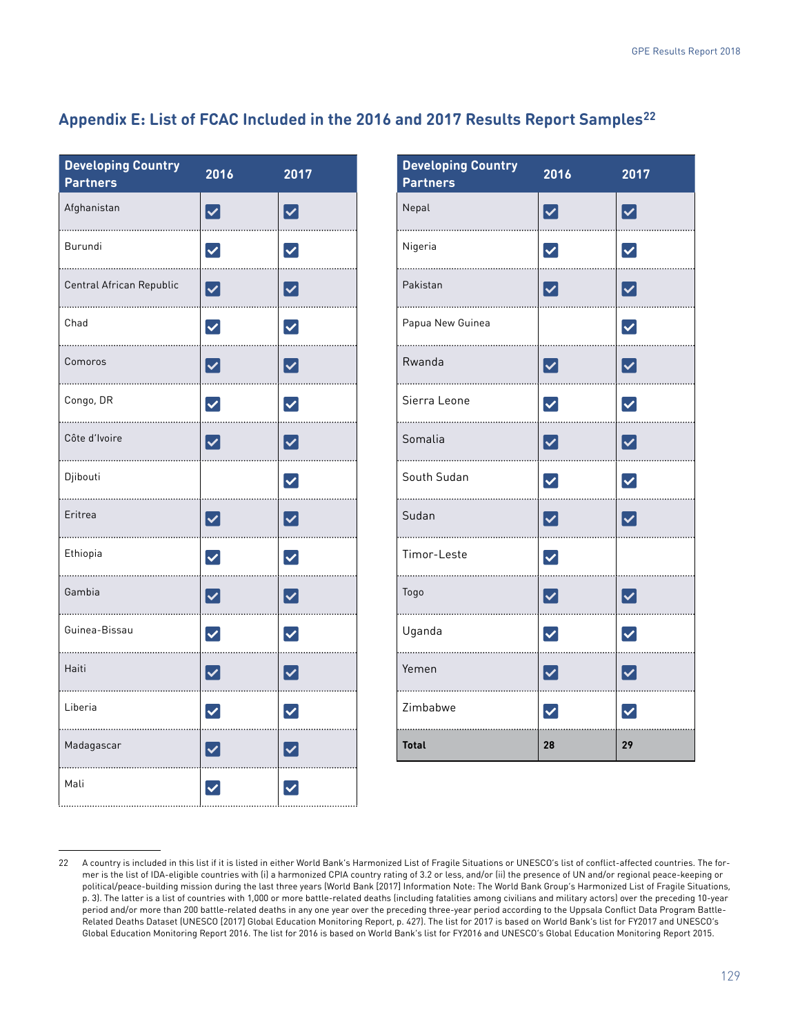## Appendix E: List of FCAC Included in the 2016 and 2017 Results Report Samples[22]

| Developing Country Partners | 2016 | 2017 |
|---|---|---|
| Afghanistan | ☑ | ☑ |
| Burundi | ☑ | ☑ |
| Central African Republic | ☑ | ☑ |
| Chad | ☑ | ☑ |
| Comoros | ☑ | ☑ |
| Congo, DR | ☑ | ☑ |
| Côte d'Ivoire | ☑ | ☑ |
| Djibouti | | ☑ |
| Eritrea | ☑ | ☑ |
| Ethiopia | ☑ | ☑ |
| Gambia | ☑ | ☑ |
| Guinea-Bissau | ☑ | ☑ |
| Haiti | ☑ | ☑ |
| Liberia | ☑ | ☑ |
| Madagascar | ☑ | ☑ |
| Mali | ☑ | ☑ |
| Nepal | ☑ | ☑ |
| Nigeria | ☑ | ☑ |
| Pakistan | ☑ | ☑ |
| Papua New Guinea | | ☑ |
| Rwanda | ☑ | ☑ |
| Sierra Leone | ☑ | ☑ |
| Somalia | ☑ | ☑ |
| South Sudan | ☑ | ☑ |
| Sudan | ☑ | ☑ |
| Timor-Leste | ☑ | |
| Togo | ☑ | ☑ |
| Uganda | ☑ | ☑ |
| Yemen | ☑ | ☑ |
| Zimbabwe | ☑ | ☑ |
| **Total** | **28** | **29** |

22 A country is included in this list if it is listed in either World Bank's Harmonized List of Fragile Situations or UNESCO's list of conflict-affected countries. The former is the list of IDA-eligible countries with (i) a harmonized CPIA country rating of 3.2 or less, and/or (ii) the presence of UN and/or regional peace-keeping or political/peace-building mission during the last three years (World Bank [2017] Information Note: The World Bank Group's Harmonized List of Fragile Situations, p. 3). The latter is a list of countries with 1,000 or more battle-related deaths (including fatalities among civilians and military actors) over the preceding 10-year period and/or more than 200 battle-related deaths in any one year over the preceding three-year period according to the Uppsala Conflict Data Program Battle-Related Deaths Dataset (UNESCO [2017] Global Education Monitoring Report, p. 427). The list for 2017 is based on World Bank's list for FY2017 and UNESCO's Global Education Monitoring Report 2016. The list for 2016 is based on World Bank's list for FY2016 and UNESCO's Global Education Monitoring Report 2015.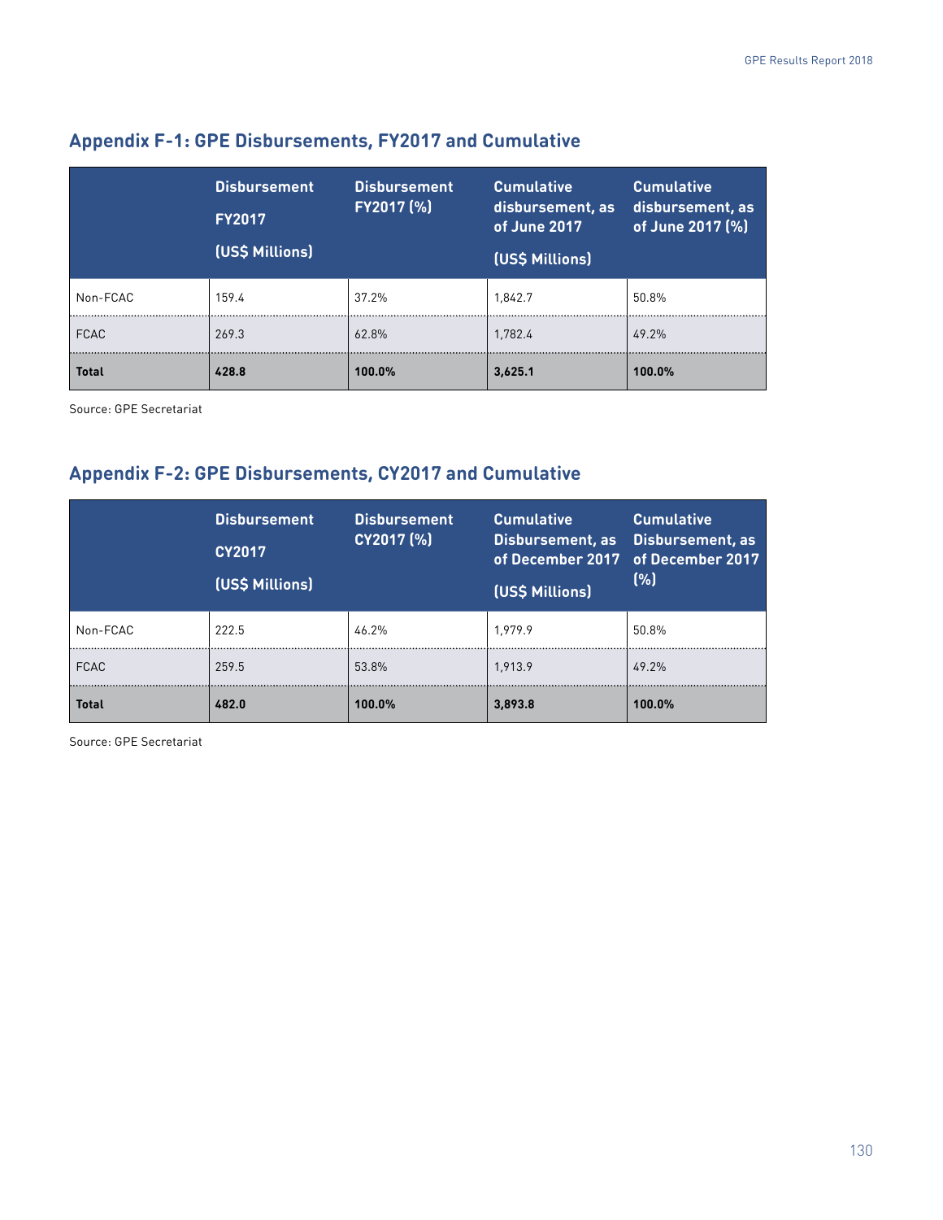## Appendix F-1: GPE Disbursements, FY2017 and Cumulative

| | Disbursement FY2017 (US$ Millions) | Disbursement FY2017 (%) | Cumulative disbursement, as of June 2017 (US$ Millions) | Cumulative disbursement, as of June 2017 (%) |
|---|---|---|---|---|
| Non-FCAC | 159.4 | 37.2% | 1,842.7 | 50.8% |
| FCAC | 269.3 | 62.8% | 1,782.4 | 49.2% |
| **Total** | **428.8** | **100.0%** | **3,625.1** | **100.0%** |

Source: GPE Secretariat

## Appendix F-2: GPE Disbursements, CY2017 and Cumulative

| | Disbursement CY2017 (US$ Millions) | Disbursement CY2017 (%) | Cumulative Disbursement, as of December 2017 (US$ Millions) | Cumulative Disbursement, as of December 2017 (%) |
|---|---|---|---|---|
| Non-FCAC | 222.5 | 46.2% | 1,979.9 | 50.8% |
| FCAC | 259.5 | 53.8% | 1,913.9 | 49.2% |
| **Total** | **482.0** | **100.0%** | **3,893.8** | **100.0%** |

Source: GPE Secretariat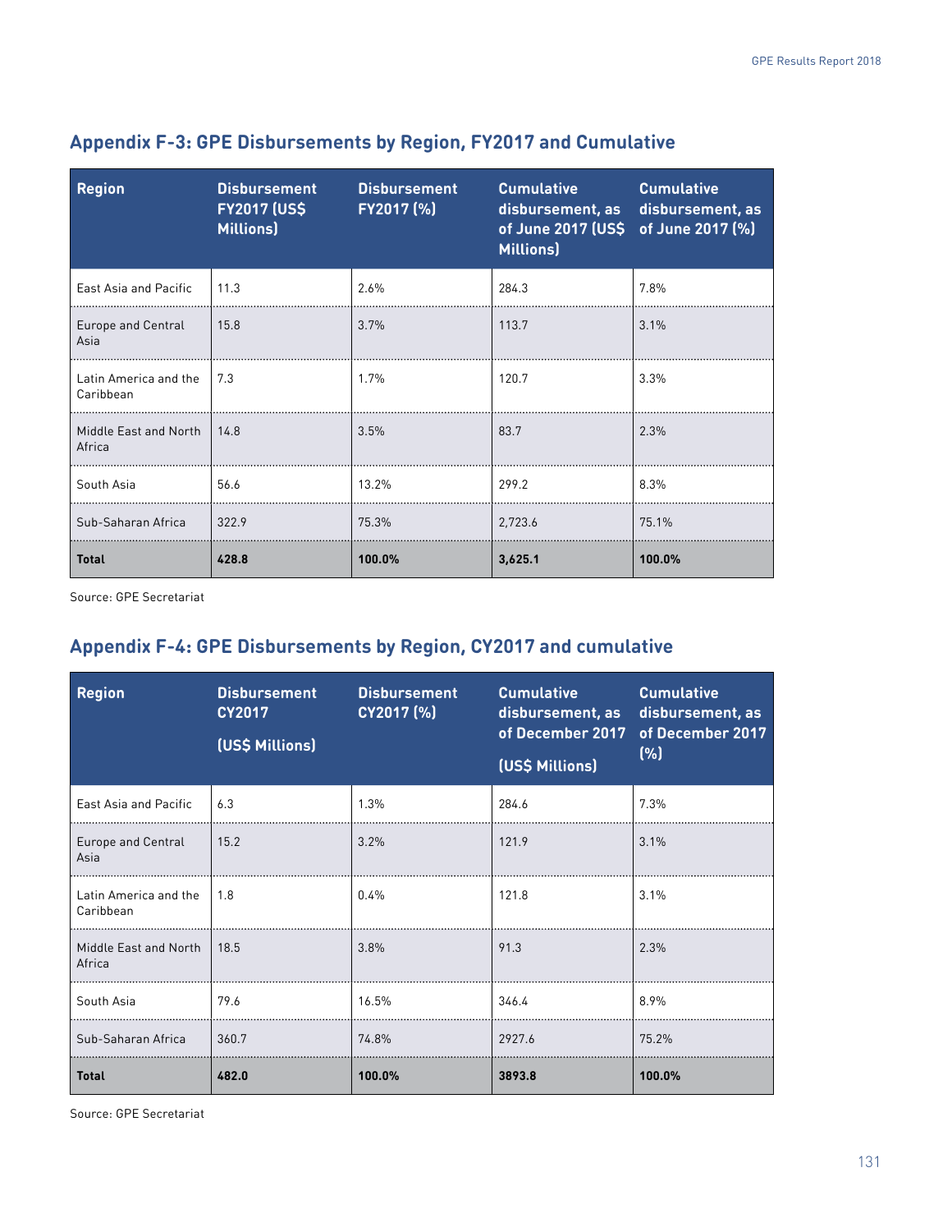## Appendix F-3: GPE Disbursements by Region, FY2017 and Cumulative

| Region | Disbursement FY2017 (US$ Millions) | Disbursement FY2017 (%) | Cumulative disbursement, as of June 2017 (US$ Millions) | Cumulative disbursement, as of June 2017 (%) |
|---|---|---|---|---|
| East Asia and Pacific | 11.3 | 2.6% | 284.3 | 7.8% |
| Europe and Central Asia | 15.8 | 3.7% | 113.7 | 3.1% |
| Latin America and the Caribbean | 7.3 | 1.7% | 120.7 | 3.3% |
| Middle East and North Africa | 14.8 | 3.5% | 83.7 | 2.3% |
| South Asia | 56.6 | 13.2% | 299.2 | 8.3% |
| Sub-Saharan Africa | 322.9 | 75.3% | 2,723.6 | 75.1% |
| **Total** | **428.8** | **100.0%** | **3,625.1** | **100.0%** |

Source: GPE Secretariat

## Appendix F-4: GPE Disbursements by Region, CY2017 and cumulative

| Region | Disbursement CY2017 (US$ Millions) | Disbursement CY2017 (%) | Cumulative disbursement, as of December 2017 (US$ Millions) | Cumulative disbursement, as of December 2017 (%) |
|---|---|---|---|---|
| East Asia and Pacific | 6.3 | 1.3% | 284.6 | 7.3% |
| Europe and Central Asia | 15.2 | 3.2% | 121.9 | 3.1% |
| Latin America and the Caribbean | 1.8 | 0.4% | 121.8 | 3.1% |
| Middle East and North Africa | 18.5 | 3.8% | 91.3 | 2.3% |
| South Asia | 79.6 | 16.5% | 346.4 | 8.9% |
| Sub-Saharan Africa | 360.7 | 74.8% | 2927.6 | 75.2% |
| **Total** | **482.0** | **100.0%** | **3893.8** | **100.0%** |

Source: GPE Secretariat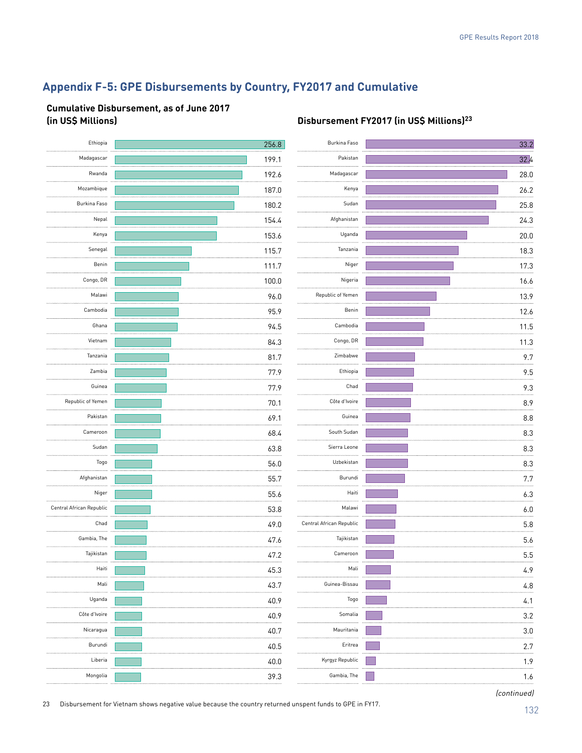## Appendix F-5: GPE Disbursements by Country, FY2017 and Cumulative

### Cumulative Disbursement, as of June 2017 (in US$ Millions)

| Country | Cumulative Disbursement |
|---|---|
| Ethiopia | 256.8 |
| Madagascar | 199.1 |
| Rwanda | 192.6 |
| Mozambique | 187.0 |
| Burkina Faso | 180.2 |
| Nepal | 154.4 |
| Kenya | 153.6 |
| Senegal | 115.7 |
| Benin | 111.7 |
| Congo, DR | 100.0 |
| Malawi | 96.0 |
| Cambodia | 95.9 |
| Ghana | 94.5 |
| Vietnam | 84.3 |
| Tanzania | 81.7 |
| Zambia | 77.9 |
| Guinea | 77.9 |
| Republic of Yemen | 70.1 |
| Pakistan | 69.1 |
| Cameroon | 68.4 |
| Sudan | 63.8 |
| Togo | 56.0 |
| Afghanistan | 55.7 |
| Niger | 55.6 |
| Central African Republic | 53.8 |
| Chad | 49.0 |
| Gambia, The | 47.6 |
| Tajikistan | 47.2 |
| Haiti | 45.3 |
| Mali | 43.7 |
| Uganda | 40.9 |
| Côte d'Ivoire | 40.9 |
| Nicaragua | 40.7 |
| Burundi | 40.5 |
| Liberia | 40.0 |
| Mongolia | 39.3 |

### Disbursement FY2017 (in US$ Millions)[23]

| Country | Disbursement FY2017 |
|---|---|
| Burkina Faso | 33.2 |
| Pakistan | 32.4 |
| Madagascar | 28.0 |
| Kenya | 26.2 |
| Sudan | 25.8 |
| Afghanistan | 24.3 |
| Uganda | 20.0 |
| Tanzania | 18.3 |
| Niger | 17.3 |
| Nigeria | 16.6 |
| Republic of Yemen | 13.9 |
| Benin | 12.6 |
| Cambodia | 11.5 |
| Congo, DR | 11.3 |
| Zimbabwe | 9.7 |
| Ethiopia | 9.5 |
| Chad | 9.3 |
| Côte d'Ivoire | 8.9 |
| Guinea | 8.8 |
| South Sudan | 8.3 |
| Sierra Leone | 8.3 |
| Uzbekistan | 8.3 |
| Burundi | 7.7 |
| Haiti | 6.3 |
| Malawi | 6.0 |
| Central African Republic | 5.8 |
| Tajikistan | 5.6 |
| Cameroon | 5.5 |
| Mali | 4.9 |
| Guinea-Bissau | 4.8 |
| Togo | 4.1 |
| Somalia | 3.2 |
| Mauritania | 3.0 |
| Eritrea | 2.7 |
| Kyrgyz Republic | 1.9 |
| Gambia, The | 1.6 |

*(continued)*

23 Disbursement for Vietnam shows negative value because the country returned unspent funds to GPE in FY17.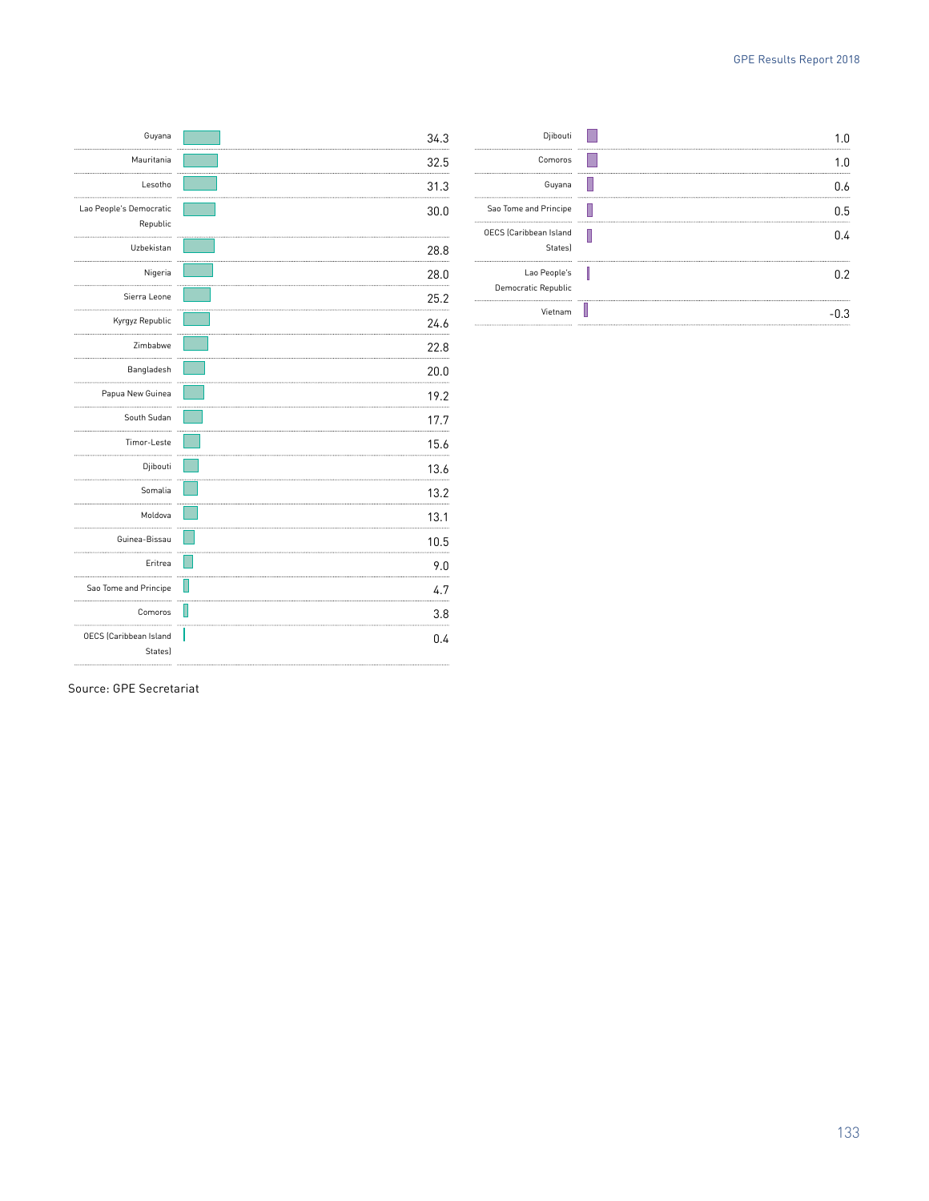| Country | Value |
|---|---|
| Guyana | 34.3 |
| Mauritania | 32.5 |
| Lesotho | 31.3 |
| Lao People's Democratic Republic | 30.0 |
| Uzbekistan | 28.8 |
| Nigeria | 28.0 |
| Sierra Leone | 25.2 |
| Kyrgyz Republic | 24.6 |
| Zimbabwe | 22.8 |
| Bangladesh | 20.0 |
| Papua New Guinea | 19.2 |
| South Sudan | 17.7 |
| Timor-Leste | 15.6 |
| Djibouti | 13.6 |
| Somalia | 13.2 |
| Moldova | 13.1 |
| Guinea-Bissau | 10.5 |
| Eritrea | 9.0 |
| Sao Tome and Principe | 4.7 |
| Comoros | 3.8 |
| OECS (Caribbean Island States) | 0.4 |

| Country | Value |
|---|---|
| Djibouti | 1.0 |
| Comoros | 1.0 |
| Guyana | 0.6 |
| Sao Tome and Principe | 0.5 |
| OECS (Caribbean Island States) | 0.4 |
| Lao People's Democratic Republic | 0.2 |
| Vietnam | -0.3 |

Source: GPE Secretariat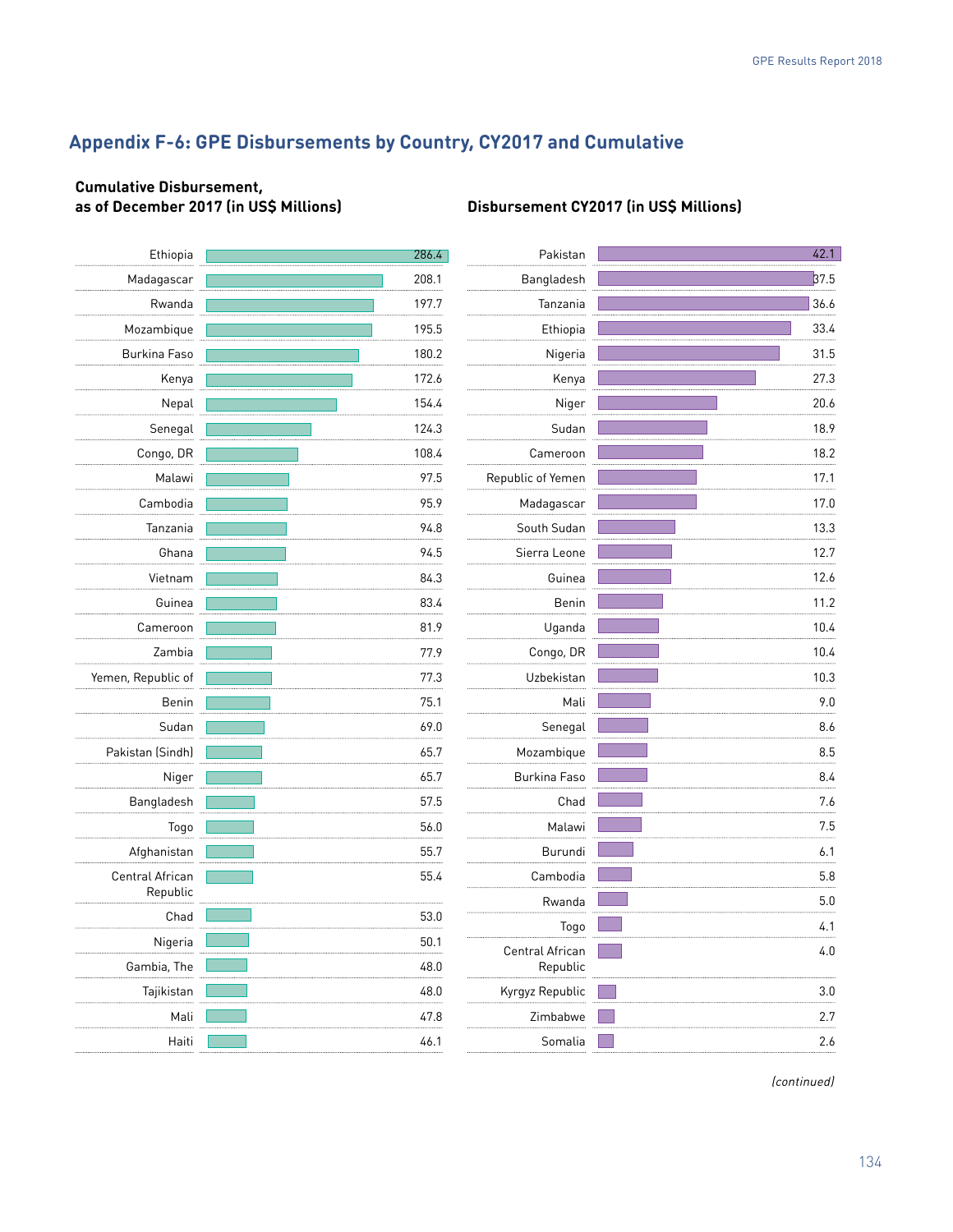## Appendix F-6: GPE Disbursements by Country, CY2017 and Cumulative

**Cumulative Disbursement, as of December 2017 (in US$ Millions)**

| Country | Cumulative Disbursement |
|---|---|
| Ethiopia | 286.4 |
| Madagascar | 208.1 |
| Rwanda | 197.7 |
| Mozambique | 195.5 |
| Burkina Faso | 180.2 |
| Kenya | 172.6 |
| Nepal | 154.4 |
| Senegal | 124.3 |
| Congo, DR | 108.4 |
| Malawi | 97.5 |
| Cambodia | 95.9 |
| Tanzania | 94.8 |
| Ghana | 94.5 |
| Vietnam | 84.3 |
| Guinea | 83.4 |
| Cameroon | 81.9 |
| Zambia | 77.9 |
| Yemen, Republic of | 77.3 |
| Benin | 75.1 |
| Sudan | 69.0 |
| Pakistan (Sindh) | 65.7 |
| Niger | 65.7 |
| Bangladesh | 57.5 |
| Togo | 56.0 |
| Afghanistan | 55.7 |
| Central African Republic | 55.4 |
| Chad | 53.0 |
| Nigeria | 50.1 |
| Gambia, The | 48.0 |
| Tajikistan | 48.0 |
| Mali | 47.8 |
| Haiti | 46.1 |

**Disbursement CY2017 (in US$ Millions)**

| Country | Disbursement CY2017 |
|---|---|
| Pakistan | 42.1 |
| Bangladesh | 37.5 |
| Tanzania | 36.6 |
| Ethiopia | 33.4 |
| Nigeria | 31.5 |
| Kenya | 27.3 |
| Niger | 20.6 |
| Sudan | 18.9 |
| Cameroon | 18.2 |
| Republic of Yemen | 17.1 |
| Madagascar | 17.0 |
| South Sudan | 13.3 |
| Sierra Leone | 12.7 |
| Guinea | 12.6 |
| Benin | 11.2 |
| Uganda | 10.4 |
| Congo, DR | 10.4 |
| Uzbekistan | 10.3 |
| Mali | 9.0 |
| Senegal | 8.6 |
| Mozambique | 8.5 |
| Burkina Faso | 8.4 |
| Chad | 7.6 |
| Malawi | 7.5 |
| Burundi | 6.1 |
| Cambodia | 5.8 |
| Rwanda | 5.0 |
| Togo | 4.1 |
| Central African Republic | 4.0 |
| Kyrgyz Republic | 3.0 |
| Zimbabwe | 2.7 |
| Somalia | 2.6 |

*(continued)*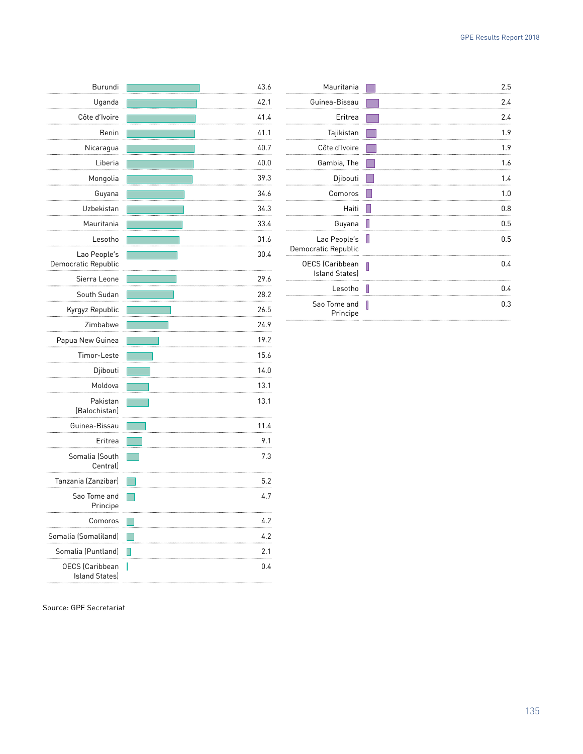| Country | Value |
|---|---|
| Burundi | 43.6 |
| Uganda | 42.1 |
| Côte d'Ivoire | 41.4 |
| Benin | 41.1 |
| Nicaragua | 40.7 |
| Liberia | 40.0 |
| Mongolia | 39.3 |
| Guyana | 34.6 |
| Uzbekistan | 34.3 |
| Mauritania | 33.4 |
| Lesotho | 31.6 |
| Lao People's Democratic Republic | 30.4 |
| Sierra Leone | 29.6 |
| South Sudan | 28.2 |
| Kyrgyz Republic | 26.5 |
| Zimbabwe | 24.9 |
| Papua New Guinea | 19.2 |
| Timor-Leste | 15.6 |
| Djibouti | 14.0 |
| Moldova | 13.1 |
| Pakistan (Balochistan) | 13.1 |
| Guinea-Bissau | 11.4 |
| Eritrea | 9.1 |
| Somalia (South Central) | 7.3 |
| Tanzania (Zanzibar) | 5.2 |
| Sao Tome and Principe | 4.7 |
| Comoros | 4.2 |
| Somalia (Somaliland) | 4.2 |
| Somalia (Puntland) | 2.1 |
| OECS (Caribbean Island States) | 0.4 |

| Country | Value |
|---|---|
| Mauritania | 2.5 |
| Guinea-Bissau | 2.4 |
| Eritrea | 2.4 |
| Tajikistan | 1.9 |
| Côte d'Ivoire | 1.9 |
| Gambia, The | 1.6 |
| Djibouti | 1.4 |
| Comoros | 1.0 |
| Haiti | 0.8 |
| Guyana | 0.5 |
| Lao People's Democratic Republic | 0.5 |
| OECS (Caribbean Island States) | 0.4 |
| Lesotho | 0.4 |
| Sao Tome and Principe | 0.3 |

Source: GPE Secretariat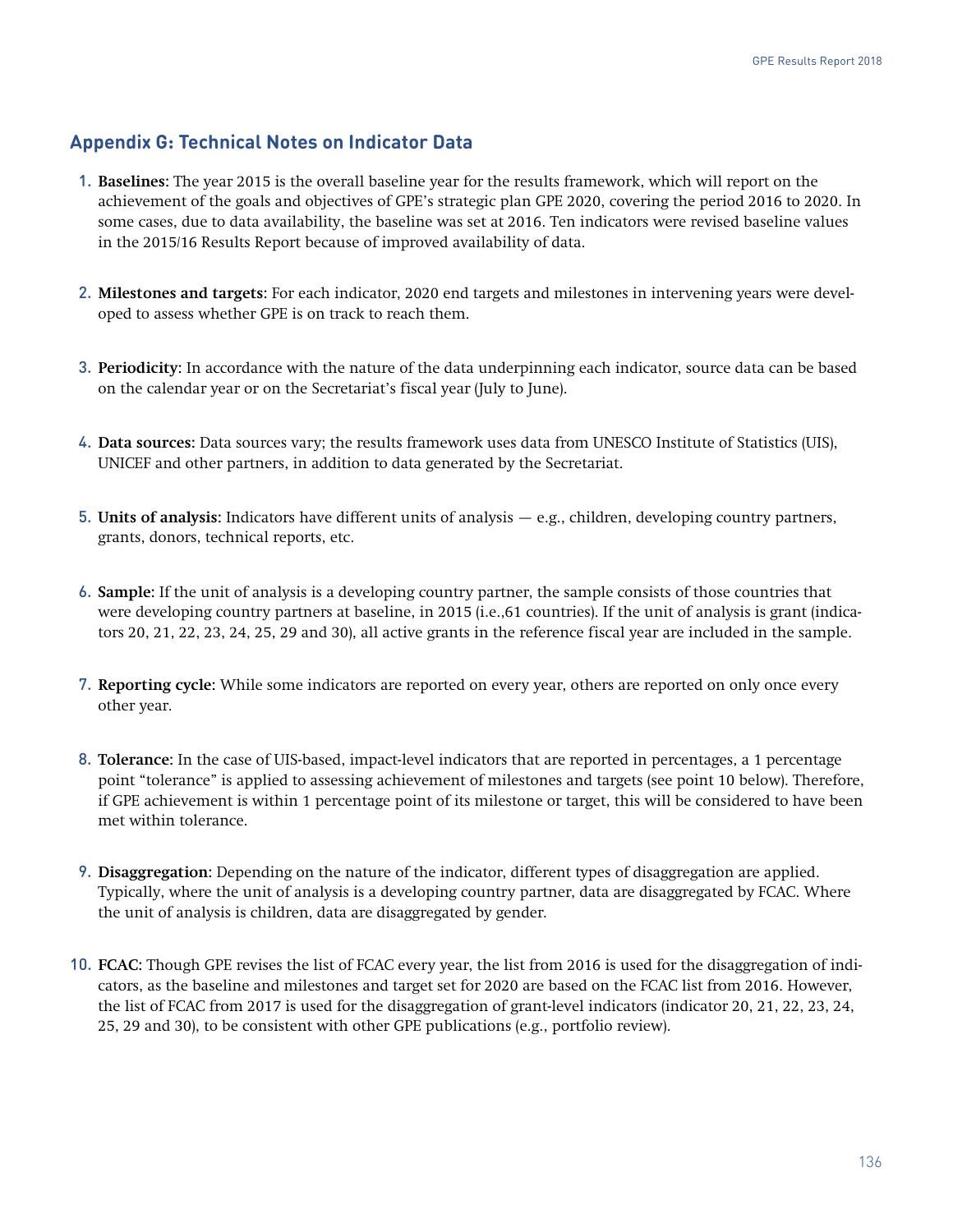## Appendix G: Technical Notes on Indicator Data

1. **Baselines:** The year 2015 is the overall baseline year for the results framework, which will report on the achievement of the goals and objectives of GPE's strategic plan GPE 2020, covering the period 2016 to 2020. In some cases, due to data availability, the baseline was set at 2016. Ten indicators were revised baseline values in the 2015/16 Results Report because of improved availability of data.

2. **Milestones and targets:** For each indicator, 2020 end targets and milestones in intervening years were developed to assess whether GPE is on track to reach them.

3. **Periodicity:** In accordance with the nature of the data underpinning each indicator, source data can be based on the calendar year or on the Secretariat's fiscal year (July to June).

4. **Data sources:** Data sources vary; the results framework uses data from UNESCO Institute of Statistics (UIS), UNICEF and other partners, in addition to data generated by the Secretariat.

5. **Units of analysis:** Indicators have different units of analysis — e.g., children, developing country partners, grants, donors, technical reports, etc.

6. **Sample:** If the unit of analysis is a developing country partner, the sample consists of those countries that were developing country partners at baseline, in 2015 (i.e.,61 countries). If the unit of analysis is grant (indicators 20, 21, 22, 23, 24, 25, 29 and 30), all active grants in the reference fiscal year are included in the sample.

7. **Reporting cycle:** While some indicators are reported on every year, others are reported on only once every other year.

8. **Tolerance:** In the case of UIS-based, impact-level indicators that are reported in percentages, a 1 percentage point "tolerance" is applied to assessing achievement of milestones and targets (see point 10 below). Therefore, if GPE achievement is within 1 percentage point of its milestone or target, this will be considered to have been met within tolerance.

9. **Disaggregation:** Depending on the nature of the indicator, different types of disaggregation are applied. Typically, where the unit of analysis is a developing country partner, data are disaggregated by FCAC. Where the unit of analysis is children, data are disaggregated by gender.

10. **FCAC:** Though GPE revises the list of FCAC every year, the list from 2016 is used for the disaggregation of indicators, as the baseline and milestones and target set for 2020 are based on the FCAC list from 2016. However, the list of FCAC from 2017 is used for the disaggregation of grant-level indicators (indicator 20, 21, 22, 23, 24, 25, 29 and 30), to be consistent with other GPE publications (e.g., portfolio review).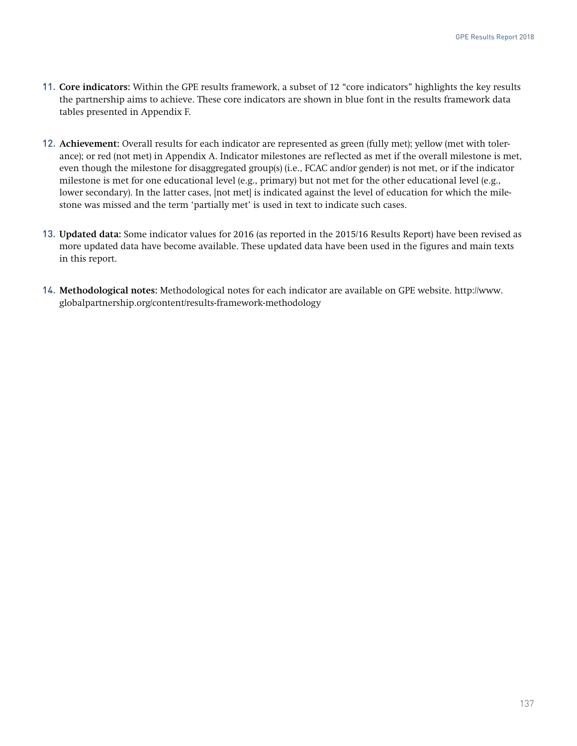11. **Core indicators**: Within the GPE results framework, a subset of 12 "core indicators" highlights the key results the partnership aims to achieve. These core indicators are shown in blue font in the results framework data tables presented in Appendix F.

12. **Achievement**: Overall results for each indicator are represented as green (fully met); yellow (met with tolerance); or red (not met) in Appendix A. Indicator milestones are reflected as met if the overall milestone is met, even though the milestone for disaggregated group(s) (i.e., FCAC and/or gender) is not met, or if the indicator milestone is met for one educational level (e.g., primary) but not met for the other educational level (e.g., lower secondary). In the latter cases, [not met] is indicated against the level of education for which the milestone was missed and the term 'partially met' is used in text to indicate such cases.

13. **Updated data**: Some indicator values for 2016 (as reported in the 2015/16 Results Report) have been revised as more updated data have become available. These updated data have been used in the figures and main texts in this report.

14. **Methodological notes**: Methodological notes for each indicator are available on GPE website. http://www.globalpartnership.org/content/results-framework-methodology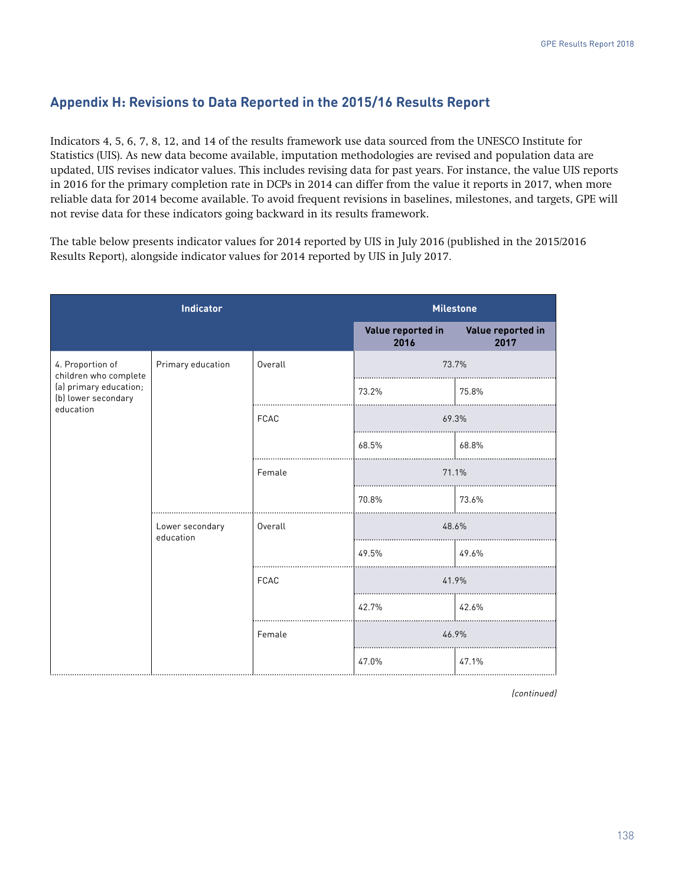## Appendix H: Revisions to Data Reported in the 2015/16 Results Report

Indicators 4, 5, 6, 7, 8, 12, and 14 of the results framework use data sourced from the UNESCO Institute for Statistics (UIS). As new data become available, imputation methodologies are revised and population data are updated, UIS revises indicator values. This includes revising data for past years. For instance, the value UIS reports in 2016 for the primary completion rate in DCPs in 2014 can differ from the value it reports in 2017, when more reliable data for 2014 become available. To avoid frequent revisions in baselines, milestones, and targets, GPE will not revise data for these indicators going backward in its results framework.

The table below presents indicator values for 2014 reported by UIS in July 2016 (published in the 2015/2016 Results Report), alongside indicator values for 2014 reported by UIS in July 2017.

| Indicator | | | Milestone | |
|---|---|---|---|---|
| | | | Value reported in 2016 | Value reported in 2017 |
| 4. Proportion of children who complete (a) primary education; (b) lower secondary education | Primary education | Overall | 73.7% | |
| | | | 73.2% | 75.8% |
| | | FCAC | 69.3% | |
| | | | 68.5% | 68.8% |
| | | Female | 71.1% | |
| | | | 70.8% | 73.6% |
| | Lower secondary education | Overall | 48.6% | |
| | | | 49.5% | 49.6% |
| | | FCAC | 41.9% | |
| | | | 42.7% | 42.6% |
| | | Female | 46.9% | |
| | | | 47.0% | 47.1% |

*(continued)*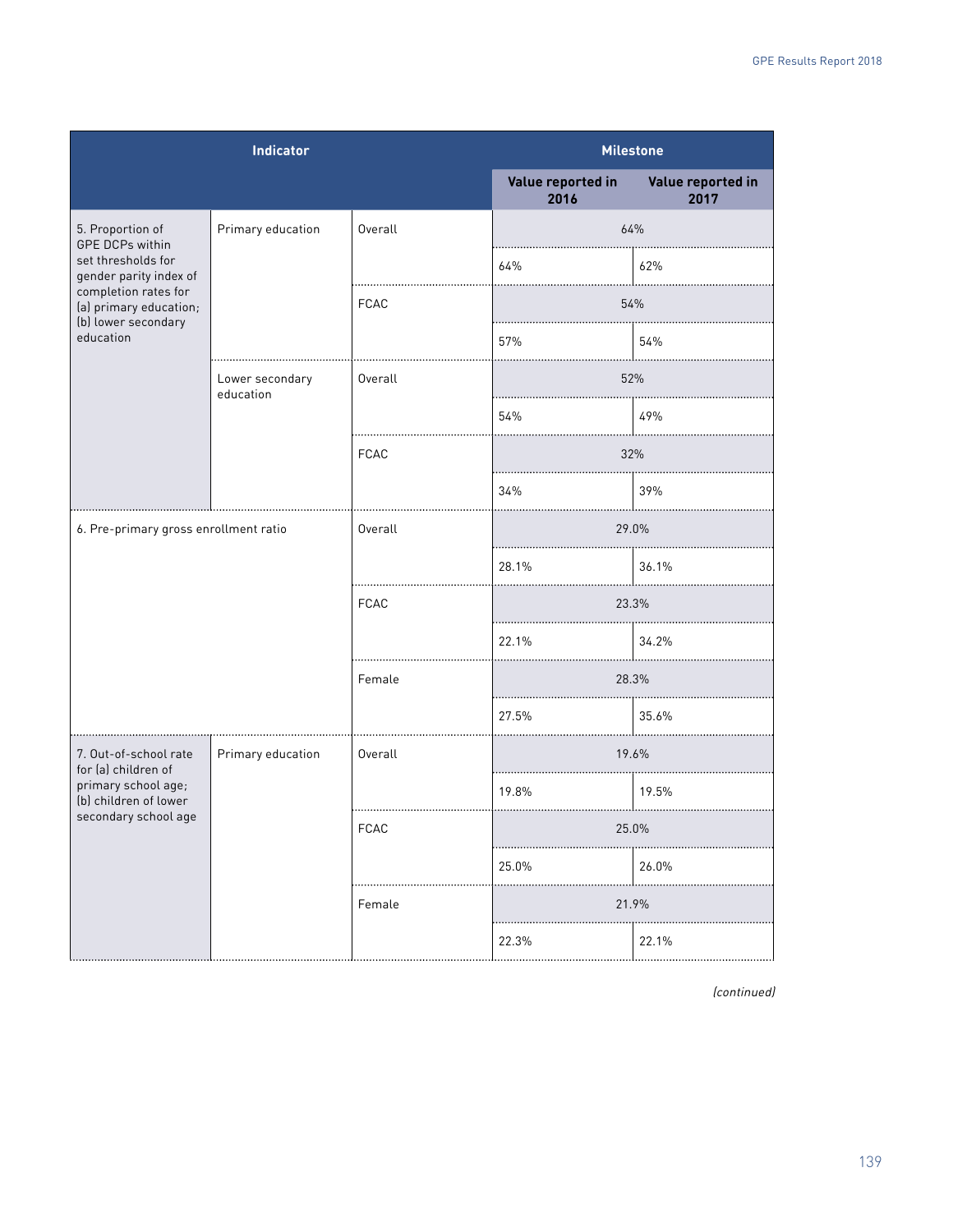| Indicator | | | Milestone | |
|---|---|---|---|---|
| | | | Value reported in 2016 | Value reported in 2017 |
| 5. Proportion of GPE DCPs within set thresholds for gender parity index of completion rates for (a) primary education; (b) lower secondary education | Primary education | Overall | 64% | |
| | | | 64% | 62% |
| | | FCAC | 54% | |
| | | | 57% | 54% |
| | Lower secondary education | Overall | 52% | |
| | | | 54% | 49% |
| | | FCAC | 32% | |
| | | | 34% | 39% |
| 6. Pre-primary gross enrollment ratio | | Overall | 29.0% | |
| | | | 28.1% | 36.1% |
| | | FCAC | 23.3% | |
| | | | 22.1% | 34.2% |
| | | Female | 28.3% | |
| | | | 27.5% | 35.6% |
| 7. Out-of-school rate for (a) children of primary school age; (b) children of lower secondary school age | Primary education | Overall | 19.6% | |
| | | | 19.8% | 19.5% |
| | | FCAC | 25.0% | |
| | | | 25.0% | 26.0% |
| | | Female | 21.9% | |
| | | | 22.3% | 22.1% |

*(continued)*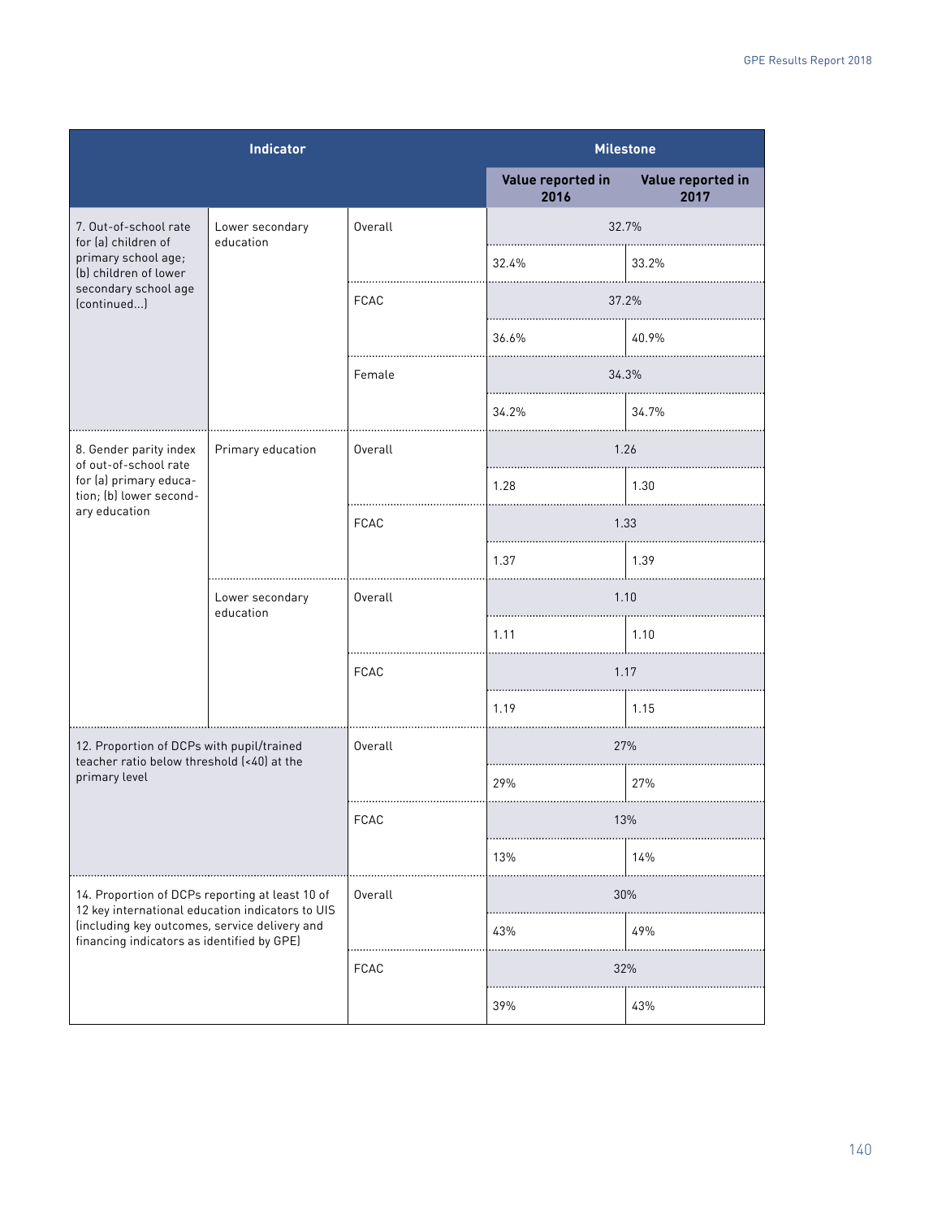| Indicator | | | Milestone | |
|---|---|---|---|---|
| | | | Value reported in 2016 | Value reported in 2017 |
| 7. Out-of-school rate for (a) children of primary school age; (b) children of lower secondary school age (continued...) | Lower secondary education | Overall | 32.7% | |
| | | | 32.4% | 33.2% |
| | | FCAC | 37.2% | |
| | | | 36.6% | 40.9% |
| | | Female | 34.3% | |
| | | | 34.2% | 34.7% |
| 8. Gender parity index of out-of-school rate for (a) primary education; (b) lower secondary education | Primary education | Overall | 1.26 | |
| | | | 1.28 | 1.30 |
| | | FCAC | 1.33 | |
| | | | 1.37 | 1.39 |
| | Lower secondary education | Overall | 1.10 | |
| | | | 1.11 | 1.10 |
| | | FCAC | 1.17 | |
| | | | 1.19 | 1.15 |
| 12. Proportion of DCPs with pupil/trained teacher ratio below threshold (<40) at the primary level | | Overall | 27% | |
| | | | 29% | 27% |
| | | FCAC | 13% | |
| | | | 13% | 14% |
| 14. Proportion of DCPs reporting at least 10 of 12 key international education indicators to UIS (including key outcomes, service delivery and financing indicators as identified by GPE) | | Overall | 30% | |
| | | | 43% | 49% |
| | | FCAC | 32% | |
| | | | 39% | 43% |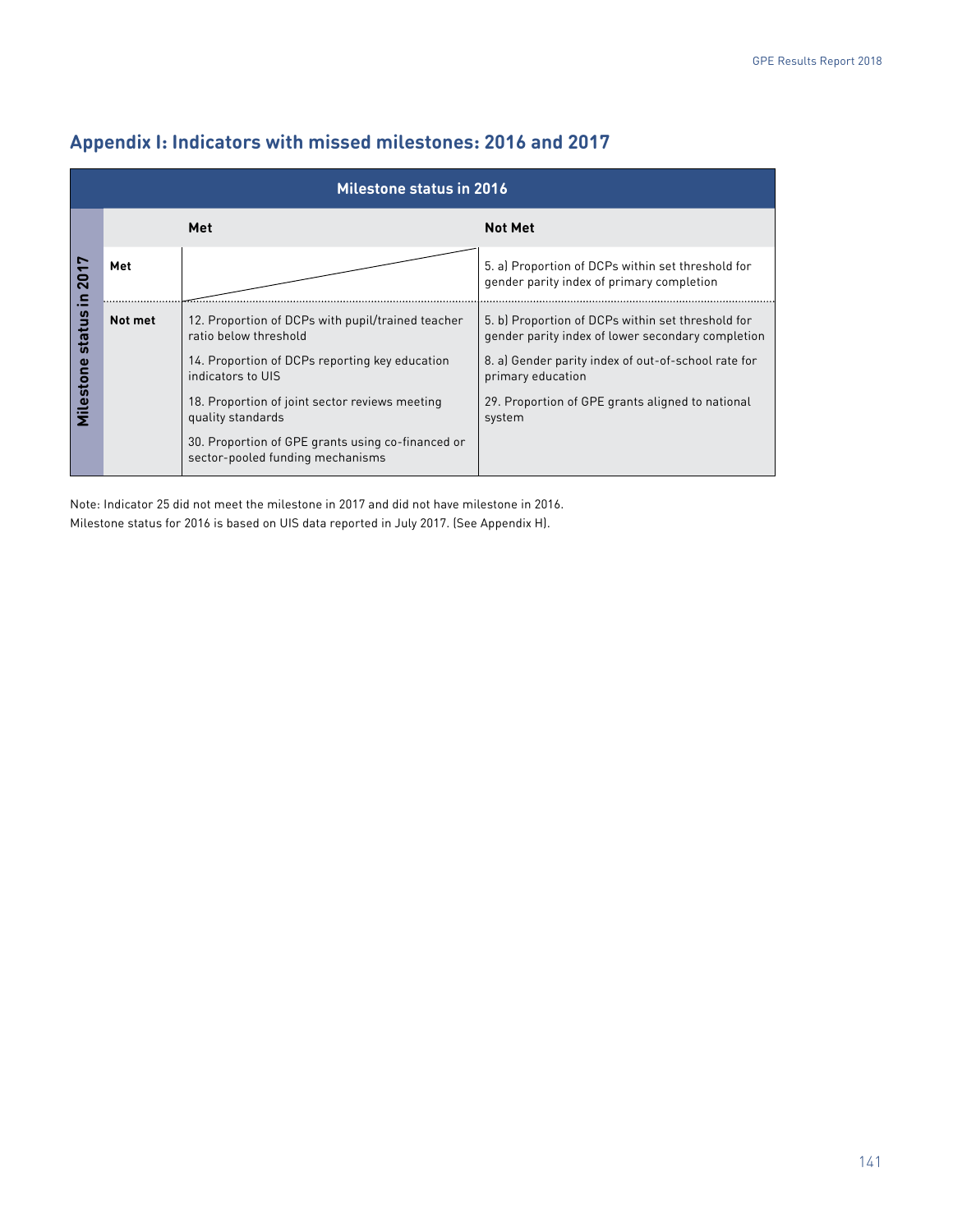## Appendix I: Indicators with missed milestones: 2016 and 2017

| Milestone status in 2017 | | Milestone status in 2016 | |
|---|---|---|---|
| | | **Met** | **Not Met** |
| | **Met** | | 5. a) Proportion of DCPs within set threshold for gender parity index of primary completion |
| | **Not met** | 12. Proportion of DCPs with pupil/trained teacher ratio below threshold<br><br>14. Proportion of DCPs reporting key education indicators to UIS<br><br>18. Proportion of joint sector reviews meeting quality standards<br><br>30. Proportion of GPE grants using co-financed or sector-pooled funding mechanisms | 5. b) Proportion of DCPs within set threshold for gender parity index of lower secondary completion<br><br>8. a) Gender parity index of out-of-school rate for primary education<br><br>29. Proportion of GPE grants aligned to national system |

Note: Indicator 25 did not meet the milestone in 2017 and did not have milestone in 2016.
Milestone status for 2016 is based on UIS data reported in July 2017. (See Appendix H).